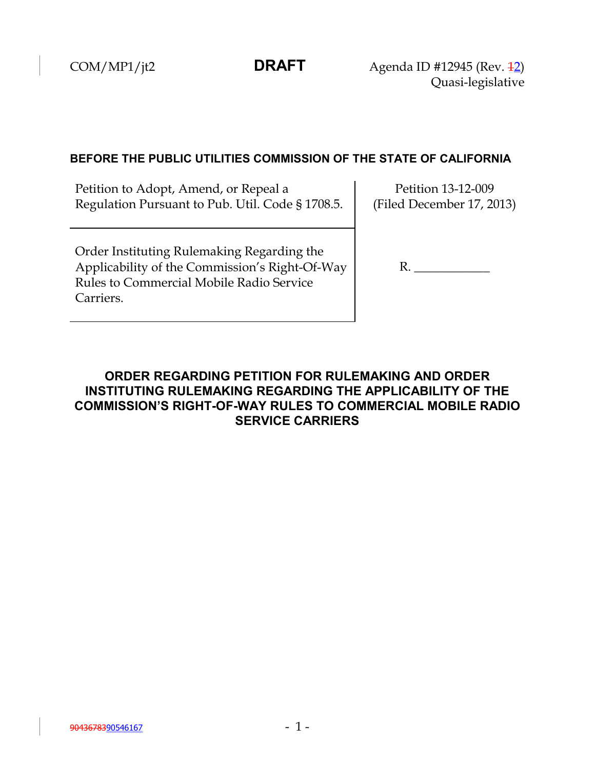COM/MP1/jt2 **DRAFT** Agenda ID #12945 (Rev. ~~1~~2)
Quasi-legislative

**BEFORE THE PUBLIC UTILITIES COMMISSION OF THE STATE OF CALIFORNIA**

| | |
|---|---|
| Petition to Adopt, Amend, or Repeal a Regulation Pursuant to Pub. Util. Code § 1708.5. | Petition 13-12-009 (Filed December 17, 2013) |
| Order Instituting Rulemaking Regarding the Applicability of the Commission's Right-Of-Way Rules to Commercial Mobile Radio Service Carriers. | R. ___________ |

## ORDER REGARDING PETITION FOR RULEMAKING AND ORDER INSTITUTING RULEMAKING REGARDING THE APPLICABILITY OF THE COMMISSION'S RIGHT-OF-WAY RULES TO COMMERCIAL MOBILE RADIO SERVICE CARRIERS

~~90436783~~90546167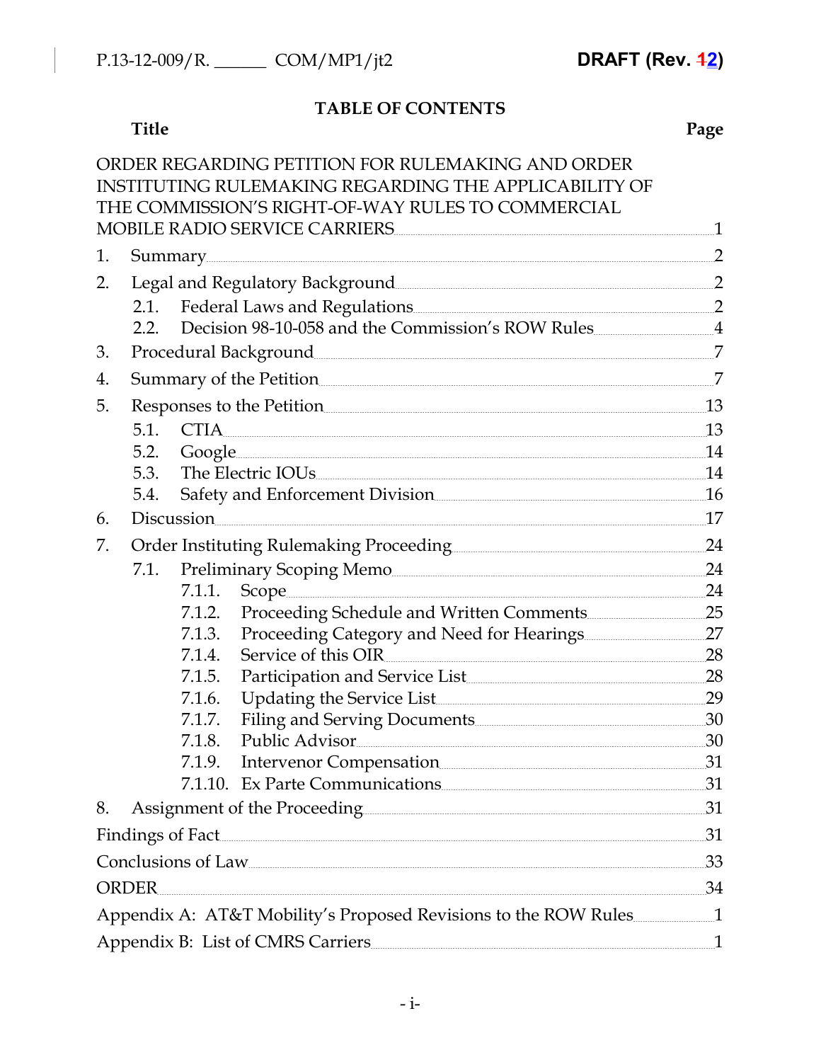## TABLE OF CONTENTS

| Title | Page |
|---|---|
| ORDER REGARDING PETITION FOR RULEMAKING AND ORDER INSTITUTING RULEMAKING REGARDING THE APPLICABILITY OF THE COMMISSION'S RIGHT-OF-WAY RULES TO COMMERCIAL MOBILE RADIO SERVICE CARRIERS | 1 |
| 1. Summary | 2 |
| 2. Legal and Regulatory Background | 2 |
| 2.1. Federal Laws and Regulations | 2 |
| 2.2. Decision 98-10-058 and the Commission's ROW Rules | 4 |
| 3. Procedural Background | 7 |
| 4. Summary of the Petition | 7 |
| 5. Responses to the Petition | 13 |
| 5.1. CTIA | 13 |
| 5.2. Google | 14 |
| 5.3. The Electric IOUs | 14 |
| 5.4. Safety and Enforcement Division | 16 |
| 6. Discussion | 17 |
| 7. Order Instituting Rulemaking Proceeding | 24 |
| 7.1. Preliminary Scoping Memo | 24 |
| 7.1.1. Scope | 24 |
| 7.1.2. Proceeding Schedule and Written Comments | 25 |
| 7.1.3. Proceeding Category and Need for Hearings | 27 |
| 7.1.4. Service of this OIR | 28 |
| 7.1.5. Participation and Service List | 28 |
| 7.1.6. Updating the Service List | 29 |
| 7.1.7. Filing and Serving Documents | 30 |
| 7.1.8. Public Advisor | 30 |
| 7.1.9. Intervenor Compensation | 31 |
| 7.1.10. Ex Parte Communications | 31 |
| 8. Assignment of the Proceeding | 31 |
| Findings of Fact | 31 |
| Conclusions of Law | 33 |
| ORDER | 34 |
| Appendix A: AT&T Mobility's Proposed Revisions to the ROW Rules | 1 |
| Appendix B: List of CMRS Carriers | 1 |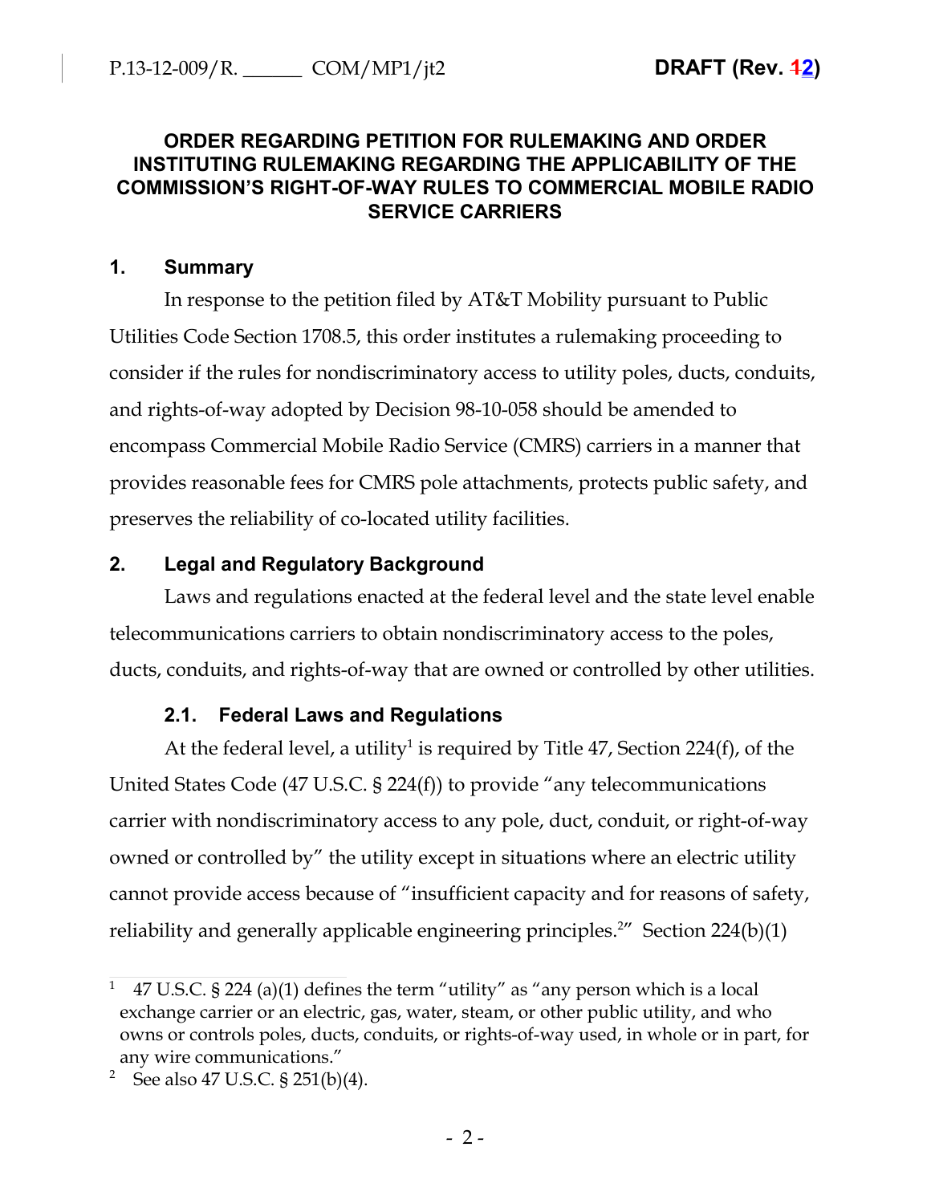## ORDER REGARDING PETITION FOR RULEMAKING AND ORDER INSTITUTING RULEMAKING REGARDING THE APPLICABILITY OF THE COMMISSION'S RIGHT-OF-WAY RULES TO COMMERCIAL MOBILE RADIO SERVICE CARRIERS

### 1. Summary

In response to the petition filed by AT&T Mobility pursuant to Public Utilities Code Section 1708.5, this order institutes a rulemaking proceeding to consider if the rules for nondiscriminatory access to utility poles, ducts, conduits, and rights-of-way adopted by Decision 98-10-058 should be amended to encompass Commercial Mobile Radio Service (CMRS) carriers in a manner that provides reasonable fees for CMRS pole attachments, protects public safety, and preserves the reliability of co-located utility facilities.

### 2. Legal and Regulatory Background

Laws and regulations enacted at the federal level and the state level enable telecommunications carriers to obtain nondiscriminatory access to the poles, ducts, conduits, and rights-of-way that are owned or controlled by other utilities.

#### 2.1. Federal Laws and Regulations

At the federal level, a utility[1] is required by Title 47, Section 224(f), of the United States Code (47 U.S.C. § 224(f)) to provide "any telecommunications carrier with nondiscriminatory access to any pole, duct, conduit, or right-of-way owned or controlled by" the utility except in situations where an electric utility cannot provide access because of "insufficient capacity and for reasons of safety, reliability and generally applicable engineering principles.[2]" Section 224(b)(1)

[1] 47 U.S.C. § 224 (a)(1) defines the term "utility" as "any person which is a local exchange carrier or an electric, gas, water, steam, or other public utility, and who owns or controls poles, ducts, conduits, or rights-of-way used, in whole or in part, for any wire communications."

[2] See also 47 U.S.C. § 251(b)(4).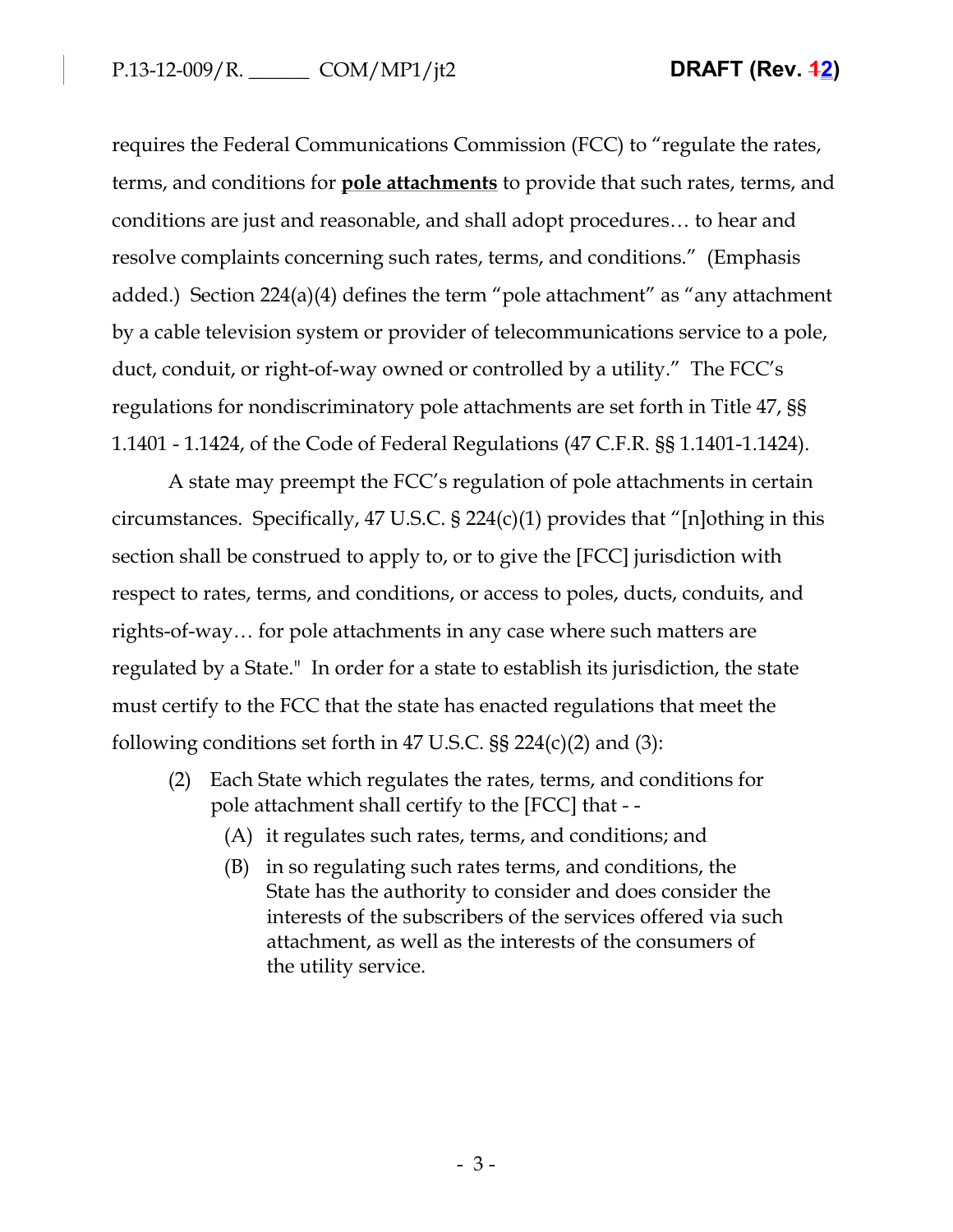requires the Federal Communications Commission (FCC) to "regulate the rates, terms, and conditions for **pole attachments** to provide that such rates, terms, and conditions are just and reasonable, and shall adopt procedures… to hear and resolve complaints concerning such rates, terms, and conditions." (Emphasis added.) Section 224(a)(4) defines the term "pole attachment" as "any attachment by a cable television system or provider of telecommunications service to a pole, duct, conduit, or right-of-way owned or controlled by a utility." The FCC's regulations for nondiscriminatory pole attachments are set forth in Title 47, §§ 1.1401 - 1.1424, of the Code of Federal Regulations (47 C.F.R. §§ 1.1401-1.1424).

A state may preempt the FCC's regulation of pole attachments in certain circumstances. Specifically, 47 U.S.C. § 224(c)(1) provides that "[n]othing in this section shall be construed to apply to, or to give the [FCC] jurisdiction with respect to rates, terms, and conditions, or access to poles, ducts, conduits, and rights-of-way… for pole attachments in any case where such matters are regulated by a State." In order for a state to establish its jurisdiction, the state must certify to the FCC that the state has enacted regulations that meet the following conditions set forth in 47 U.S.C. §§ 224(c)(2) and (3):

> (2) Each State which regulates the rates, terms, and conditions for pole attachment shall certify to the [FCC] that - -
>
> (A) it regulates such rates, terms, and conditions; and
>
> (B) in so regulating such rates terms, and conditions, the State has the authority to consider and does consider the interests of the subscribers of the services offered via such attachment, as well as the interests of the consumers of the utility service.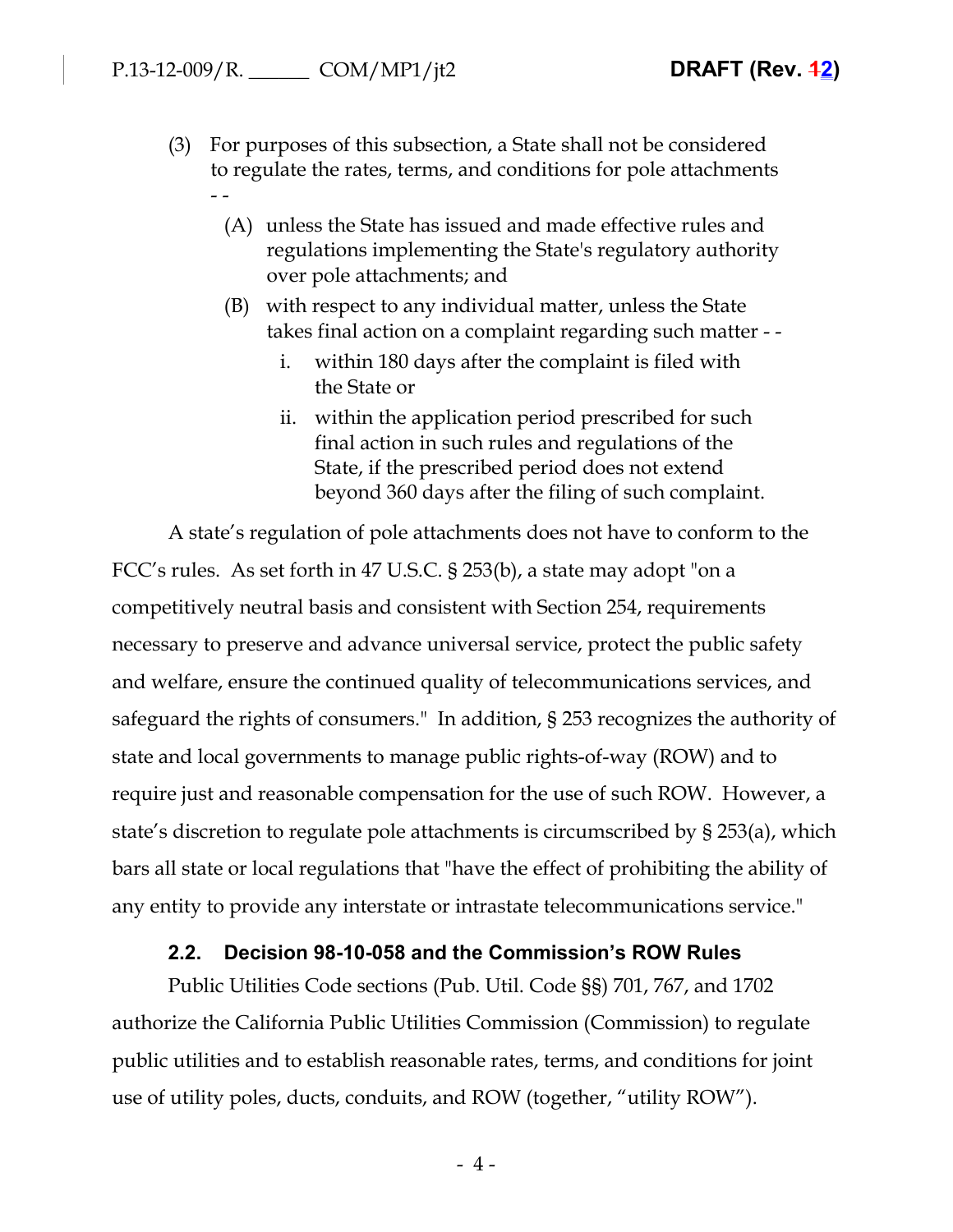(3) For purposes of this subsection, a State shall not be considered to regulate the rates, terms, and conditions for pole attachments - -

   (A) unless the State has issued and made effective rules and regulations implementing the State's regulatory authority over pole attachments; and

   (B) with respect to any individual matter, unless the State takes final action on a complaint regarding such matter - -

      i. within 180 days after the complaint is filed with the State or

      ii. within the application period prescribed for such final action in such rules and regulations of the State, if the prescribed period does not extend beyond 360 days after the filing of such complaint.

A state's regulation of pole attachments does not have to conform to the FCC's rules. As set forth in 47 U.S.C. § 253(b), a state may adopt "on a competitively neutral basis and consistent with Section 254, requirements necessary to preserve and advance universal service, protect the public safety and welfare, ensure the continued quality of telecommunications services, and safeguard the rights of consumers." In addition, § 253 recognizes the authority of state and local governments to manage public rights-of-way (ROW) and to require just and reasonable compensation for the use of such ROW. However, a state's discretion to regulate pole attachments is circumscribed by § 253(a), which bars all state or local regulations that "have the effect of prohibiting the ability of any entity to provide any interstate or intrastate telecommunications service."

### 2.2. Decision 98-10-058 and the Commission's ROW Rules

Public Utilities Code sections (Pub. Util. Code §§) 701, 767, and 1702 authorize the California Public Utilities Commission (Commission) to regulate public utilities and to establish reasonable rates, terms, and conditions for joint use of utility poles, ducts, conduits, and ROW (together, "utility ROW").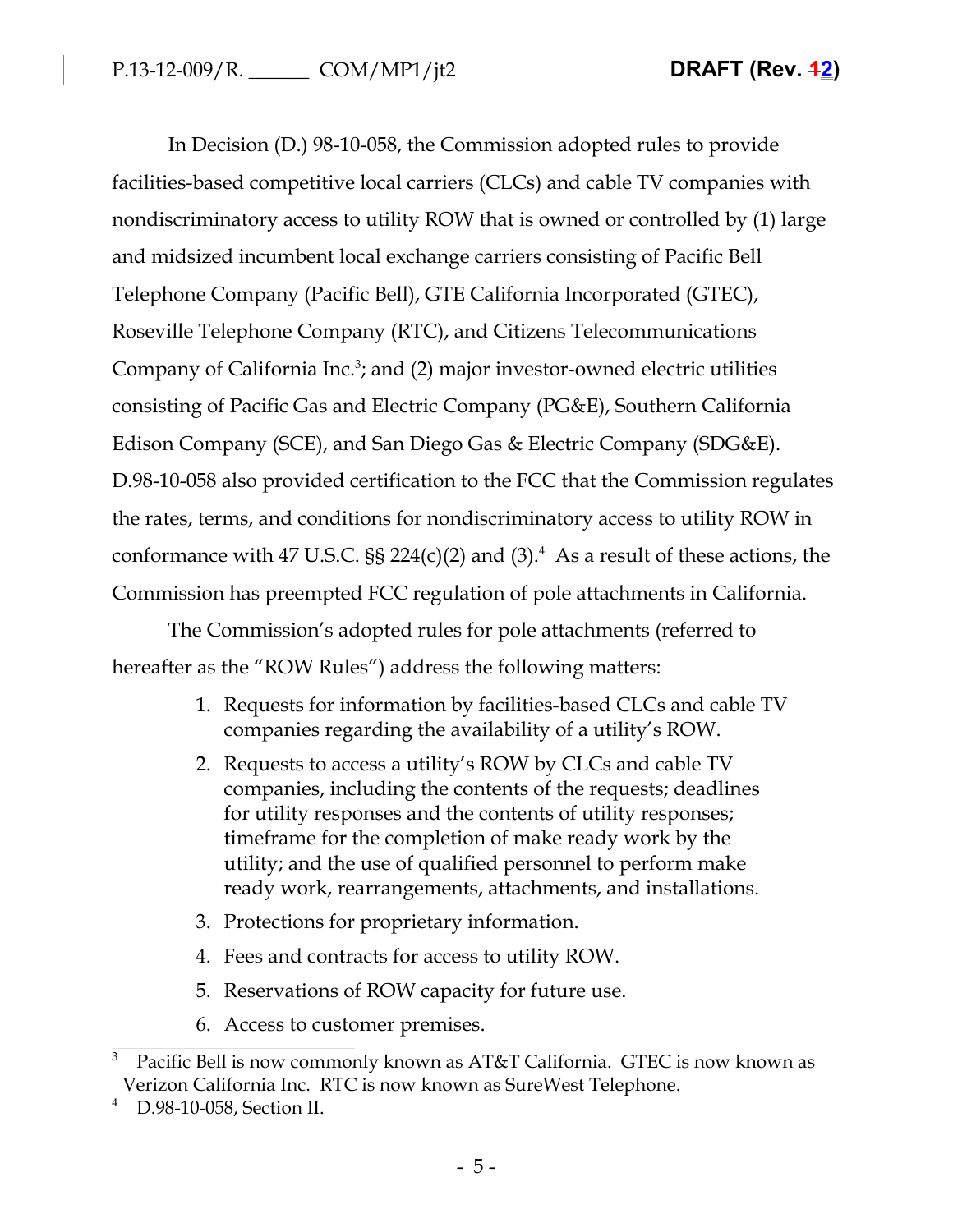In Decision (D.) 98-10-058, the Commission adopted rules to provide facilities-based competitive local carriers (CLCs) and cable TV companies with nondiscriminatory access to utility ROW that is owned or controlled by (1) large and midsized incumbent local exchange carriers consisting of Pacific Bell Telephone Company (Pacific Bell), GTE California Incorporated (GTEC), Roseville Telephone Company (RTC), and Citizens Telecommunications Company of California Inc.[3]; and (2) major investor-owned electric utilities consisting of Pacific Gas and Electric Company (PG&E), Southern California Edison Company (SCE), and San Diego Gas & Electric Company (SDG&E). D.98-10-058 also provided certification to the FCC that the Commission regulates the rates, terms, and conditions for nondiscriminatory access to utility ROW in conformance with 47 U.S.C. §§ 224(c)(2) and (3).[4] As a result of these actions, the Commission has preempted FCC regulation of pole attachments in California.

The Commission's adopted rules for pole attachments (referred to hereafter as the "ROW Rules") address the following matters:

1. Requests for information by facilities-based CLCs and cable TV companies regarding the availability of a utility's ROW.
2. Requests to access a utility's ROW by CLCs and cable TV companies, including the contents of the requests; deadlines for utility responses and the contents of utility responses; timeframe for the completion of make ready work by the utility; and the use of qualified personnel to perform make ready work, rearrangements, attachments, and installations.
3. Protections for proprietary information.
4. Fees and contracts for access to utility ROW.
5. Reservations of ROW capacity for future use.
6. Access to customer premises.

---

[3] Pacific Bell is now commonly known as AT&T California. GTEC is now known as Verizon California Inc. RTC is now known as SureWest Telephone.

[4] D.98-10-058, Section II.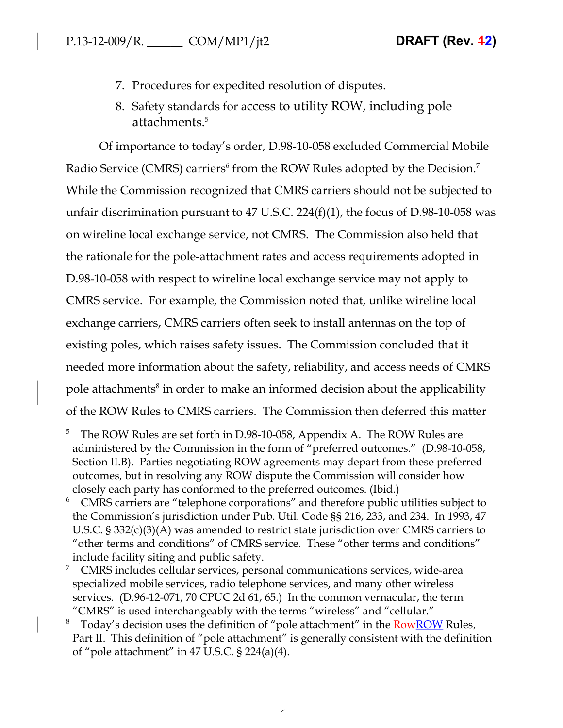7. Procedures for expedited resolution of disputes.
8. Safety standards for access to utility ROW, including pole attachments.[5]

Of importance to today's order, D.98-10-058 excluded Commercial Mobile Radio Service (CMRS) carriers[6] from the ROW Rules adopted by the Decision.[7] While the Commission recognized that CMRS carriers should not be subjected to unfair discrimination pursuant to 47 U.S.C. 224(f)(1), the focus of D.98-10-058 was on wireline local exchange service, not CMRS. The Commission also held that the rationale for the pole-attachment rates and access requirements adopted in D.98-10-058 with respect to wireline local exchange service may not apply to CMRS service. For example, the Commission noted that, unlike wireline local exchange carriers, CMRS carriers often seek to install antennas on the top of existing poles, which raises safety issues. The Commission concluded that it needed more information about the safety, reliability, and access needs of CMRS pole attachments[8] in order to make an informed decision about the applicability of the ROW Rules to CMRS carriers. The Commission then deferred this matter

---

[5] The ROW Rules are set forth in D.98-10-058, Appendix A. The ROW Rules are administered by the Commission in the form of "preferred outcomes." (D.98-10-058, Section II.B). Parties negotiating ROW agreements may depart from these preferred outcomes, but in resolving any ROW dispute the Commission will consider how closely each party has conformed to the preferred outcomes. (Ibid.)

[6] CMRS carriers are "telephone corporations" and therefore public utilities subject to the Commission's jurisdiction under Pub. Util. Code §§ 216, 233, and 234. In 1993, 47 U.S.C. § 332(c)(3)(A) was amended to restrict state jurisdiction over CMRS carriers to "other terms and conditions" of CMRS service. These "other terms and conditions" include facility siting and public safety.

[7] CMRS includes cellular services, personal communications services, wide-area specialized mobile services, radio telephone services, and many other wireless services. (D.96-12-071, 70 CPUC 2d 61, 65.) In the common vernacular, the term "CMRS" is used interchangeably with the terms "wireless" and "cellular."

[8] Today's decision uses the definition of "pole attachment" in the ~~Row~~ROW Rules, Part II. This definition of "pole attachment" is generally consistent with the definition of "pole attachment" in 47 U.S.C. § 224(a)(4).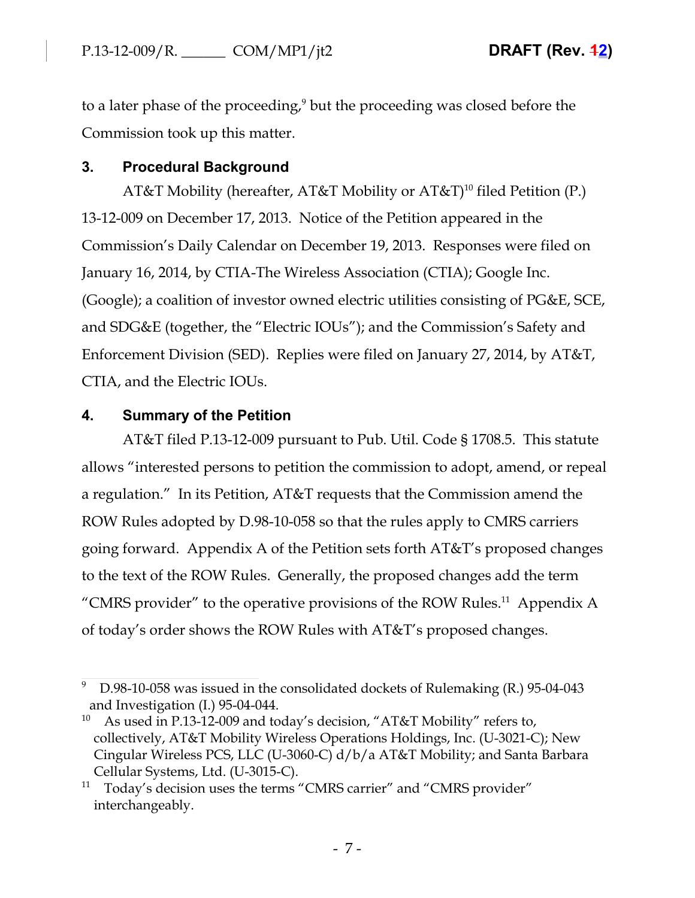to a later phase of the proceeding,[9] but the proceeding was closed before the Commission took up this matter.

## 3. Procedural Background

AT&T Mobility (hereafter, AT&T Mobility or AT&T)[10] filed Petition (P.) 13-12-009 on December 17, 2013. Notice of the Petition appeared in the Commission's Daily Calendar on December 19, 2013. Responses were filed on January 16, 2014, by CTIA-The Wireless Association (CTIA); Google Inc. (Google); a coalition of investor owned electric utilities consisting of PG&E, SCE, and SDG&E (together, the "Electric IOUs"); and the Commission's Safety and Enforcement Division (SED). Replies were filed on January 27, 2014, by AT&T, CTIA, and the Electric IOUs.

## 4. Summary of the Petition

AT&T filed P.13-12-009 pursuant to Pub. Util. Code § 1708.5. This statute allows "interested persons to petition the commission to adopt, amend, or repeal a regulation." In its Petition, AT&T requests that the Commission amend the ROW Rules adopted by D.98-10-058 so that the rules apply to CMRS carriers going forward. Appendix A of the Petition sets forth AT&T's proposed changes to the text of the ROW Rules. Generally, the proposed changes add the term "CMRS provider" to the operative provisions of the ROW Rules.[11] Appendix A of today's order shows the ROW Rules with AT&T's proposed changes.

---

[9] D.98-10-058 was issued in the consolidated dockets of Rulemaking (R.) 95-04-043 and Investigation (I.) 95-04-044.

[10] As used in P.13-12-009 and today's decision, "AT&T Mobility" refers to, collectively, AT&T Mobility Wireless Operations Holdings, Inc. (U-3021-C); New Cingular Wireless PCS, LLC (U-3060-C) d/b/a AT&T Mobility; and Santa Barbara Cellular Systems, Ltd. (U-3015-C).

[11] Today's decision uses the terms "CMRS carrier" and "CMRS provider" interchangeably.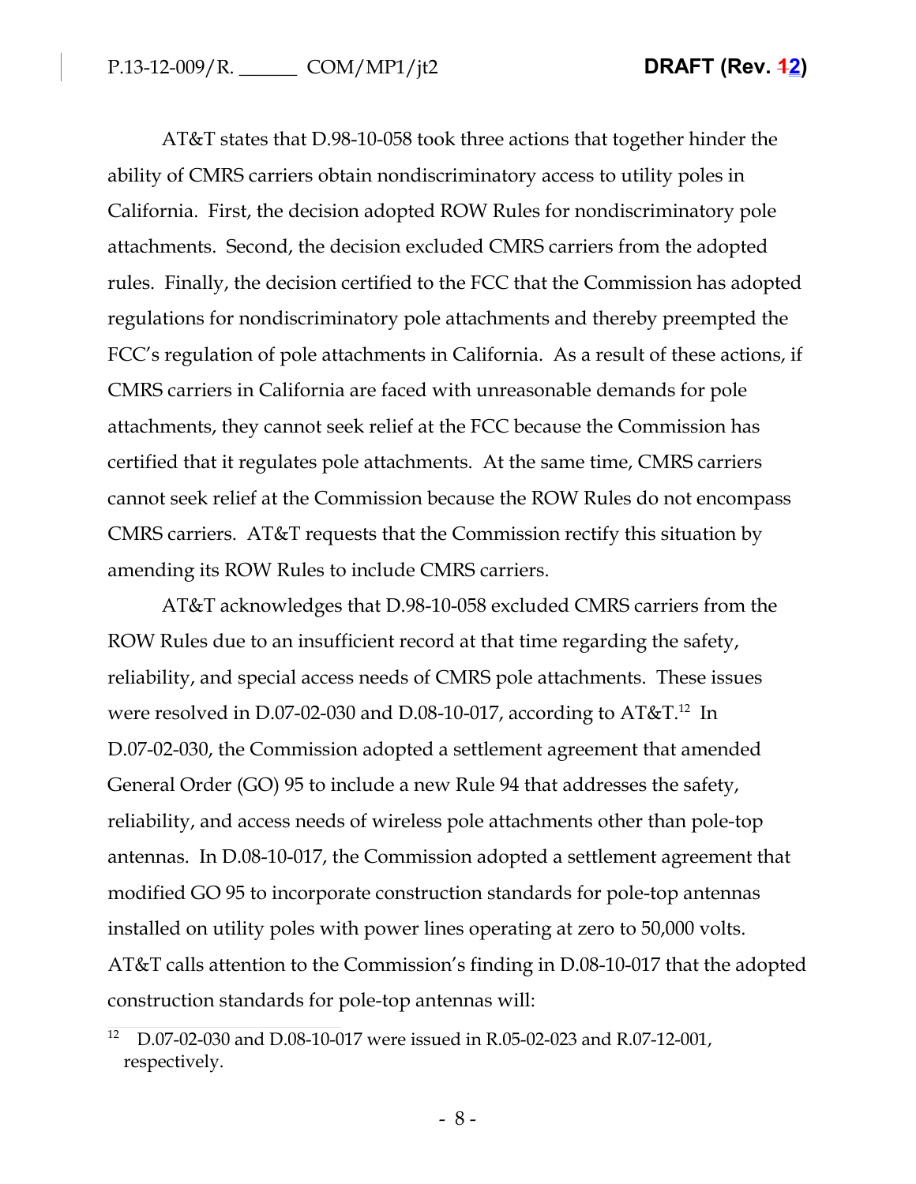AT&T states that D.98-10-058 took three actions that together hinder the ability of CMRS carriers obtain nondiscriminatory access to utility poles in California. First, the decision adopted ROW Rules for nondiscriminatory pole attachments. Second, the decision excluded CMRS carriers from the adopted rules. Finally, the decision certified to the FCC that the Commission has adopted regulations for nondiscriminatory pole attachments and thereby preempted the FCC's regulation of pole attachments in California. As a result of these actions, if CMRS carriers in California are faced with unreasonable demands for pole attachments, they cannot seek relief at the FCC because the Commission has certified that it regulates pole attachments. At the same time, CMRS carriers cannot seek relief at the Commission because the ROW Rules do not encompass CMRS carriers. AT&T requests that the Commission rectify this situation by amending its ROW Rules to include CMRS carriers.

AT&T acknowledges that D.98-10-058 excluded CMRS carriers from the ROW Rules due to an insufficient record at that time regarding the safety, reliability, and special access needs of CMRS pole attachments. These issues were resolved in D.07-02-030 and D.08-10-017, according to AT&T.[12] In D.07-02-030, the Commission adopted a settlement agreement that amended General Order (GO) 95 to include a new Rule 94 that addresses the safety, reliability, and access needs of wireless pole attachments other than pole-top antennas. In D.08-10-017, the Commission adopted a settlement agreement that modified GO 95 to incorporate construction standards for pole-top antennas installed on utility poles with power lines operating at zero to 50,000 volts. AT&T calls attention to the Commission's finding in D.08-10-017 that the adopted construction standards for pole-top antennas will:

[12] D.07-02-030 and D.08-10-017 were issued in R.05-02-023 and R.07-12-001, respectively.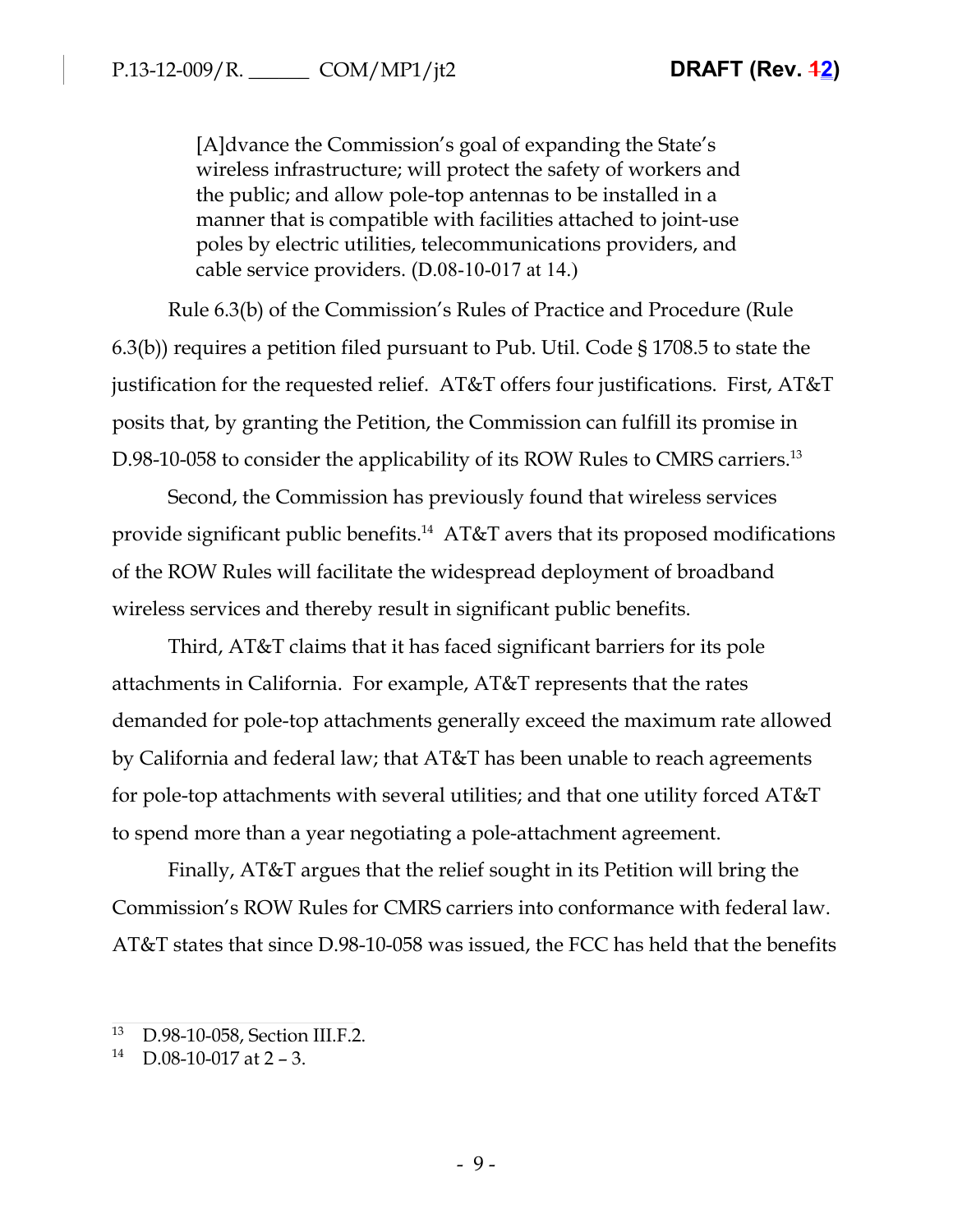> [A]dvance the Commission's goal of expanding the State's wireless infrastructure; will protect the safety of workers and the public; and allow pole-top antennas to be installed in a manner that is compatible with facilities attached to joint-use poles by electric utilities, telecommunications providers, and cable service providers. (D.08-10-017 at 14.)

Rule 6.3(b) of the Commission's Rules of Practice and Procedure (Rule 6.3(b)) requires a petition filed pursuant to Pub. Util. Code § 1708.5 to state the justification for the requested relief. AT&T offers four justifications. First, AT&T posits that, by granting the Petition, the Commission can fulfill its promise in D.98-10-058 to consider the applicability of its ROW Rules to CMRS carriers.[13]

Second, the Commission has previously found that wireless services provide significant public benefits.[14] AT&T avers that its proposed modifications of the ROW Rules will facilitate the widespread deployment of broadband wireless services and thereby result in significant public benefits.

Third, AT&T claims that it has faced significant barriers for its pole attachments in California. For example, AT&T represents that the rates demanded for pole-top attachments generally exceed the maximum rate allowed by California and federal law; that AT&T has been unable to reach agreements for pole-top attachments with several utilities; and that one utility forced AT&T to spend more than a year negotiating a pole-attachment agreement.

Finally, AT&T argues that the relief sought in its Petition will bring the Commission's ROW Rules for CMRS carriers into conformance with federal law. AT&T states that since D.98-10-058 was issued, the FCC has held that the benefits

---

[13] D.98-10-058, Section III.F.2.

[14] D.08-10-017 at 2 – 3.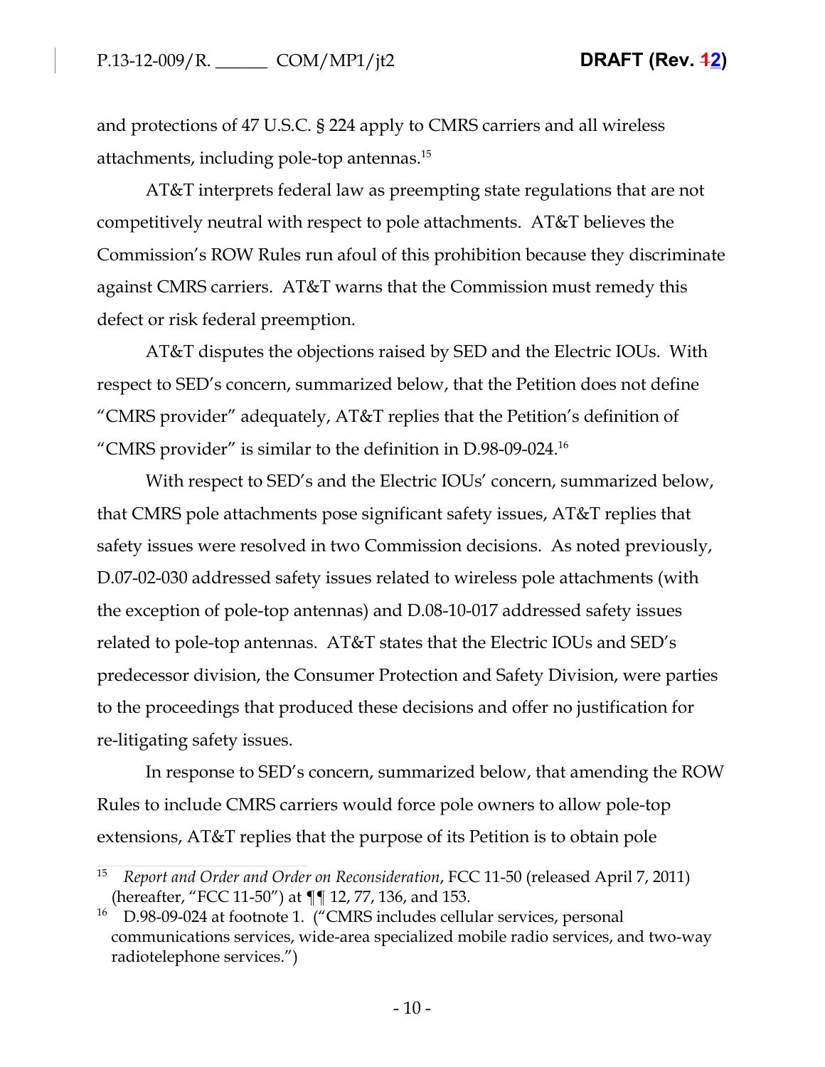and protections of 47 U.S.C. § 224 apply to CMRS carriers and all wireless attachments, including pole-top antennas.[15]

AT&T interprets federal law as preempting state regulations that are not competitively neutral with respect to pole attachments. AT&T believes the Commission's ROW Rules run afoul of this prohibition because they discriminate against CMRS carriers. AT&T warns that the Commission must remedy this defect or risk federal preemption.

AT&T disputes the objections raised by SED and the Electric IOUs. With respect to SED's concern, summarized below, that the Petition does not define "CMRS provider" adequately, AT&T replies that the Petition's definition of "CMRS provider" is similar to the definition in D.98-09-024.[16]

With respect to SED's and the Electric IOUs' concern, summarized below, that CMRS pole attachments pose significant safety issues, AT&T replies that safety issues were resolved in two Commission decisions. As noted previously, D.07-02-030 addressed safety issues related to wireless pole attachments (with the exception of pole-top antennas) and D.08-10-017 addressed safety issues related to pole-top antennas. AT&T states that the Electric IOUs and SED's predecessor division, the Consumer Protection and Safety Division, were parties to the proceedings that produced these decisions and offer no justification for re-litigating safety issues.

In response to SED's concern, summarized below, that amending the ROW Rules to include CMRS carriers would force pole owners to allow pole-top extensions, AT&T replies that the purpose of its Petition is to obtain pole

---

[15] *Report and Order and Order on Reconsideration*, FCC 11-50 (released April 7, 2011) (hereafter, "FCC 11-50") at ¶¶ 12, 77, 136, and 153.

[16] D.98-09-024 at footnote 1. ("CMRS includes cellular services, personal communications services, wide-area specialized mobile radio services, and two-way radiotelephone services.")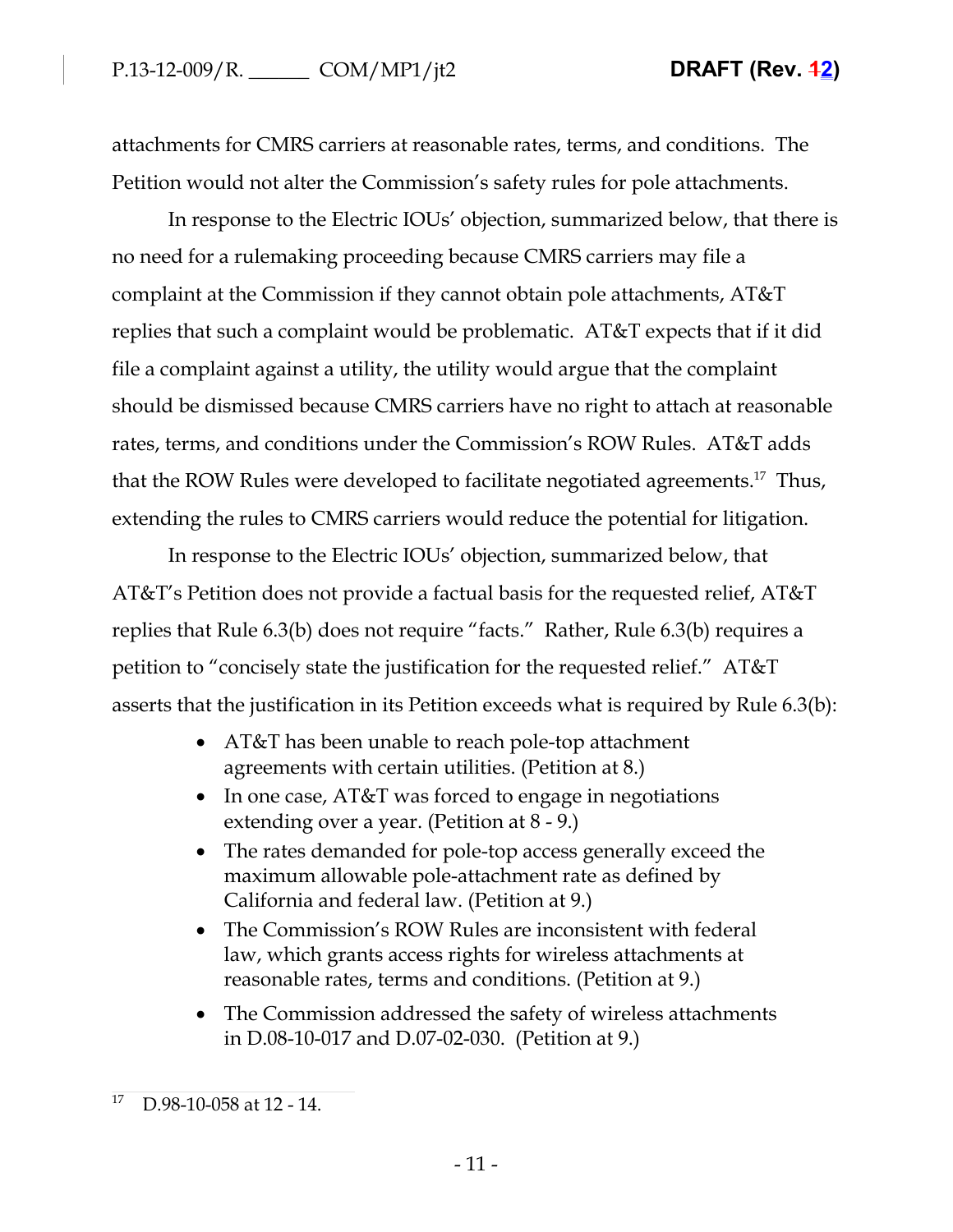attachments for CMRS carriers at reasonable rates, terms, and conditions. The Petition would not alter the Commission's safety rules for pole attachments.

In response to the Electric IOUs' objection, summarized below, that there is no need for a rulemaking proceeding because CMRS carriers may file a complaint at the Commission if they cannot obtain pole attachments, AT&T replies that such a complaint would be problematic. AT&T expects that if it did file a complaint against a utility, the utility would argue that the complaint should be dismissed because CMRS carriers have no right to attach at reasonable rates, terms, and conditions under the Commission's ROW Rules. AT&T adds that the ROW Rules were developed to facilitate negotiated agreements.[17] Thus, extending the rules to CMRS carriers would reduce the potential for litigation.

In response to the Electric IOUs' objection, summarized below, that AT&T's Petition does not provide a factual basis for the requested relief, AT&T replies that Rule 6.3(b) does not require "facts." Rather, Rule 6.3(b) requires a petition to "concisely state the justification for the requested relief." AT&T asserts that the justification in its Petition exceeds what is required by Rule 6.3(b):

- AT&T has been unable to reach pole-top attachment agreements with certain utilities. (Petition at 8.)
- In one case, AT&T was forced to engage in negotiations extending over a year. (Petition at 8 - 9.)
- The rates demanded for pole-top access generally exceed the maximum allowable pole-attachment rate as defined by California and federal law. (Petition at 9.)
- The Commission's ROW Rules are inconsistent with federal law, which grants access rights for wireless attachments at reasonable rates, terms and conditions. (Petition at 9.)
- The Commission addressed the safety of wireless attachments in D.08-10-017 and D.07-02-030. (Petition at 9.)

---

[17] D.98-10-058 at 12 - 14.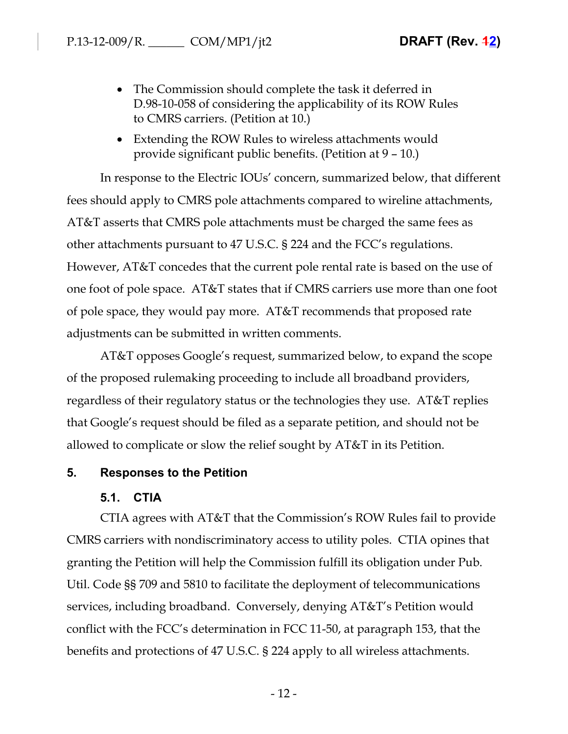- The Commission should complete the task it deferred in D.98-10-058 of considering the applicability of its ROW Rules to CMRS carriers. (Petition at 10.)
- Extending the ROW Rules to wireless attachments would provide significant public benefits. (Petition at 9 – 10.)

In response to the Electric IOUs' concern, summarized below, that different fees should apply to CMRS pole attachments compared to wireline attachments, AT&T asserts that CMRS pole attachments must be charged the same fees as other attachments pursuant to 47 U.S.C. § 224 and the FCC's regulations. However, AT&T concedes that the current pole rental rate is based on the use of one foot of pole space. AT&T states that if CMRS carriers use more than one foot of pole space, they would pay more. AT&T recommends that proposed rate adjustments can be submitted in written comments.

AT&T opposes Google's request, summarized below, to expand the scope of the proposed rulemaking proceeding to include all broadband providers, regardless of their regulatory status or the technologies they use. AT&T replies that Google's request should be filed as a separate petition, and should not be allowed to complicate or slow the relief sought by AT&T in its Petition.

## 5. Responses to the Petition

### 5.1. CTIA

CTIA agrees with AT&T that the Commission's ROW Rules fail to provide CMRS carriers with nondiscriminatory access to utility poles. CTIA opines that granting the Petition will help the Commission fulfill its obligation under Pub. Util. Code §§ 709 and 5810 to facilitate the deployment of telecommunications services, including broadband. Conversely, denying AT&T's Petition would conflict with the FCC's determination in FCC 11-50, at paragraph 153, that the benefits and protections of 47 U.S.C. § 224 apply to all wireless attachments.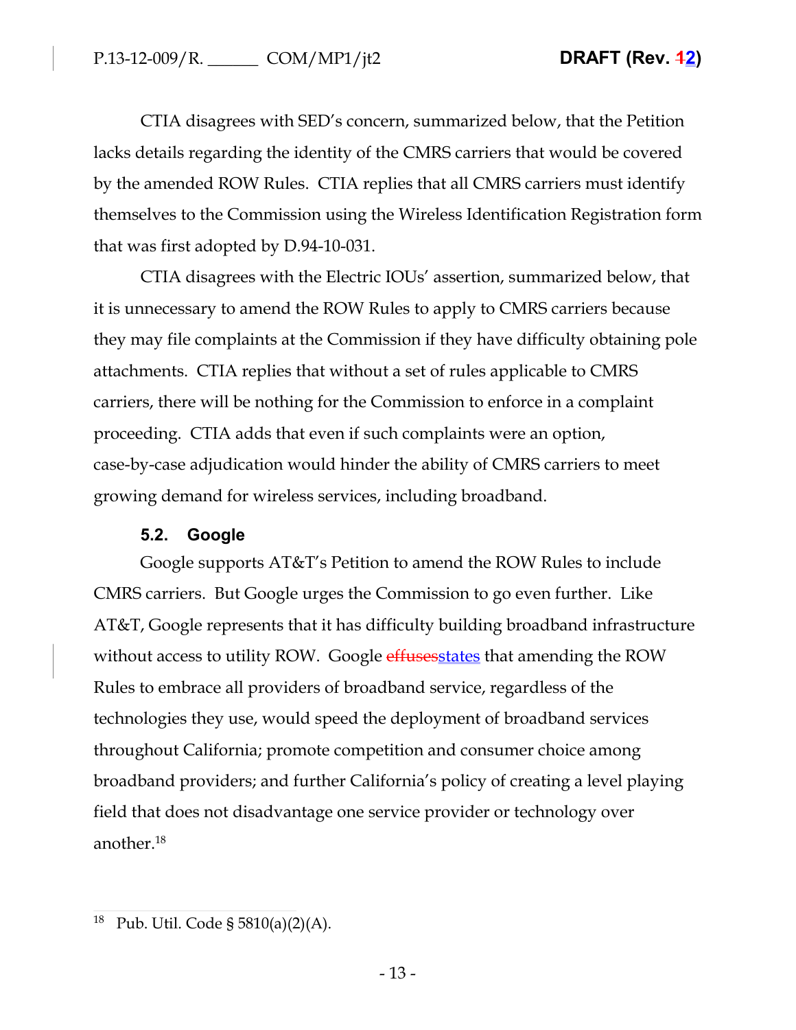CTIA disagrees with SED's concern, summarized below, that the Petition lacks details regarding the identity of the CMRS carriers that would be covered by the amended ROW Rules. CTIA replies that all CMRS carriers must identify themselves to the Commission using the Wireless Identification Registration form that was first adopted by D.94-10-031.

CTIA disagrees with the Electric IOUs' assertion, summarized below, that it is unnecessary to amend the ROW Rules to apply to CMRS carriers because they may file complaints at the Commission if they have difficulty obtaining pole attachments. CTIA replies that without a set of rules applicable to CMRS carriers, there will be nothing for the Commission to enforce in a complaint proceeding. CTIA adds that even if such complaints were an option, case-by-case adjudication would hinder the ability of CMRS carriers to meet growing demand for wireless services, including broadband.

### 5.2. Google

Google supports AT&T's Petition to amend the ROW Rules to include CMRS carriers. But Google urges the Commission to go even further. Like AT&T, Google represents that it has difficulty building broadband infrastructure without access to utility ROW. Google ~~effuses~~states that amending the ROW Rules to embrace all providers of broadband service, regardless of the technologies they use, would speed the deployment of broadband services throughout California; promote competition and consumer choice among broadband providers; and further California's policy of creating a level playing field that does not disadvantage one service provider or technology over another.[18]

[18] Pub. Util. Code § 5810(a)(2)(A).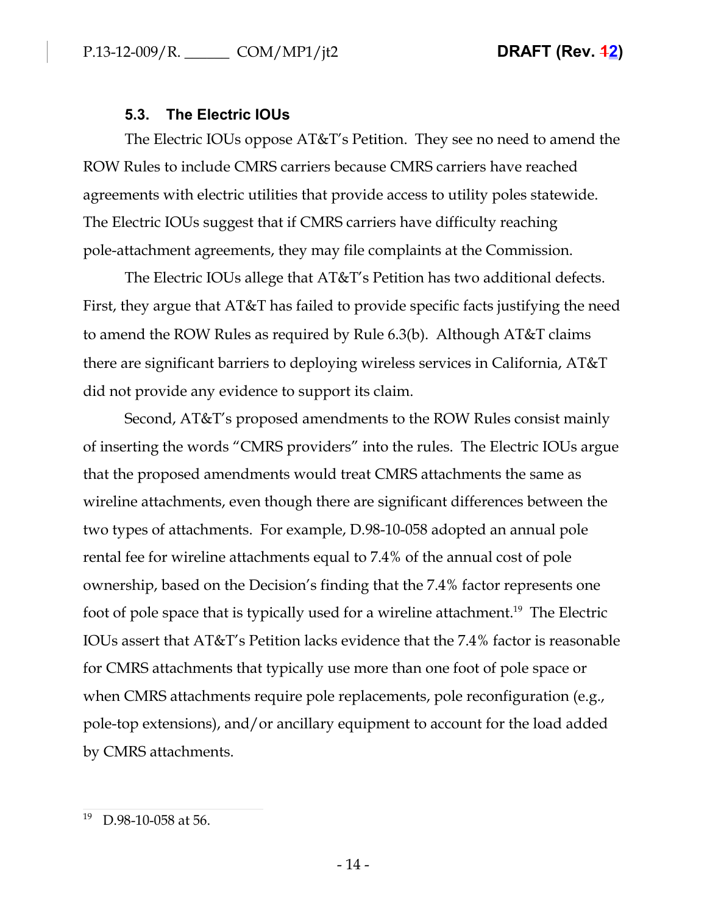### 5.3. The Electric IOUs

The Electric IOUs oppose AT&T's Petition. They see no need to amend the ROW Rules to include CMRS carriers because CMRS carriers have reached agreements with electric utilities that provide access to utility poles statewide. The Electric IOUs suggest that if CMRS carriers have difficulty reaching pole-attachment agreements, they may file complaints at the Commission.

The Electric IOUs allege that AT&T's Petition has two additional defects. First, they argue that AT&T has failed to provide specific facts justifying the need to amend the ROW Rules as required by Rule 6.3(b). Although AT&T claims there are significant barriers to deploying wireless services in California, AT&T did not provide any evidence to support its claim.

Second, AT&T's proposed amendments to the ROW Rules consist mainly of inserting the words "CMRS providers" into the rules. The Electric IOUs argue that the proposed amendments would treat CMRS attachments the same as wireline attachments, even though there are significant differences between the two types of attachments. For example, D.98-10-058 adopted an annual pole rental fee for wireline attachments equal to 7.4% of the annual cost of pole ownership, based on the Decision's finding that the 7.4% factor represents one foot of pole space that is typically used for a wireline attachment.[19] The Electric IOUs assert that AT&T's Petition lacks evidence that the 7.4% factor is reasonable for CMRS attachments that typically use more than one foot of pole space or when CMRS attachments require pole replacements, pole reconfiguration (e.g., pole-top extensions), and/or ancillary equipment to account for the load added by CMRS attachments.

---

[19] D.98-10-058 at 56.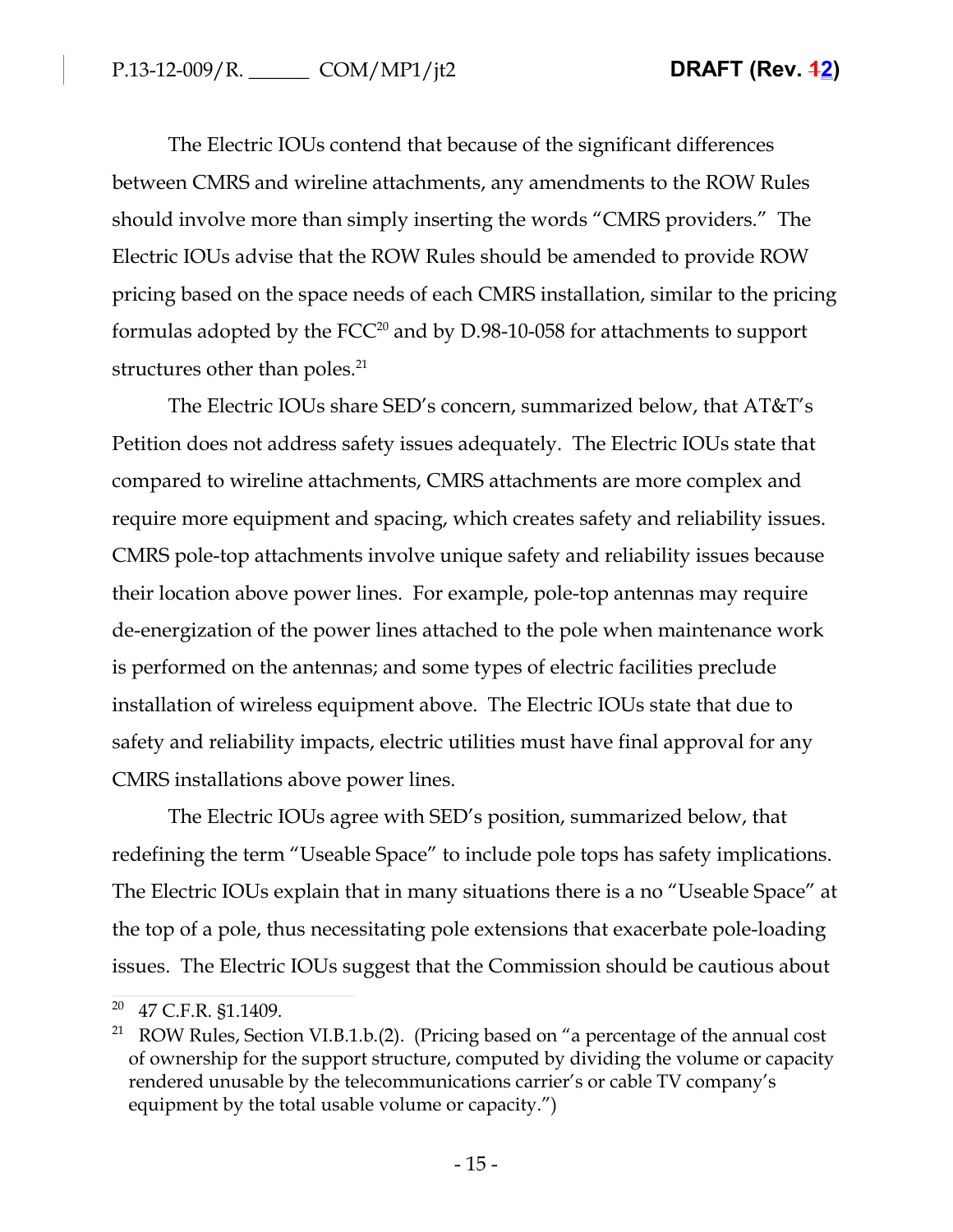The Electric IOUs contend that because of the significant differences between CMRS and wireline attachments, any amendments to the ROW Rules should involve more than simply inserting the words "CMRS providers." The Electric IOUs advise that the ROW Rules should be amended to provide ROW pricing based on the space needs of each CMRS installation, similar to the pricing formulas adopted by the FCC[20] and by D.98-10-058 for attachments to support structures other than poles.[21]

The Electric IOUs share SED's concern, summarized below, that AT&T's Petition does not address safety issues adequately. The Electric IOUs state that compared to wireline attachments, CMRS attachments are more complex and require more equipment and spacing, which creates safety and reliability issues. CMRS pole-top attachments involve unique safety and reliability issues because their location above power lines. For example, pole-top antennas may require de-energization of the power lines attached to the pole when maintenance work is performed on the antennas; and some types of electric facilities preclude installation of wireless equipment above. The Electric IOUs state that due to safety and reliability impacts, electric utilities must have final approval for any CMRS installations above power lines.

The Electric IOUs agree with SED's position, summarized below, that redefining the term "Useable Space" to include pole tops has safety implications. The Electric IOUs explain that in many situations there is a no "Useable Space" at the top of a pole, thus necessitating pole extensions that exacerbate pole-loading issues. The Electric IOUs suggest that the Commission should be cautious about

---

[20] 47 C.F.R. §1.1409.

[21] ROW Rules, Section VI.B.1.b.(2). (Pricing based on "a percentage of the annual cost of ownership for the support structure, computed by dividing the volume or capacity rendered unusable by the telecommunications carrier's or cable TV company's equipment by the total usable volume or capacity.")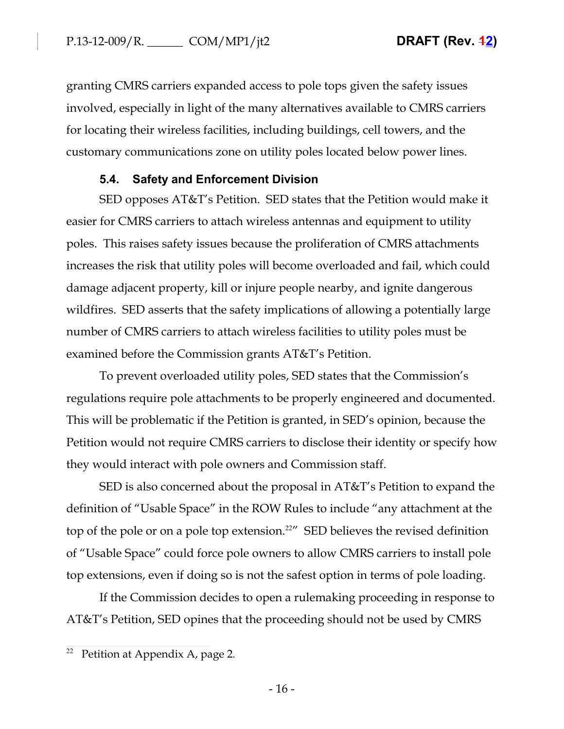granting CMRS carriers expanded access to pole tops given the safety issues involved, especially in light of the many alternatives available to CMRS carriers for locating their wireless facilities, including buildings, cell towers, and the customary communications zone on utility poles located below power lines.

### 5.4. Safety and Enforcement Division

SED opposes AT&T's Petition. SED states that the Petition would make it easier for CMRS carriers to attach wireless antennas and equipment to utility poles. This raises safety issues because the proliferation of CMRS attachments increases the risk that utility poles will become overloaded and fail, which could damage adjacent property, kill or injure people nearby, and ignite dangerous wildfires. SED asserts that the safety implications of allowing a potentially large number of CMRS carriers to attach wireless facilities to utility poles must be examined before the Commission grants AT&T's Petition.

To prevent overloaded utility poles, SED states that the Commission's regulations require pole attachments to be properly engineered and documented. This will be problematic if the Petition is granted, in SED's opinion, because the Petition would not require CMRS carriers to disclose their identity or specify how they would interact with pole owners and Commission staff.

SED is also concerned about the proposal in AT&T's Petition to expand the definition of "Usable Space" in the ROW Rules to include "any attachment at the top of the pole or on a pole top extension.[22]" SED believes the revised definition of "Usable Space" could force pole owners to allow CMRS carriers to install pole top extensions, even if doing so is not the safest option in terms of pole loading.

If the Commission decides to open a rulemaking proceeding in response to AT&T's Petition, SED opines that the proceeding should not be used by CMRS

[22] Petition at Appendix A, page 2.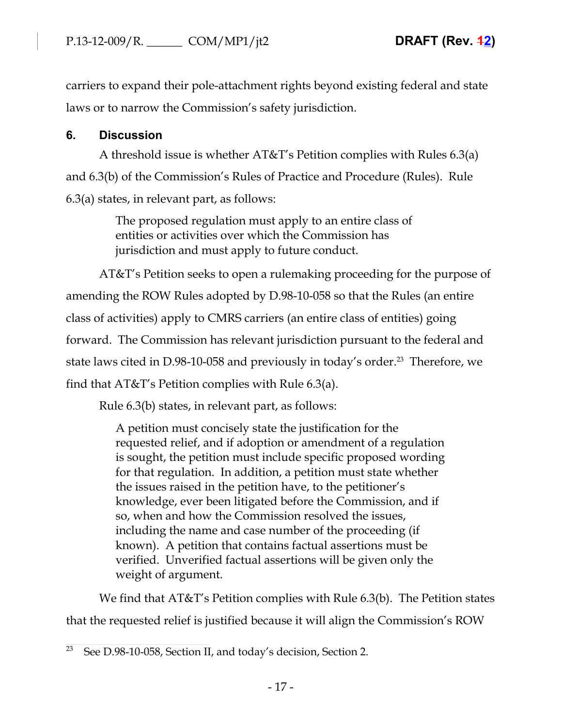carriers to expand their pole-attachment rights beyond existing federal and state laws or to narrow the Commission's safety jurisdiction.

## 6. Discussion

A threshold issue is whether AT&T's Petition complies with Rules 6.3(a) and 6.3(b) of the Commission's Rules of Practice and Procedure (Rules). Rule 6.3(a) states, in relevant part, as follows:

> The proposed regulation must apply to an entire class of entities or activities over which the Commission has jurisdiction and must apply to future conduct.

AT&T's Petition seeks to open a rulemaking proceeding for the purpose of amending the ROW Rules adopted by D.98-10-058 so that the Rules (an entire class of activities) apply to CMRS carriers (an entire class of entities) going forward. The Commission has relevant jurisdiction pursuant to the federal and state laws cited in D.98-10-058 and previously in today's order.[23] Therefore, we find that AT&T's Petition complies with Rule 6.3(a).

Rule 6.3(b) states, in relevant part, as follows:

> A petition must concisely state the justification for the requested relief, and if adoption or amendment of a regulation is sought, the petition must include specific proposed wording for that regulation. In addition, a petition must state whether the issues raised in the petition have, to the petitioner's knowledge, ever been litigated before the Commission, and if so, when and how the Commission resolved the issues, including the name and case number of the proceeding (if known). A petition that contains factual assertions must be verified. Unverified factual assertions will be given only the weight of argument.

We find that AT&T's Petition complies with Rule 6.3(b). The Petition states that the requested relief is justified because it will align the Commission's ROW

[23] See D.98-10-058, Section II, and today's decision, Section 2.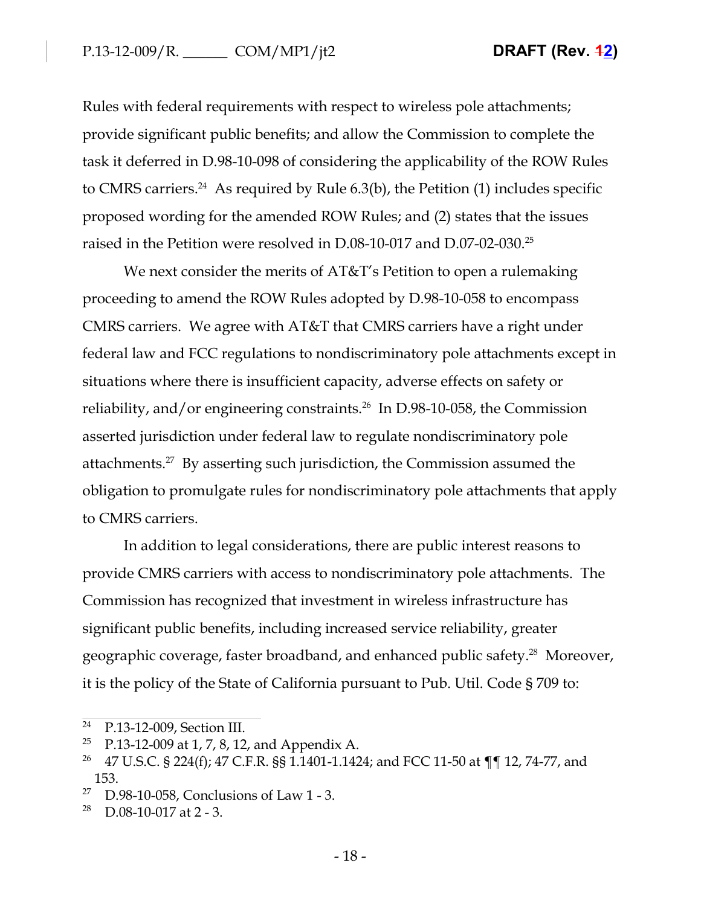Rules with federal requirements with respect to wireless pole attachments; provide significant public benefits; and allow the Commission to complete the task it deferred in D.98-10-098 of considering the applicability of the ROW Rules to CMRS carriers.[24] As required by Rule 6.3(b), the Petition (1) includes specific proposed wording for the amended ROW Rules; and (2) states that the issues raised in the Petition were resolved in D.08-10-017 and D.07-02-030.[25]

We next consider the merits of AT&T's Petition to open a rulemaking proceeding to amend the ROW Rules adopted by D.98-10-058 to encompass CMRS carriers. We agree with AT&T that CMRS carriers have a right under federal law and FCC regulations to nondiscriminatory pole attachments except in situations where there is insufficient capacity, adverse effects on safety or reliability, and/or engineering constraints.[26] In D.98-10-058, the Commission asserted jurisdiction under federal law to regulate nondiscriminatory pole attachments.[27] By asserting such jurisdiction, the Commission assumed the obligation to promulgate rules for nondiscriminatory pole attachments that apply to CMRS carriers.

In addition to legal considerations, there are public interest reasons to provide CMRS carriers with access to nondiscriminatory pole attachments. The Commission has recognized that investment in wireless infrastructure has significant public benefits, including increased service reliability, greater geographic coverage, faster broadband, and enhanced public safety.[28] Moreover, it is the policy of the State of California pursuant to Pub. Util. Code § 709 to:

---

[24] P.13-12-009, Section III.

[25] P.13-12-009 at 1, 7, 8, 12, and Appendix A.

[26] 47 U.S.C. § 224(f); 47 C.F.R. §§ 1.1401-1.1424; and FCC 11-50 at ¶¶ 12, 74-77, and 153.

[27] D.98-10-058, Conclusions of Law 1 - 3.

[28] D.08-10-017 at 2 - 3.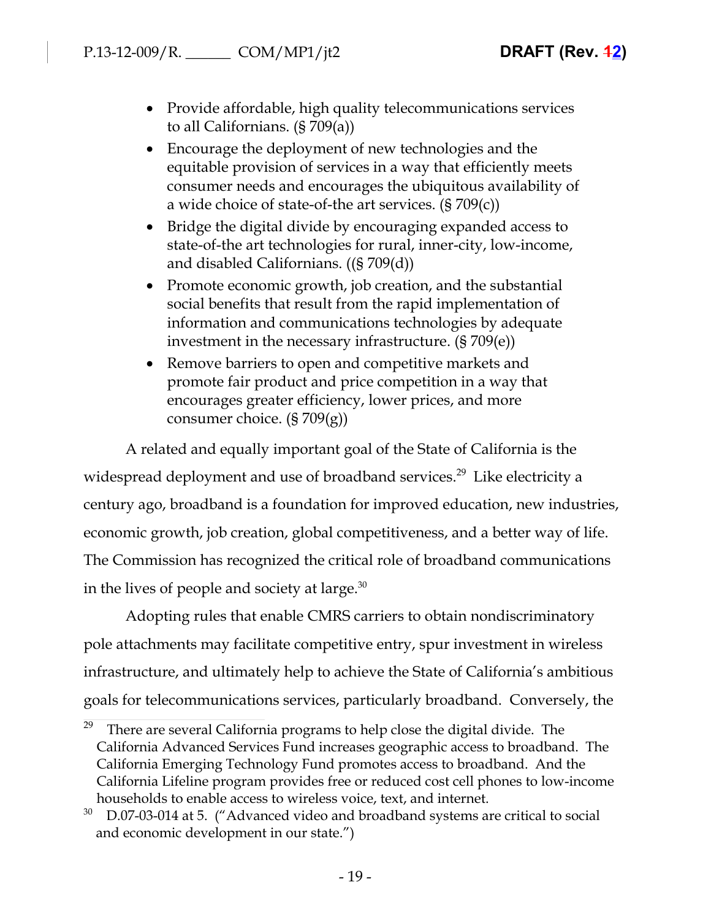- Provide affordable, high quality telecommunications services to all Californians. (§ 709(a))
- Encourage the deployment of new technologies and the equitable provision of services in a way that efficiently meets consumer needs and encourages the ubiquitous availability of a wide choice of state-of-the art services. (§ 709(c))
- Bridge the digital divide by encouraging expanded access to state-of-the art technologies for rural, inner-city, low-income, and disabled Californians. ((§ 709(d))
- Promote economic growth, job creation, and the substantial social benefits that result from the rapid implementation of information and communications technologies by adequate investment in the necessary infrastructure. (§ 709(e))
- Remove barriers to open and competitive markets and promote fair product and price competition in a way that encourages greater efficiency, lower prices, and more consumer choice. (§ 709(g))

A related and equally important goal of the State of California is the widespread deployment and use of broadband services.[29] Like electricity a century ago, broadband is a foundation for improved education, new industries, economic growth, job creation, global competitiveness, and a better way of life. The Commission has recognized the critical role of broadband communications in the lives of people and society at large.[30]

Adopting rules that enable CMRS carriers to obtain nondiscriminatory pole attachments may facilitate competitive entry, spur investment in wireless infrastructure, and ultimately help to achieve the State of California's ambitious goals for telecommunications services, particularly broadband. Conversely, the

---

[29] There are several California programs to help close the digital divide. The California Advanced Services Fund increases geographic access to broadband. The California Emerging Technology Fund promotes access to broadband. And the California Lifeline program provides free or reduced cost cell phones to low-income households to enable access to wireless voice, text, and internet.

[30] D.07-03-014 at 5. ("Advanced video and broadband systems are critical to social and economic development in our state.")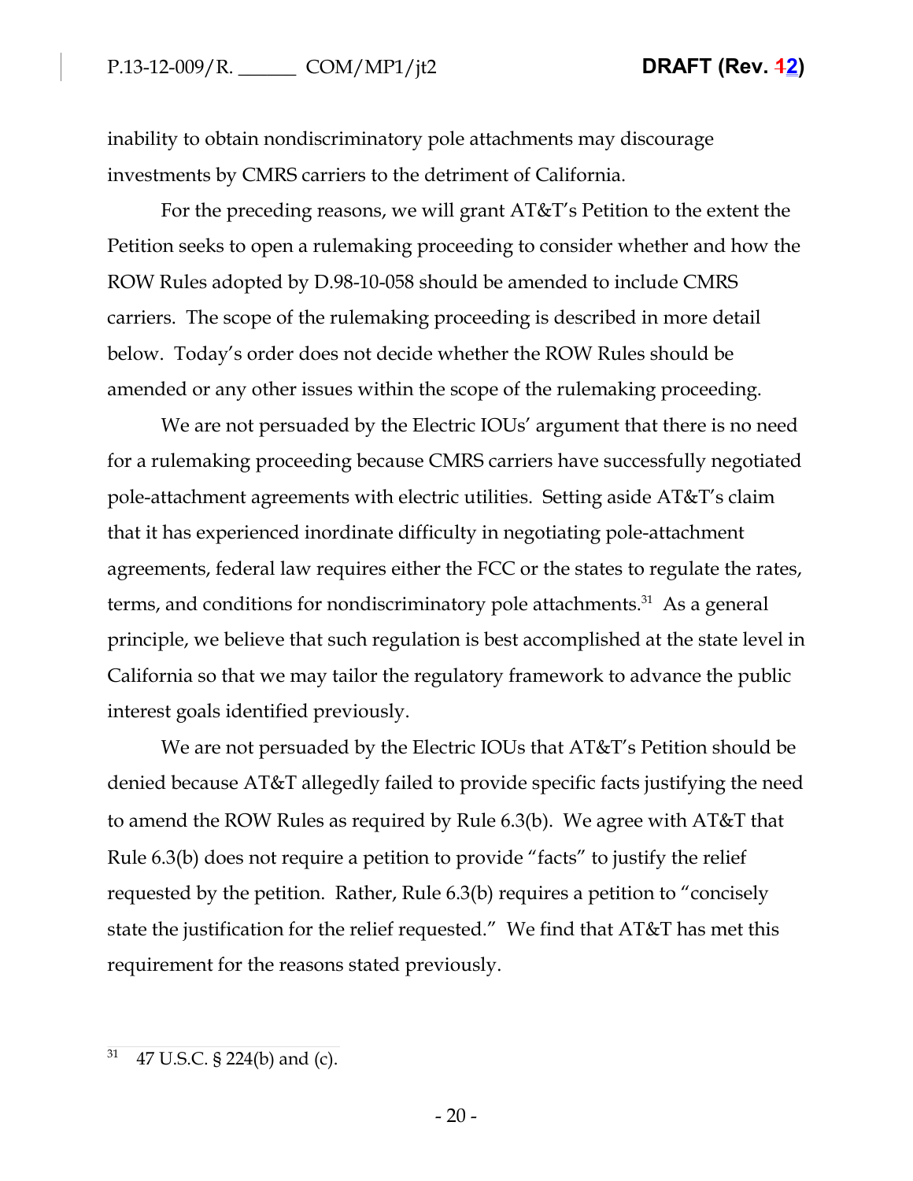inability to obtain nondiscriminatory pole attachments may discourage investments by CMRS carriers to the detriment of California.

For the preceding reasons, we will grant AT&T's Petition to the extent the Petition seeks to open a rulemaking proceeding to consider whether and how the ROW Rules adopted by D.98-10-058 should be amended to include CMRS carriers. The scope of the rulemaking proceeding is described in more detail below. Today's order does not decide whether the ROW Rules should be amended or any other issues within the scope of the rulemaking proceeding.

We are not persuaded by the Electric IOUs' argument that there is no need for a rulemaking proceeding because CMRS carriers have successfully negotiated pole-attachment agreements with electric utilities. Setting aside AT&T's claim that it has experienced inordinate difficulty in negotiating pole-attachment agreements, federal law requires either the FCC or the states to regulate the rates, terms, and conditions for nondiscriminatory pole attachments.[31] As a general principle, we believe that such regulation is best accomplished at the state level in California so that we may tailor the regulatory framework to advance the public interest goals identified previously.

We are not persuaded by the Electric IOUs that AT&T's Petition should be denied because AT&T allegedly failed to provide specific facts justifying the need to amend the ROW Rules as required by Rule 6.3(b). We agree with AT&T that Rule 6.3(b) does not require a petition to provide "facts" to justify the relief requested by the petition. Rather, Rule 6.3(b) requires a petition to "concisely state the justification for the relief requested." We find that AT&T has met this requirement for the reasons stated previously.

---

[31] 47 U.S.C. § 224(b) and (c).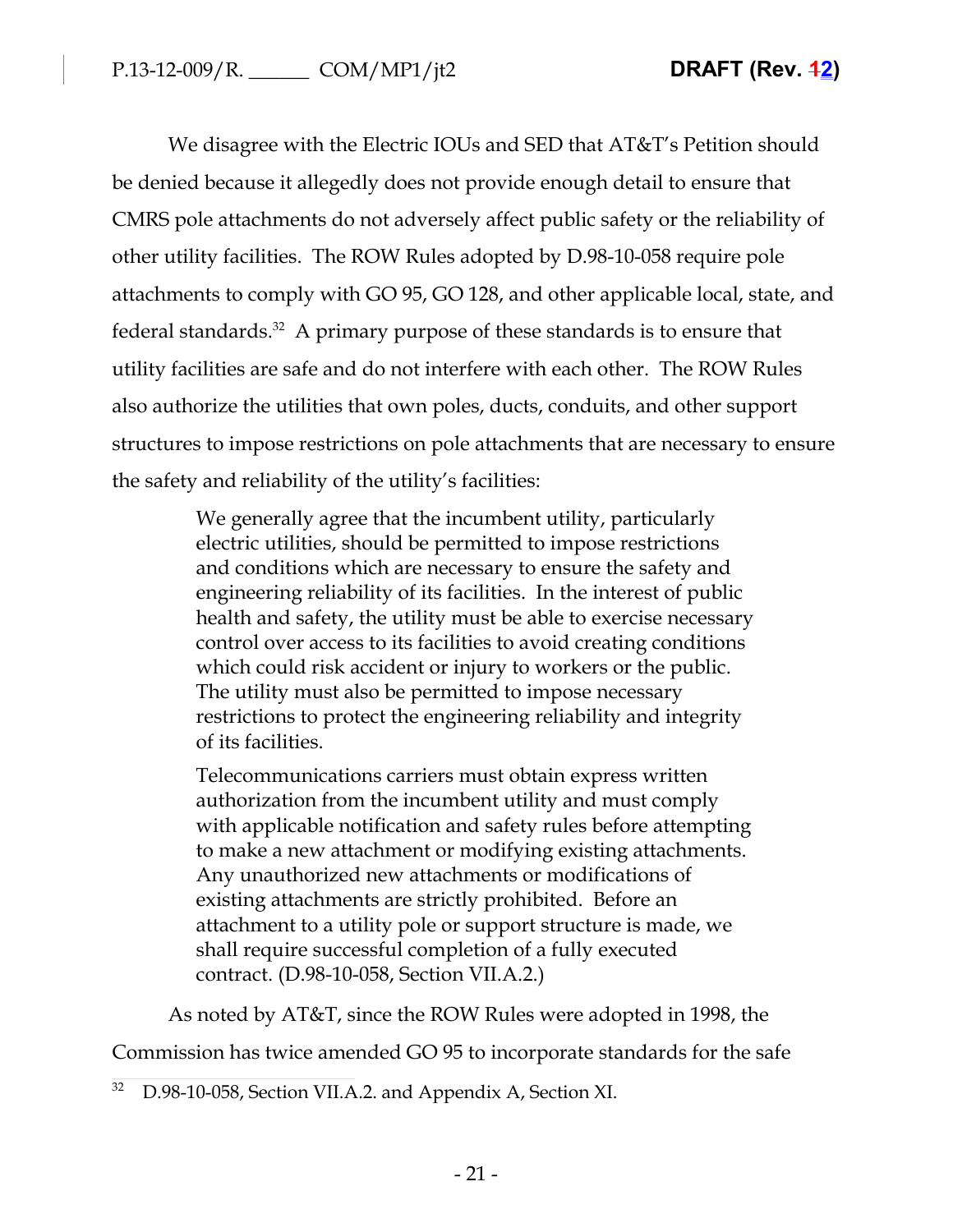We disagree with the Electric IOUs and SED that AT&T's Petition should be denied because it allegedly does not provide enough detail to ensure that CMRS pole attachments do not adversely affect public safety or the reliability of other utility facilities. The ROW Rules adopted by D.98-10-058 require pole attachments to comply with GO 95, GO 128, and other applicable local, state, and federal standards.[32] A primary purpose of these standards is to ensure that utility facilities are safe and do not interfere with each other. The ROW Rules also authorize the utilities that own poles, ducts, conduits, and other support structures to impose restrictions on pole attachments that are necessary to ensure the safety and reliability of the utility's facilities:

> We generally agree that the incumbent utility, particularly electric utilities, should be permitted to impose restrictions and conditions which are necessary to ensure the safety and engineering reliability of its facilities. In the interest of public health and safety, the utility must be able to exercise necessary control over access to its facilities to avoid creating conditions which could risk accident or injury to workers or the public. The utility must also be permitted to impose necessary restrictions to protect the engineering reliability and integrity of its facilities.
>
> Telecommunications carriers must obtain express written authorization from the incumbent utility and must comply with applicable notification and safety rules before attempting to make a new attachment or modifying existing attachments. Any unauthorized new attachments or modifications of existing attachments are strictly prohibited. Before an attachment to a utility pole or support structure is made, we shall require successful completion of a fully executed contract. (D.98-10-058, Section VII.A.2.)

As noted by AT&T, since the ROW Rules were adopted in 1998, the Commission has twice amended GO 95 to incorporate standards for the safe

---

[32] D.98-10-058, Section VII.A.2. and Appendix A, Section XI.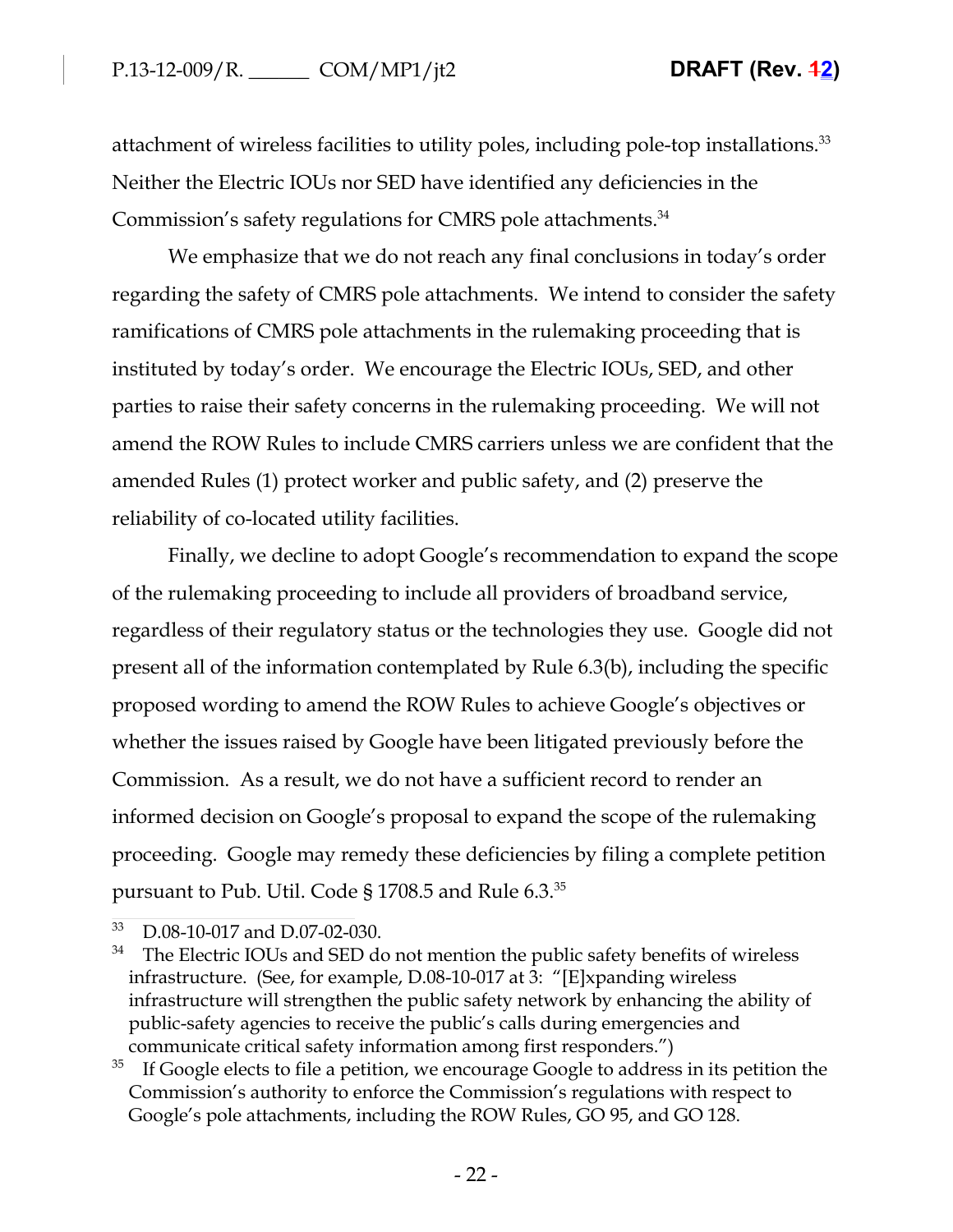attachment of wireless facilities to utility poles, including pole-top installations.[33] Neither the Electric IOUs nor SED have identified any deficiencies in the Commission's safety regulations for CMRS pole attachments.[34]

We emphasize that we do not reach any final conclusions in today's order regarding the safety of CMRS pole attachments. We intend to consider the safety ramifications of CMRS pole attachments in the rulemaking proceeding that is instituted by today's order. We encourage the Electric IOUs, SED, and other parties to raise their safety concerns in the rulemaking proceeding. We will not amend the ROW Rules to include CMRS carriers unless we are confident that the amended Rules (1) protect worker and public safety, and (2) preserve the reliability of co-located utility facilities.

Finally, we decline to adopt Google's recommendation to expand the scope of the rulemaking proceeding to include all providers of broadband service, regardless of their regulatory status or the technologies they use. Google did not present all of the information contemplated by Rule 6.3(b), including the specific proposed wording to amend the ROW Rules to achieve Google's objectives or whether the issues raised by Google have been litigated previously before the Commission. As a result, we do not have a sufficient record to render an informed decision on Google's proposal to expand the scope of the rulemaking proceeding. Google may remedy these deficiencies by filing a complete petition pursuant to Pub. Util. Code § 1708.5 and Rule 6.3.[35]

---

[33] D.08-10-017 and D.07-02-030.

[34] The Electric IOUs and SED do not mention the public safety benefits of wireless infrastructure. (See, for example, D.08-10-017 at 3: "[E]xpanding wireless infrastructure will strengthen the public safety network by enhancing the ability of public-safety agencies to receive the public's calls during emergencies and communicate critical safety information among first responders.")

[35] If Google elects to file a petition, we encourage Google to address in its petition the Commission's authority to enforce the Commission's regulations with respect to Google's pole attachments, including the ROW Rules, GO 95, and GO 128.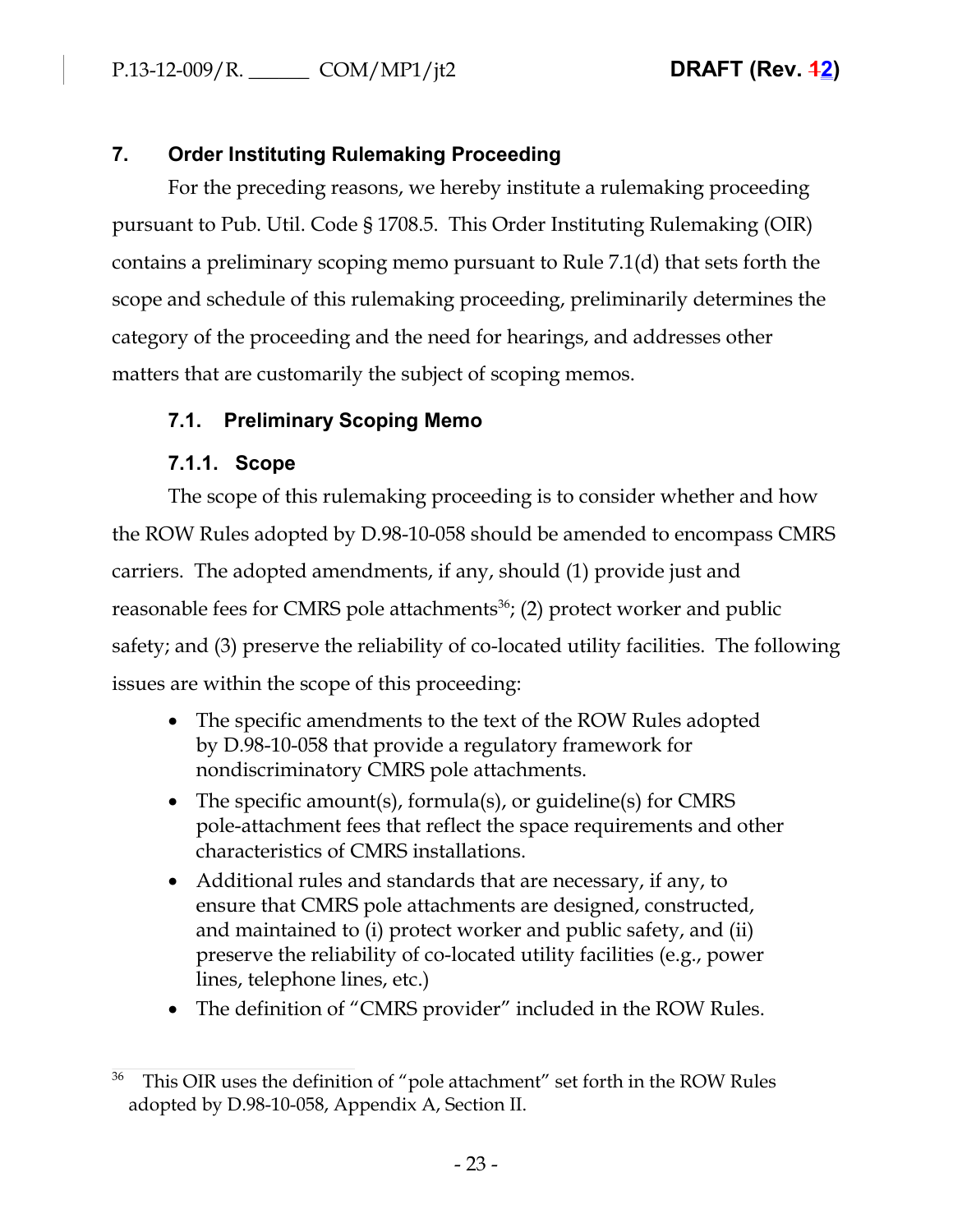## 7. Order Instituting Rulemaking Proceeding

For the preceding reasons, we hereby institute a rulemaking proceeding pursuant to Pub. Util. Code § 1708.5. This Order Instituting Rulemaking (OIR) contains a preliminary scoping memo pursuant to Rule 7.1(d) that sets forth the scope and schedule of this rulemaking proceeding, preliminarily determines the category of the proceeding and the need for hearings, and addresses other matters that are customarily the subject of scoping memos.

### 7.1. Preliminary Scoping Memo

#### 7.1.1. Scope

The scope of this rulemaking proceeding is to consider whether and how the ROW Rules adopted by D.98-10-058 should be amended to encompass CMRS carriers. The adopted amendments, if any, should (1) provide just and reasonable fees for CMRS pole attachments[36]; (2) protect worker and public safety; and (3) preserve the reliability of co-located utility facilities. The following issues are within the scope of this proceeding:

- The specific amendments to the text of the ROW Rules adopted by D.98-10-058 that provide a regulatory framework for nondiscriminatory CMRS pole attachments.
- The specific amount(s), formula(s), or guideline(s) for CMRS pole-attachment fees that reflect the space requirements and other characteristics of CMRS installations.
- Additional rules and standards that are necessary, if any, to ensure that CMRS pole attachments are designed, constructed, and maintained to (i) protect worker and public safety, and (ii) preserve the reliability of co-located utility facilities (e.g., power lines, telephone lines, etc.)
- The definition of "CMRS provider" included in the ROW Rules.

[36] This OIR uses the definition of "pole attachment" set forth in the ROW Rules adopted by D.98-10-058, Appendix A, Section II.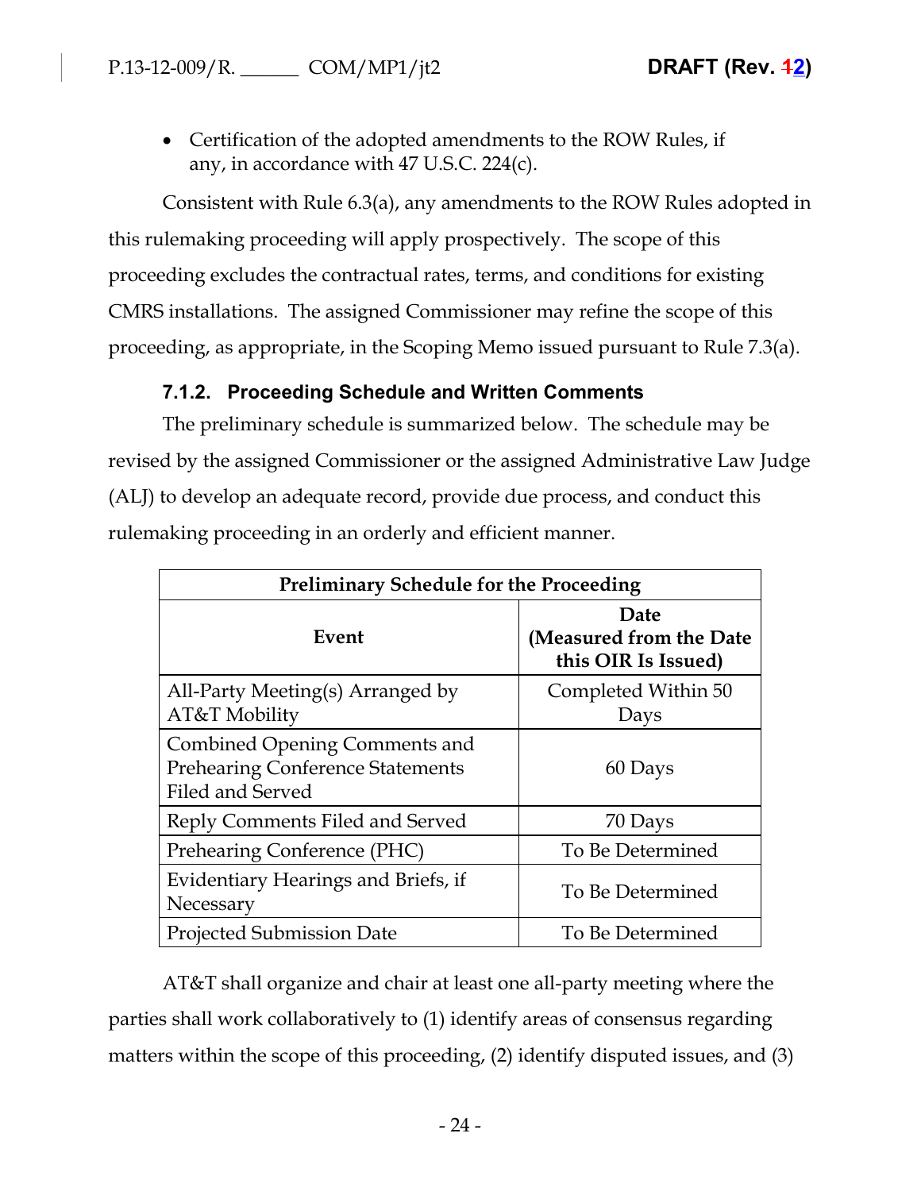- Certification of the adopted amendments to the ROW Rules, if any, in accordance with 47 U.S.C. 224(c).

Consistent with Rule 6.3(a), any amendments to the ROW Rules adopted in this rulemaking proceeding will apply prospectively. The scope of this proceeding excludes the contractual rates, terms, and conditions for existing CMRS installations. The assigned Commissioner may refine the scope of this proceeding, as appropriate, in the Scoping Memo issued pursuant to Rule 7.3(a).

### 7.1.2. Proceeding Schedule and Written Comments

The preliminary schedule is summarized below. The schedule may be revised by the assigned Commissioner or the assigned Administrative Law Judge (ALJ) to develop an adequate record, provide due process, and conduct this rulemaking proceeding in an orderly and efficient manner.

| Preliminary Schedule for the Proceeding | |
|---|---|
| **Event** | **Date (Measured from the Date this OIR Is Issued)** |
| All-Party Meeting(s) Arranged by AT&T Mobility | Completed Within 50 Days |
| Combined Opening Comments and Prehearing Conference Statements Filed and Served | 60 Days |
| Reply Comments Filed and Served | 70 Days |
| Prehearing Conference (PHC) | To Be Determined |
| Evidentiary Hearings and Briefs, if Necessary | To Be Determined |
| Projected Submission Date | To Be Determined |

AT&T shall organize and chair at least one all-party meeting where the parties shall work collaboratively to (1) identify areas of consensus regarding matters within the scope of this proceeding, (2) identify disputed issues, and (3)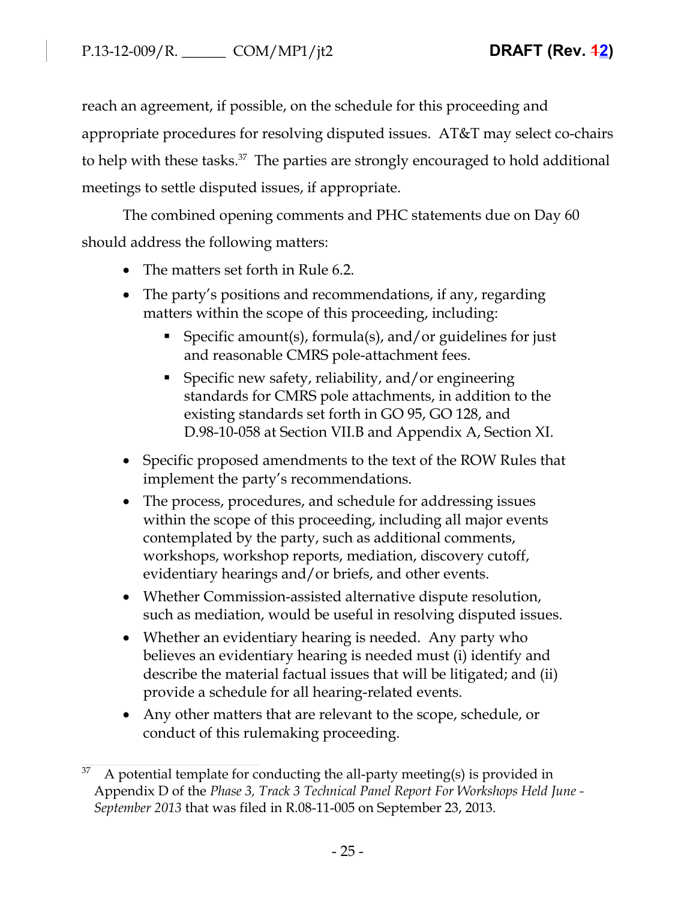reach an agreement, if possible, on the schedule for this proceeding and appropriate procedures for resolving disputed issues. AT&T may select co-chairs to help with these tasks.[37] The parties are strongly encouraged to hold additional meetings to settle disputed issues, if appropriate.

The combined opening comments and PHC statements due on Day 60 should address the following matters:

- The matters set forth in Rule 6.2.
- The party's positions and recommendations, if any, regarding matters within the scope of this proceeding, including:
  - Specific amount(s), formula(s), and/or guidelines for just and reasonable CMRS pole-attachment fees.
  - Specific new safety, reliability, and/or engineering standards for CMRS pole attachments, in addition to the existing standards set forth in GO 95, GO 128, and D.98-10-058 at Section VII.B and Appendix A, Section XI.
- Specific proposed amendments to the text of the ROW Rules that implement the party's recommendations.
- The process, procedures, and schedule for addressing issues within the scope of this proceeding, including all major events contemplated by the party, such as additional comments, workshops, workshop reports, mediation, discovery cutoff, evidentiary hearings and/or briefs, and other events.
- Whether Commission-assisted alternative dispute resolution, such as mediation, would be useful in resolving disputed issues.
- Whether an evidentiary hearing is needed. Any party who believes an evidentiary hearing is needed must (i) identify and describe the material factual issues that will be litigated; and (ii) provide a schedule for all hearing-related events.
- Any other matters that are relevant to the scope, schedule, or conduct of this rulemaking proceeding.

---

[37] A potential template for conducting the all-party meeting(s) is provided in Appendix D of the *Phase 3, Track 3 Technical Panel Report For Workshops Held June - September 2013* that was filed in R.08-11-005 on September 23, 2013.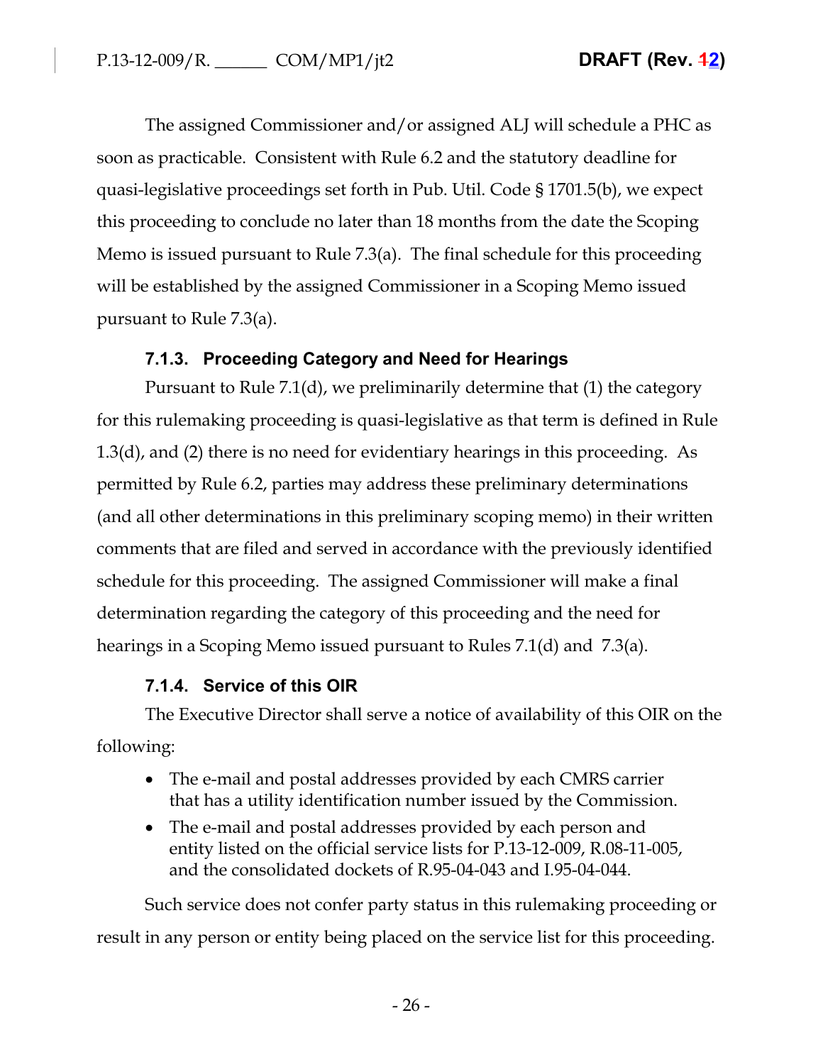The assigned Commissioner and/or assigned ALJ will schedule a PHC as soon as practicable. Consistent with Rule 6.2 and the statutory deadline for quasi-legislative proceedings set forth in Pub. Util. Code § 1701.5(b), we expect this proceeding to conclude no later than 18 months from the date the Scoping Memo is issued pursuant to Rule 7.3(a). The final schedule for this proceeding will be established by the assigned Commissioner in a Scoping Memo issued pursuant to Rule 7.3(a).

### 7.1.3. Proceeding Category and Need for Hearings

Pursuant to Rule 7.1(d), we preliminarily determine that (1) the category for this rulemaking proceeding is quasi-legislative as that term is defined in Rule 1.3(d), and (2) there is no need for evidentiary hearings in this proceeding. As permitted by Rule 6.2, parties may address these preliminary determinations (and all other determinations in this preliminary scoping memo) in their written comments that are filed and served in accordance with the previously identified schedule for this proceeding. The assigned Commissioner will make a final determination regarding the category of this proceeding and the need for hearings in a Scoping Memo issued pursuant to Rules 7.1(d) and 7.3(a).

### 7.1.4. Service of this OIR

The Executive Director shall serve a notice of availability of this OIR on the following:

- The e-mail and postal addresses provided by each CMRS carrier that has a utility identification number issued by the Commission.
- The e-mail and postal addresses provided by each person and entity listed on the official service lists for P.13-12-009, R.08-11-005, and the consolidated dockets of R.95-04-043 and I.95-04-044.

Such service does not confer party status in this rulemaking proceeding or result in any person or entity being placed on the service list for this proceeding.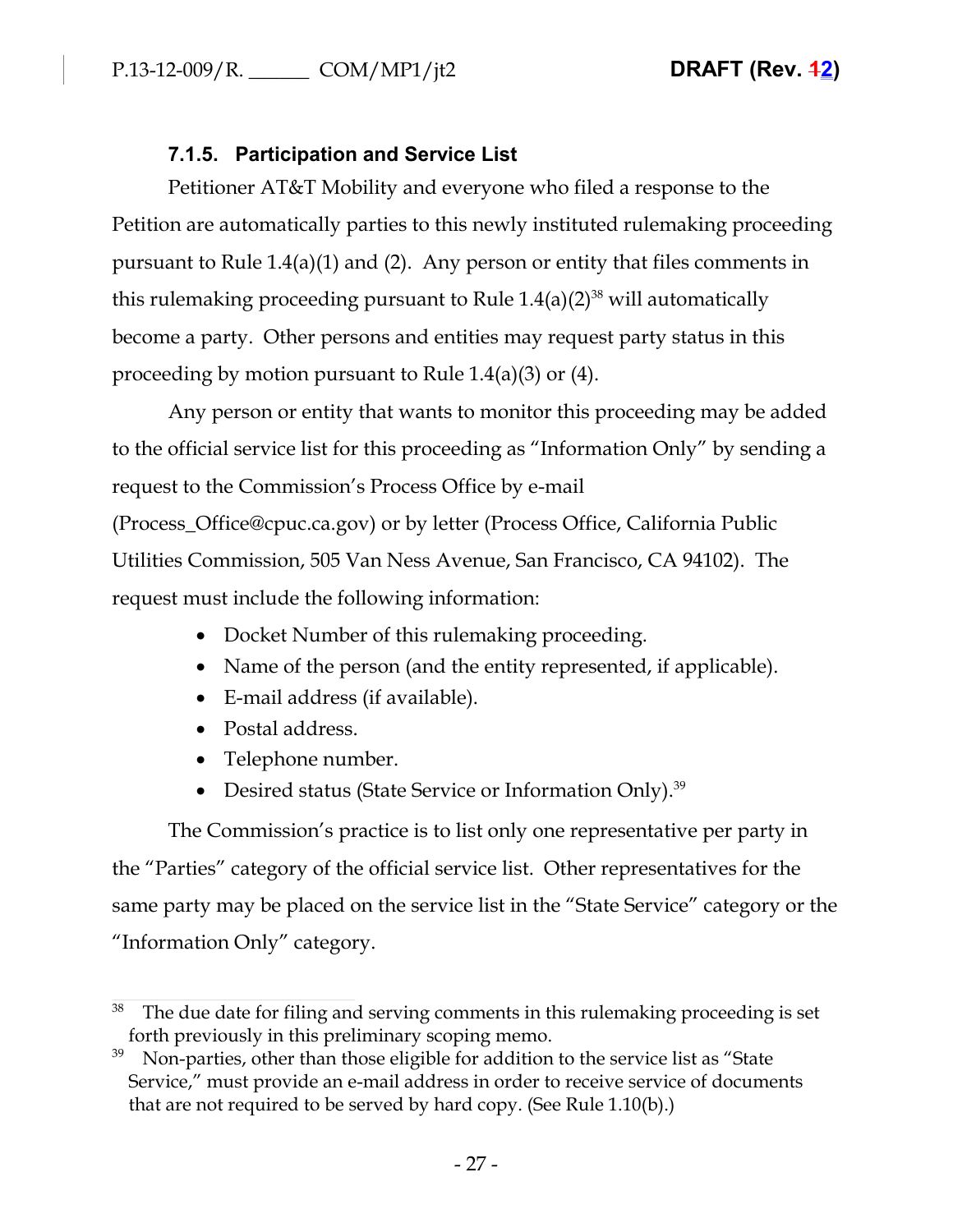### 7.1.5. Participation and Service List

Petitioner AT&T Mobility and everyone who filed a response to the Petition are automatically parties to this newly instituted rulemaking proceeding pursuant to Rule 1.4(a)(1) and (2). Any person or entity that files comments in this rulemaking proceeding pursuant to Rule 1.4(a)(2)[38] will automatically become a party. Other persons and entities may request party status in this proceeding by motion pursuant to Rule 1.4(a)(3) or (4).

Any person or entity that wants to monitor this proceeding may be added to the official service list for this proceeding as "Information Only" by sending a request to the Commission's Process Office by e-mail (Process_Office@cpuc.ca.gov) or by letter (Process Office, California Public Utilities Commission, 505 Van Ness Avenue, San Francisco, CA 94102). The request must include the following information:

- Docket Number of this rulemaking proceeding.
- Name of the person (and the entity represented, if applicable).
- E-mail address (if available).
- Postal address.
- Telephone number.
- Desired status (State Service or Information Only).[39]

The Commission's practice is to list only one representative per party in the "Parties" category of the official service list. Other representatives for the same party may be placed on the service list in the "State Service" category or the "Information Only" category.

---

[38] The due date for filing and serving comments in this rulemaking proceeding is set forth previously in this preliminary scoping memo.

[39] Non-parties, other than those eligible for addition to the service list as "State Service," must provide an e-mail address in order to receive service of documents that are not required to be served by hard copy. (See Rule 1.10(b).)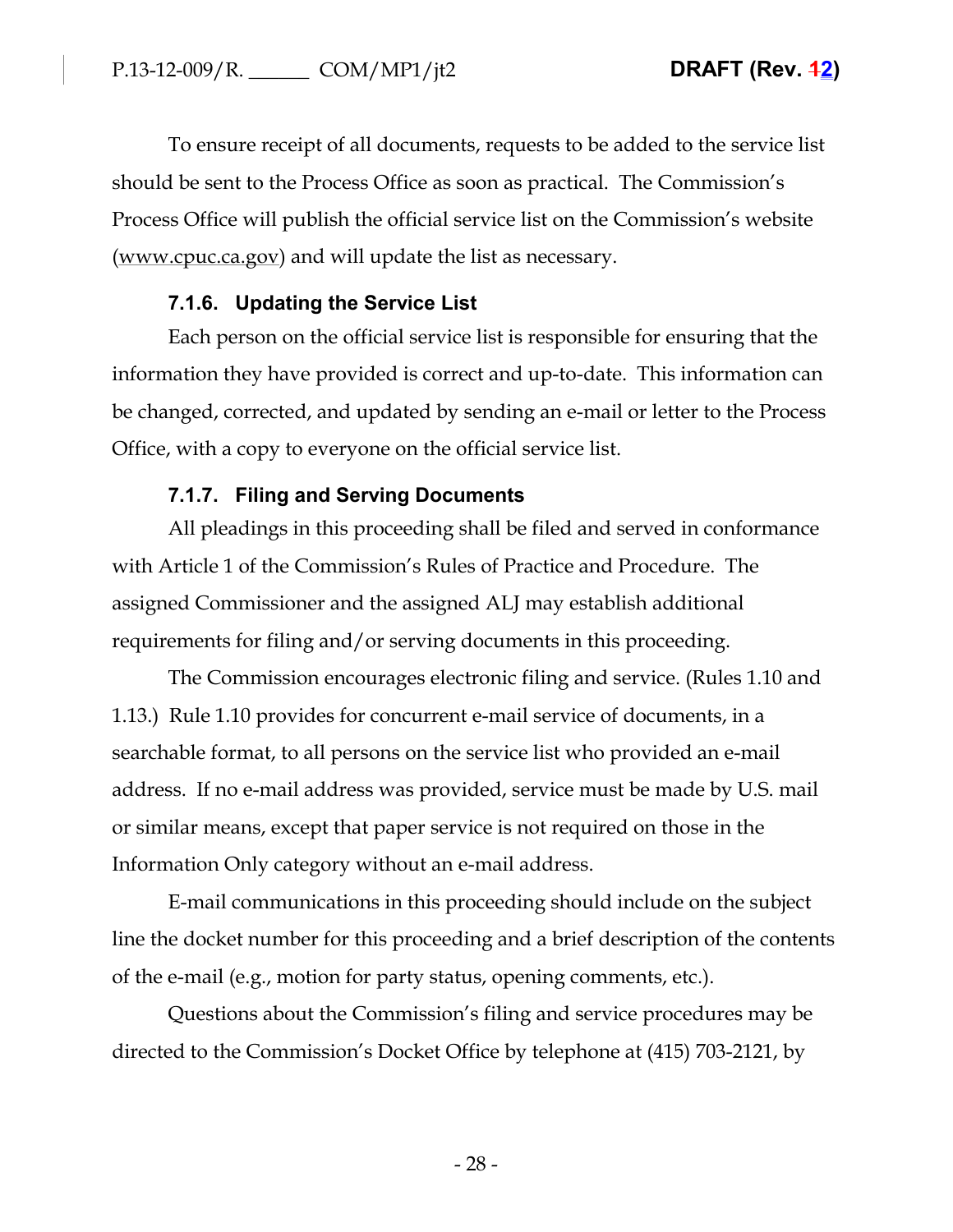To ensure receipt of all documents, requests to be added to the service list should be sent to the Process Office as soon as practical. The Commission's Process Office will publish the official service list on the Commission's website (www.cpuc.ca.gov) and will update the list as necessary.

#### 7.1.6. Updating the Service List

Each person on the official service list is responsible for ensuring that the information they have provided is correct and up-to-date. This information can be changed, corrected, and updated by sending an e-mail or letter to the Process Office, with a copy to everyone on the official service list.

#### 7.1.7. Filing and Serving Documents

All pleadings in this proceeding shall be filed and served in conformance with Article 1 of the Commission's Rules of Practice and Procedure. The assigned Commissioner and the assigned ALJ may establish additional requirements for filing and/or serving documents in this proceeding.

The Commission encourages electronic filing and service. (Rules 1.10 and 1.13.) Rule 1.10 provides for concurrent e-mail service of documents, in a searchable format, to all persons on the service list who provided an e-mail address. If no e-mail address was provided, service must be made by U.S. mail or similar means, except that paper service is not required on those in the Information Only category without an e-mail address.

E-mail communications in this proceeding should include on the subject line the docket number for this proceeding and a brief description of the contents of the e-mail (e.g., motion for party status, opening comments, etc.).

Questions about the Commission's filing and service procedures may be directed to the Commission's Docket Office by telephone at (415) 703-2121, by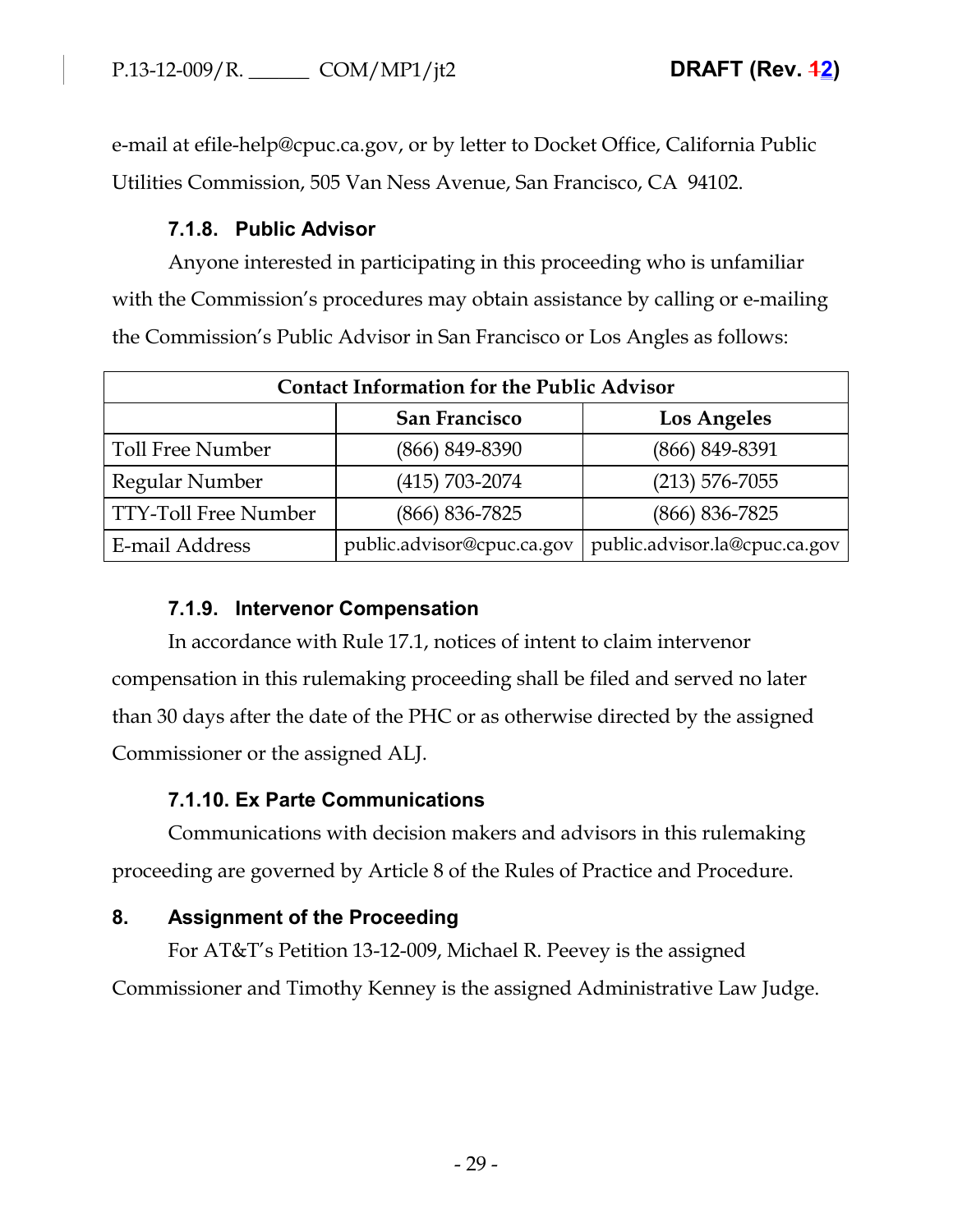e-mail at efile-help@cpuc.ca.gov, or by letter to Docket Office, California Public Utilities Commission, 505 Van Ness Avenue, San Francisco, CA 94102.

#### 7.1.8. Public Advisor

Anyone interested in participating in this proceeding who is unfamiliar with the Commission's procedures may obtain assistance by calling or e-mailing the Commission's Public Advisor in San Francisco or Los Angles as follows:

| Contact Information for the Public Advisor | | |
|---|---|---|
| | San Francisco | Los Angeles |
| Toll Free Number | (866) 849-8390 | (866) 849-8391 |
| Regular Number | (415) 703-2074 | (213) 576-7055 |
| TTY-Toll Free Number | (866) 836-7825 | (866) 836-7825 |
| E-mail Address | public.advisor@cpuc.ca.gov | public.advisor.la@cpuc.ca.gov |

#### 7.1.9. Intervenor Compensation

In accordance with Rule 17.1, notices of intent to claim intervenor compensation in this rulemaking proceeding shall be filed and served no later than 30 days after the date of the PHC or as otherwise directed by the assigned Commissioner or the assigned ALJ.

#### 7.1.10. Ex Parte Communications

Communications with decision makers and advisors in this rulemaking proceeding are governed by Article 8 of the Rules of Practice and Procedure.

## 8. Assignment of the Proceeding

For AT&T's Petition 13-12-009, Michael R. Peevey is the assigned Commissioner and Timothy Kenney is the assigned Administrative Law Judge.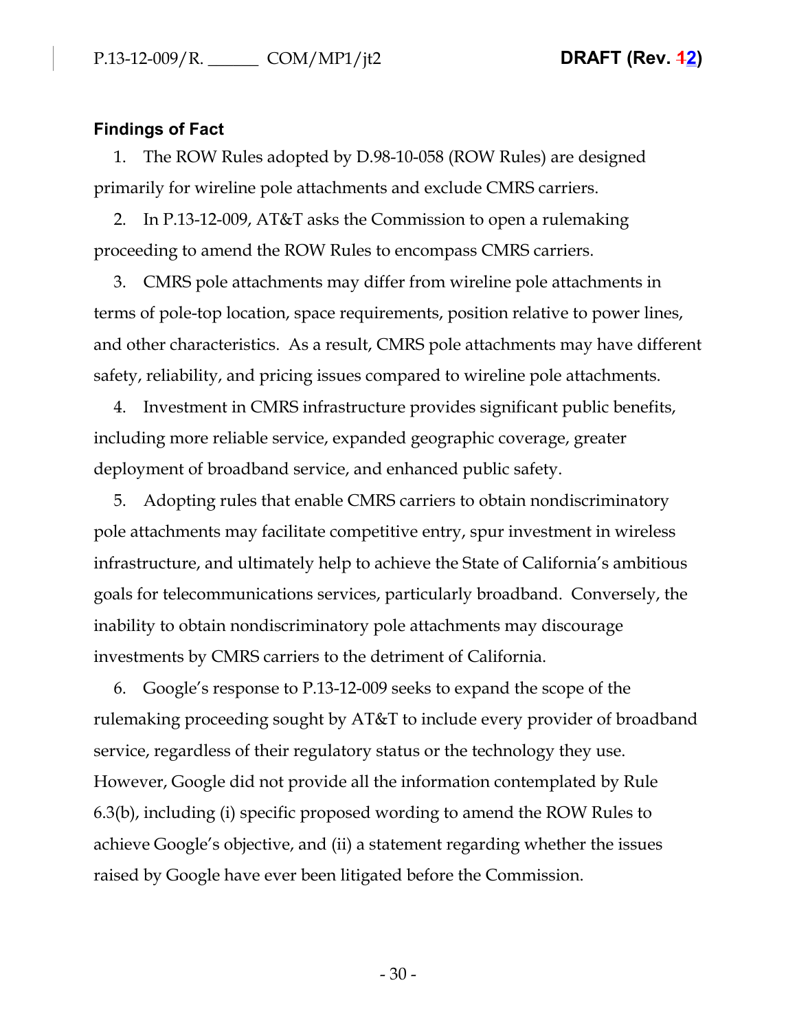## Findings of Fact

1. The ROW Rules adopted by D.98-10-058 (ROW Rules) are designed primarily for wireline pole attachments and exclude CMRS carriers.

2. In P.13-12-009, AT&T asks the Commission to open a rulemaking proceeding to amend the ROW Rules to encompass CMRS carriers.

3. CMRS pole attachments may differ from wireline pole attachments in terms of pole-top location, space requirements, position relative to power lines, and other characteristics. As a result, CMRS pole attachments may have different safety, reliability, and pricing issues compared to wireline pole attachments.

4. Investment in CMRS infrastructure provides significant public benefits, including more reliable service, expanded geographic coverage, greater deployment of broadband service, and enhanced public safety.

5. Adopting rules that enable CMRS carriers to obtain nondiscriminatory pole attachments may facilitate competitive entry, spur investment in wireless infrastructure, and ultimately help to achieve the State of California's ambitious goals for telecommunications services, particularly broadband. Conversely, the inability to obtain nondiscriminatory pole attachments may discourage investments by CMRS carriers to the detriment of California.

6. Google's response to P.13-12-009 seeks to expand the scope of the rulemaking proceeding sought by AT&T to include every provider of broadband service, regardless of their regulatory status or the technology they use. However, Google did not provide all the information contemplated by Rule 6.3(b), including (i) specific proposed wording to amend the ROW Rules to achieve Google's objective, and (ii) a statement regarding whether the issues raised by Google have ever been litigated before the Commission.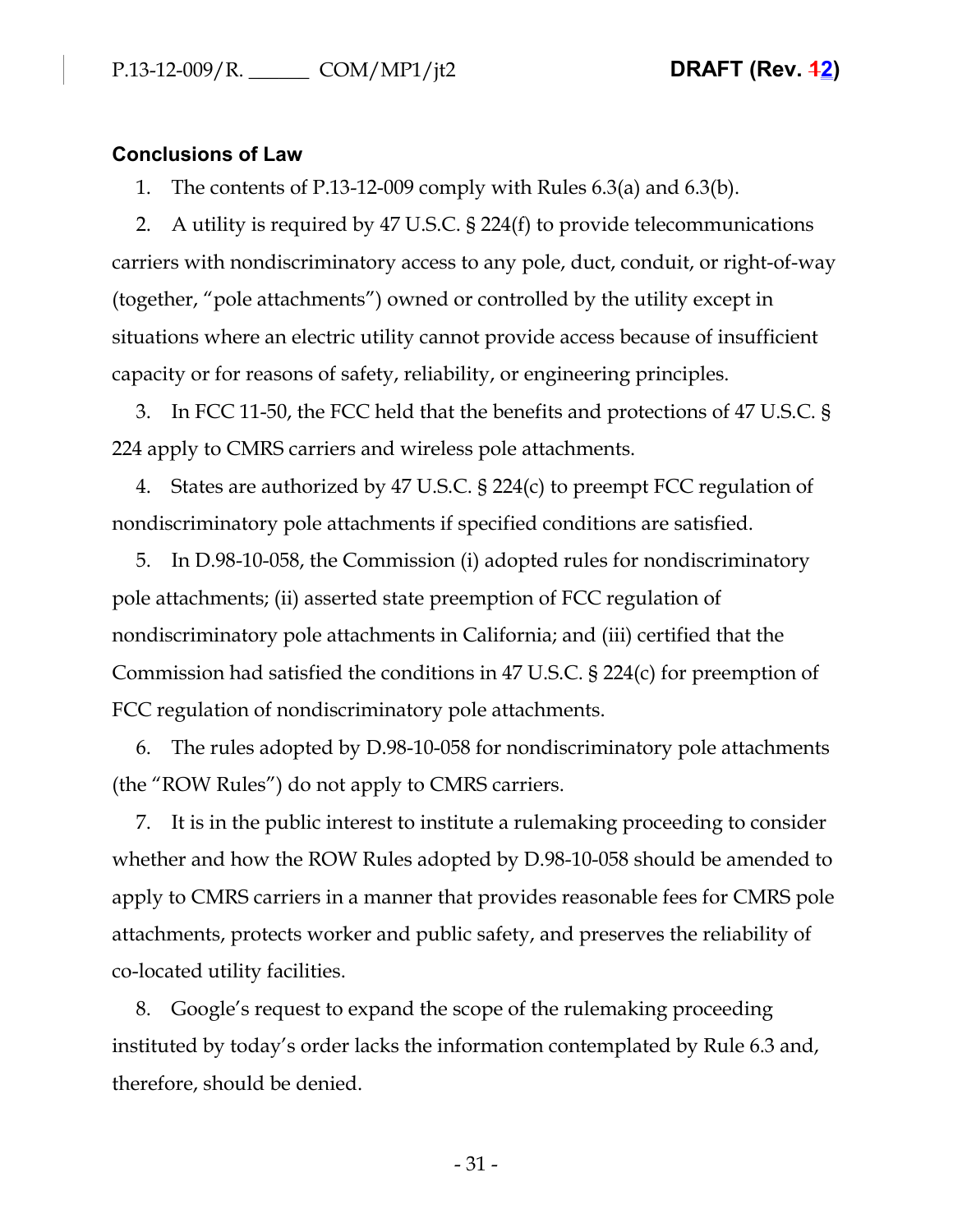### Conclusions of Law

1. The contents of P.13-12-009 comply with Rules 6.3(a) and 6.3(b).

2. A utility is required by 47 U.S.C. § 224(f) to provide telecommunications carriers with nondiscriminatory access to any pole, duct, conduit, or right-of-way (together, "pole attachments") owned or controlled by the utility except in situations where an electric utility cannot provide access because of insufficient capacity or for reasons of safety, reliability, or engineering principles.

3. In FCC 11-50, the FCC held that the benefits and protections of 47 U.S.C. § 224 apply to CMRS carriers and wireless pole attachments.

4. States are authorized by 47 U.S.C. § 224(c) to preempt FCC regulation of nondiscriminatory pole attachments if specified conditions are satisfied.

5. In D.98-10-058, the Commission (i) adopted rules for nondiscriminatory pole attachments; (ii) asserted state preemption of FCC regulation of nondiscriminatory pole attachments in California; and (iii) certified that the Commission had satisfied the conditions in 47 U.S.C. § 224(c) for preemption of FCC regulation of nondiscriminatory pole attachments.

6. The rules adopted by D.98-10-058 for nondiscriminatory pole attachments (the "ROW Rules") do not apply to CMRS carriers.

7. It is in the public interest to institute a rulemaking proceeding to consider whether and how the ROW Rules adopted by D.98-10-058 should be amended to apply to CMRS carriers in a manner that provides reasonable fees for CMRS pole attachments, protects worker and public safety, and preserves the reliability of co-located utility facilities.

8. Google's request to expand the scope of the rulemaking proceeding instituted by today's order lacks the information contemplated by Rule 6.3 and, therefore, should be denied.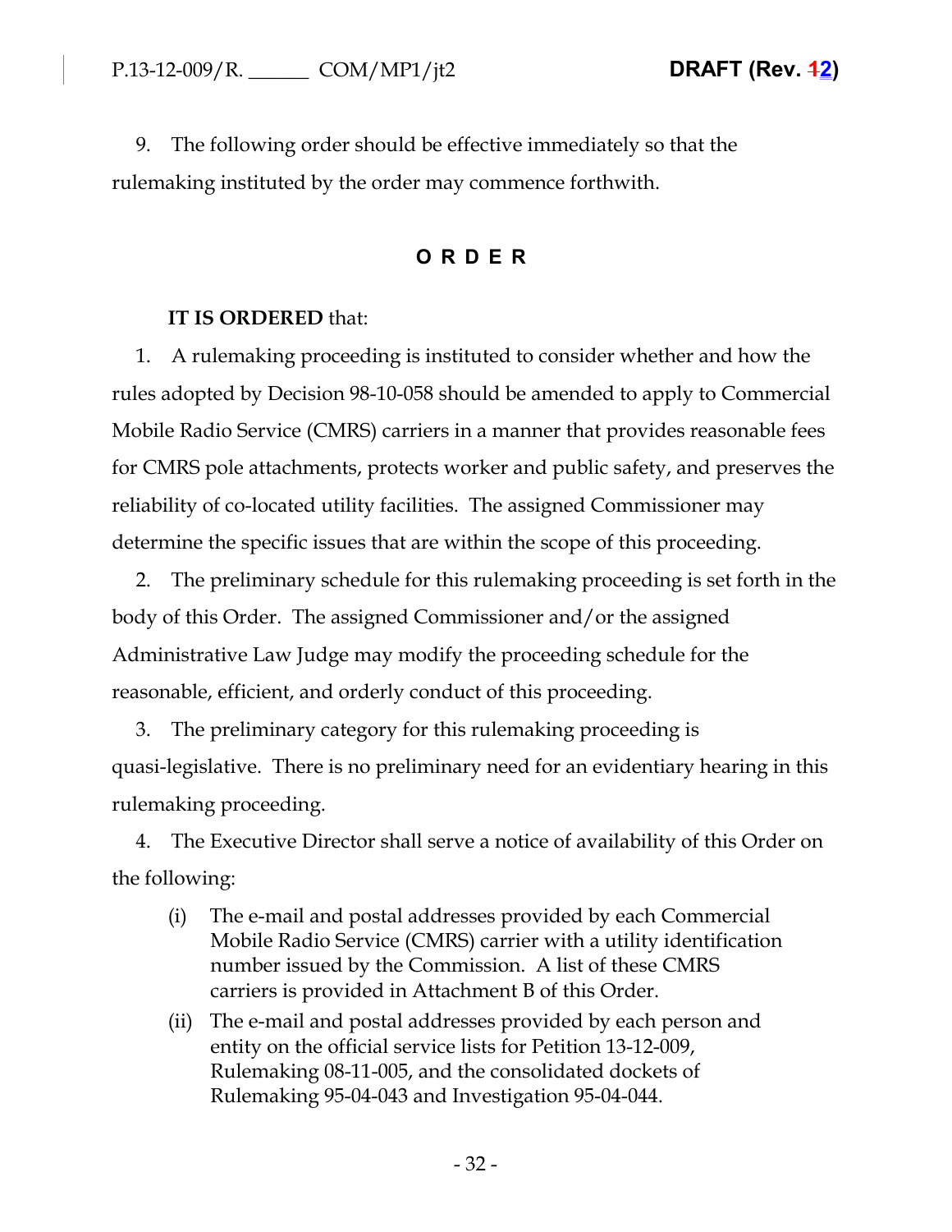9. The following order should be effective immediately so that the rulemaking instituted by the order may commence forthwith.

## O R D E R

**IT IS ORDERED** that:

1. A rulemaking proceeding is instituted to consider whether and how the rules adopted by Decision 98-10-058 should be amended to apply to Commercial Mobile Radio Service (CMRS) carriers in a manner that provides reasonable fees for CMRS pole attachments, protects worker and public safety, and preserves the reliability of co-located utility facilities. The assigned Commissioner may determine the specific issues that are within the scope of this proceeding.

2. The preliminary schedule for this rulemaking proceeding is set forth in the body of this Order. The assigned Commissioner and/or the assigned Administrative Law Judge may modify the proceeding schedule for the reasonable, efficient, and orderly conduct of this proceeding.

3. The preliminary category for this rulemaking proceeding is quasi-legislative. There is no preliminary need for an evidentiary hearing in this rulemaking proceeding.

4. The Executive Director shall serve a notice of availability of this Order on the following:

   (i) The e-mail and postal addresses provided by each Commercial Mobile Radio Service (CMRS) carrier with a utility identification number issued by the Commission. A list of these CMRS carriers is provided in Attachment B of this Order.

   (ii) The e-mail and postal addresses provided by each person and entity on the official service lists for Petition 13-12-009, Rulemaking 08-11-005, and the consolidated dockets of Rulemaking 95-04-043 and Investigation 95-04-044.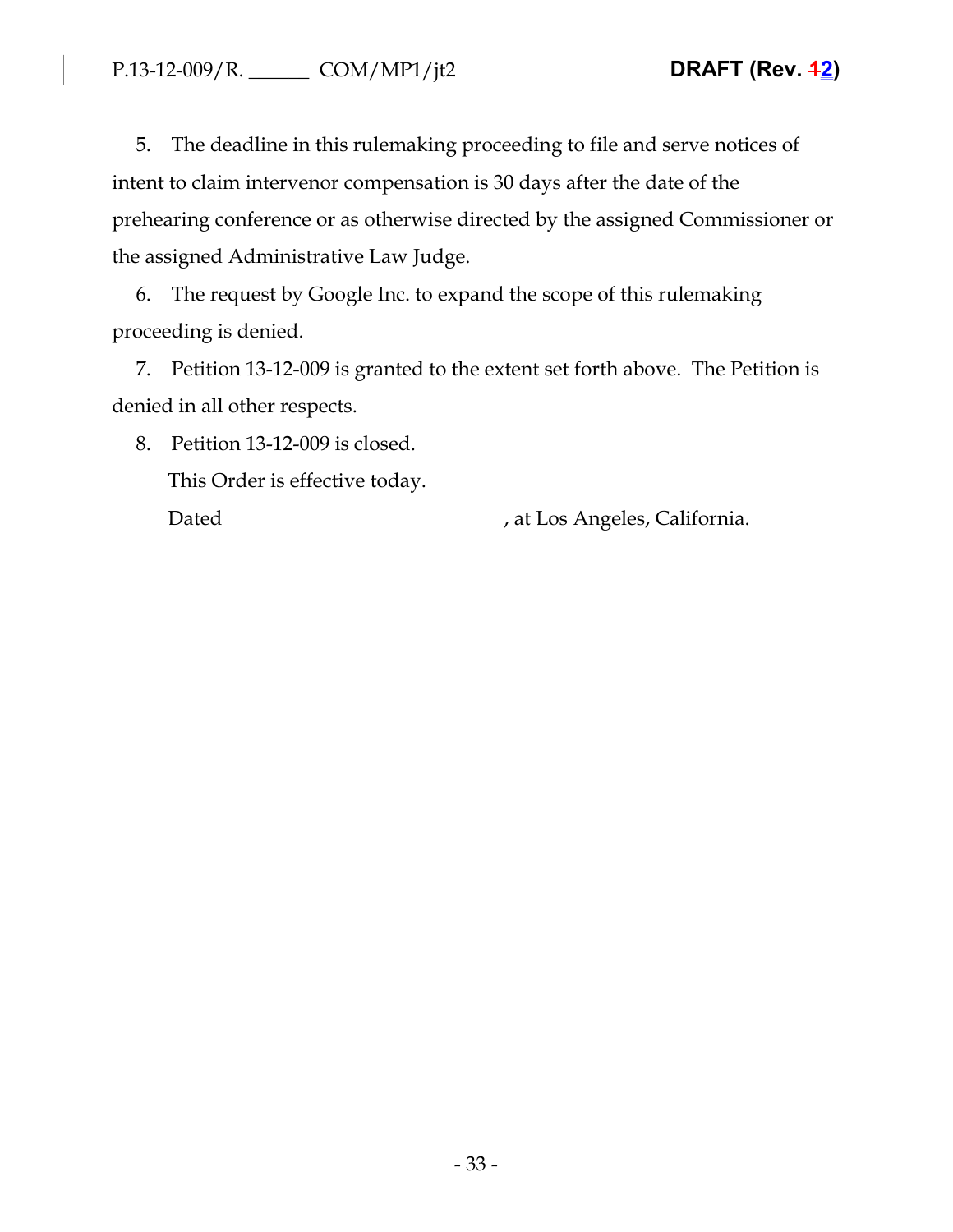5. The deadline in this rulemaking proceeding to file and serve notices of intent to claim intervenor compensation is 30 days after the date of the prehearing conference or as otherwise directed by the assigned Commissioner or the assigned Administrative Law Judge.

6. The request by Google Inc. to expand the scope of this rulemaking proceeding is denied.

7. Petition 13-12-009 is granted to the extent set forth above. The Petition is denied in all other respects.

8. Petition 13-12-009 is closed.

This Order is effective today.

Dated _____________________________, at Los Angeles, California.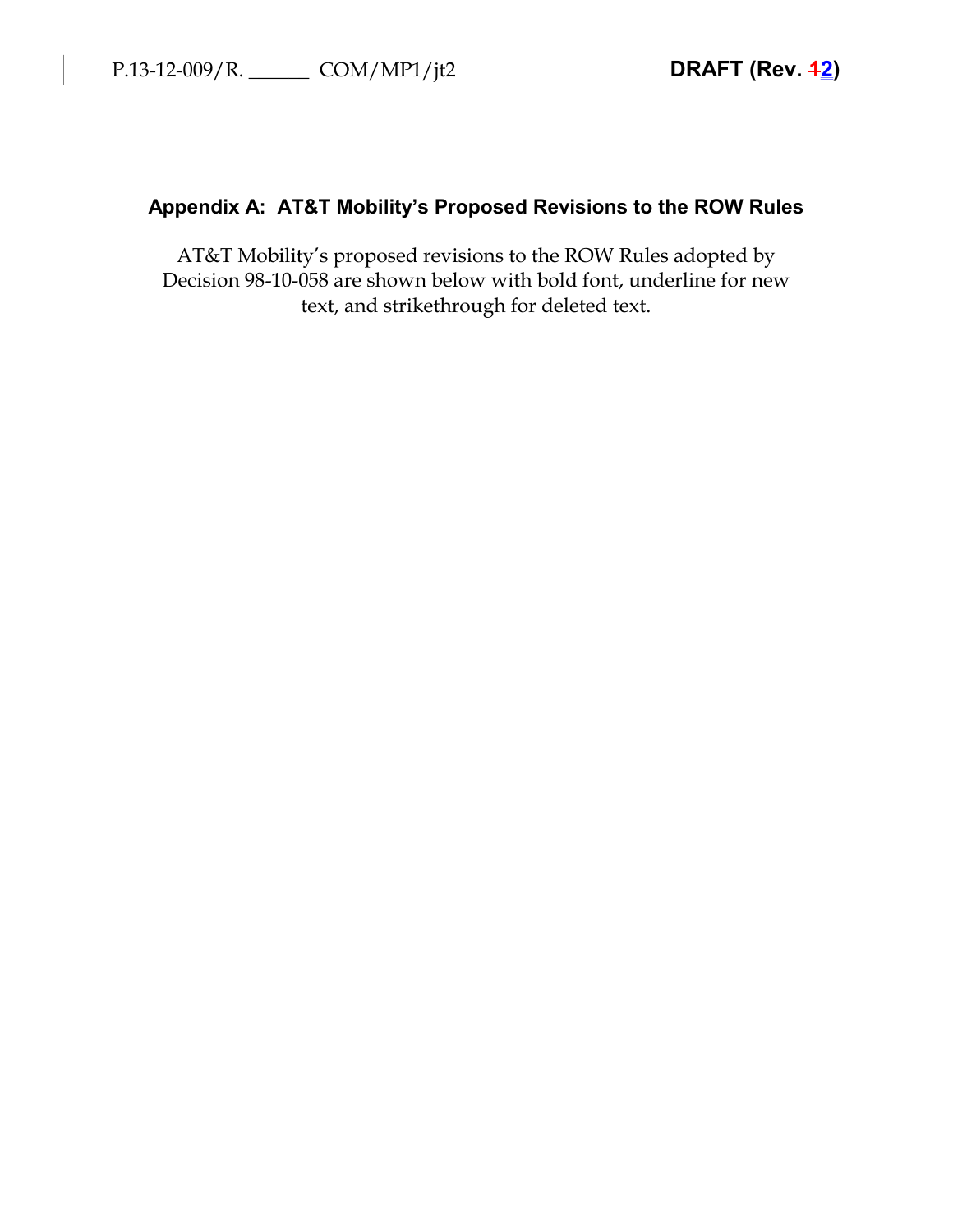## Appendix A: AT&T Mobility's Proposed Revisions to the ROW Rules

AT&T Mobility's proposed revisions to the ROW Rules adopted by Decision 98-10-058 are shown below with bold font, underline for new text, and strikethrough for deleted text.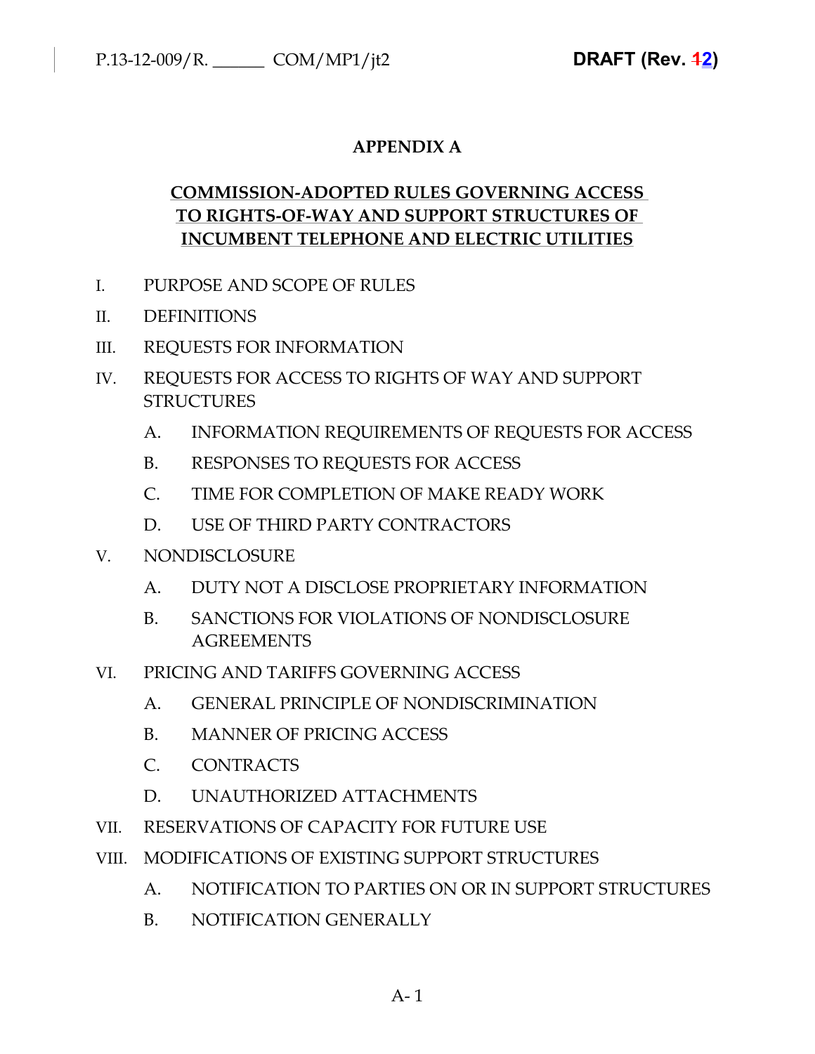# APPENDIX A

## COMMISSION-ADOPTED RULES GOVERNING ACCESS TO RIGHTS-OF-WAY AND SUPPORT STRUCTURES OF INCUMBENT TELEPHONE AND ELECTRIC UTILITIES

I. PURPOSE AND SCOPE OF RULES

II. DEFINITIONS

III. REQUESTS FOR INFORMATION

IV. REQUESTS FOR ACCESS TO RIGHTS OF WAY AND SUPPORT STRUCTURES

   A. INFORMATION REQUIREMENTS OF REQUESTS FOR ACCESS

   B. RESPONSES TO REQUESTS FOR ACCESS

   C. TIME FOR COMPLETION OF MAKE READY WORK

   D. USE OF THIRD PARTY CONTRACTORS

V. NONDISCLOSURE

   A. DUTY NOT A DISCLOSE PROPRIETARY INFORMATION

   B. SANCTIONS FOR VIOLATIONS OF NONDISCLOSURE AGREEMENTS

VI. PRICING AND TARIFFS GOVERNING ACCESS

   A. GENERAL PRINCIPLE OF NONDISCRIMINATION

   B. MANNER OF PRICING ACCESS

   C. CONTRACTS

   D. UNAUTHORIZED ATTACHMENTS

VII. RESERVATIONS OF CAPACITY FOR FUTURE USE

VIII. MODIFICATIONS OF EXISTING SUPPORT STRUCTURES

   A. NOTIFICATION TO PARTIES ON OR IN SUPPORT STRUCTURES

   B. NOTIFICATION GENERALLY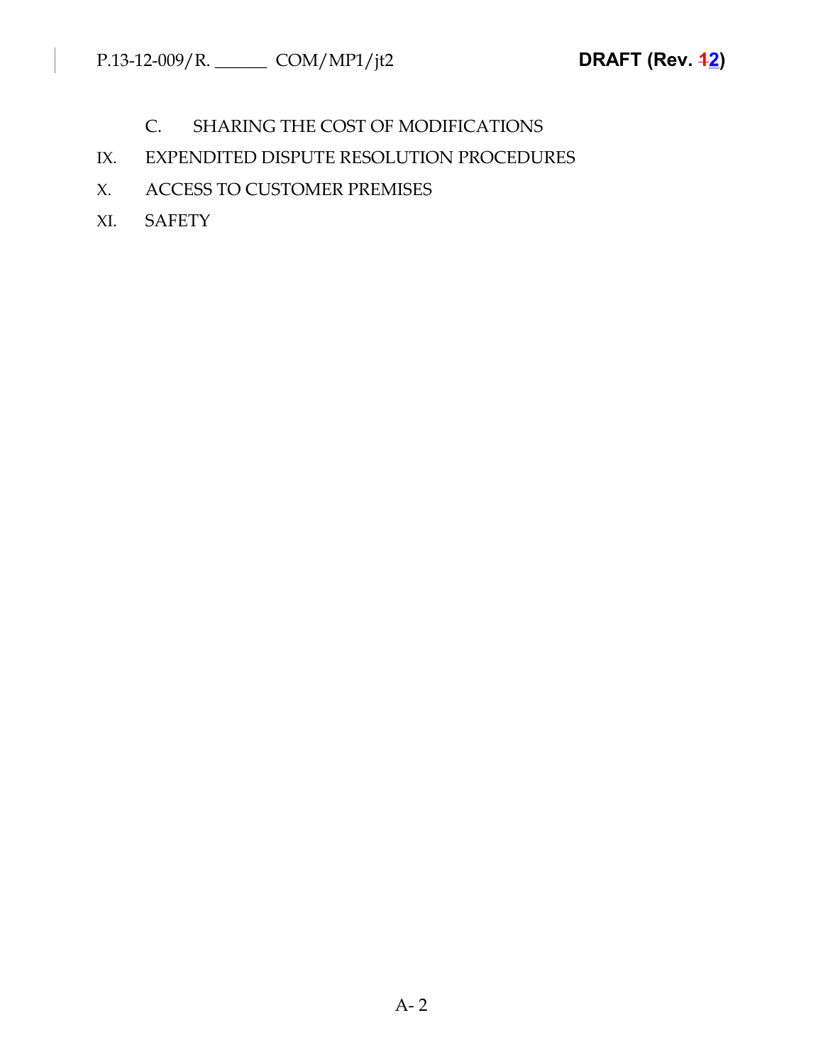C. SHARING THE COST OF MODIFICATIONS

IX. EXPENDITED DISPUTE RESOLUTION PROCEDURES

X. ACCESS TO CUSTOMER PREMISES

XI. SAFETY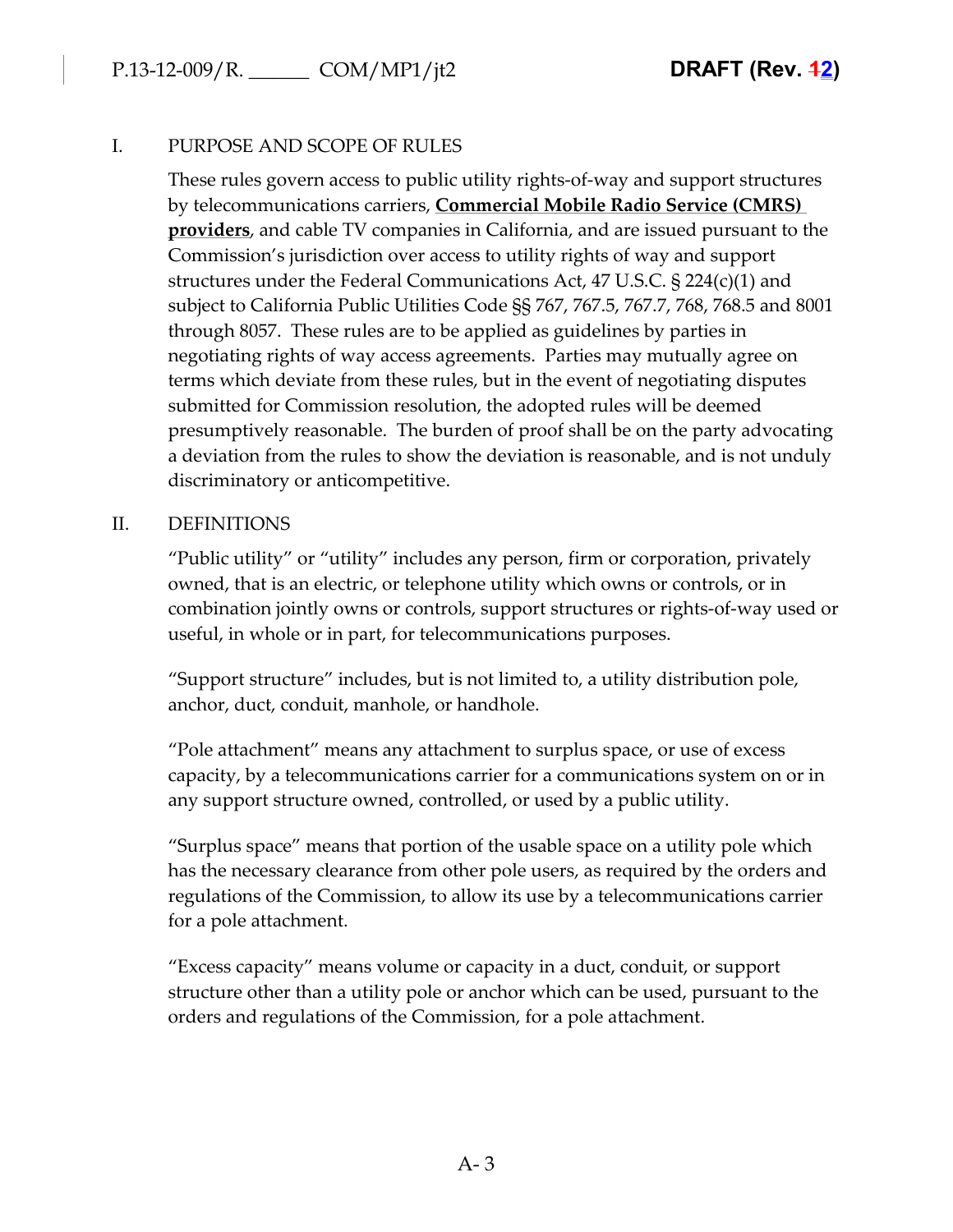## I. PURPOSE AND SCOPE OF RULES

These rules govern access to public utility rights-of-way and support structures by telecommunications carriers, **Commercial Mobile Radio Service (CMRS) providers**, and cable TV companies in California, and are issued pursuant to the Commission's jurisdiction over access to utility rights of way and support structures under the Federal Communications Act, 47 U.S.C. § 224(c)(1) and subject to California Public Utilities Code §§ 767, 767.5, 767.7, 768, 768.5 and 8001 through 8057. These rules are to be applied as guidelines by parties in negotiating rights of way access agreements. Parties may mutually agree on terms which deviate from these rules, but in the event of negotiating disputes submitted for Commission resolution, the adopted rules will be deemed presumptively reasonable. The burden of proof shall be on the party advocating a deviation from the rules to show the deviation is reasonable, and is not unduly discriminatory or anticompetitive.

## II. DEFINITIONS

"Public utility" or "utility" includes any person, firm or corporation, privately owned, that is an electric, or telephone utility which owns or controls, or in combination jointly owns or controls, support structures or rights-of-way used or useful, in whole or in part, for telecommunications purposes.

"Support structure" includes, but is not limited to, a utility distribution pole, anchor, duct, conduit, manhole, or handhole.

"Pole attachment" means any attachment to surplus space, or use of excess capacity, by a telecommunications carrier for a communications system on or in any support structure owned, controlled, or used by a public utility.

"Surplus space" means that portion of the usable space on a utility pole which has the necessary clearance from other pole users, as required by the orders and regulations of the Commission, to allow its use by a telecommunications carrier for a pole attachment.

"Excess capacity" means volume or capacity in a duct, conduit, or support structure other than a utility pole or anchor which can be used, pursuant to the orders and regulations of the Commission, for a pole attachment.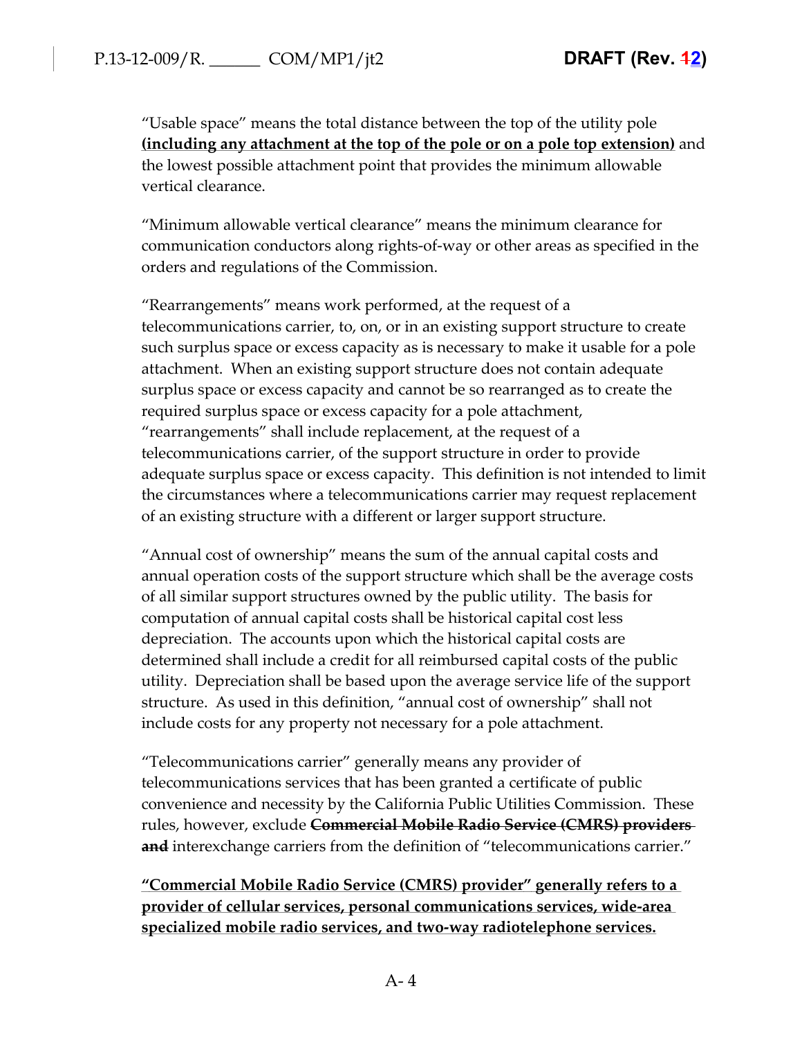"Usable space" means the total distance between the top of the utility pole **(including any attachment at the top of the pole or on a pole top extension)** and the lowest possible attachment point that provides the minimum allowable vertical clearance.

"Minimum allowable vertical clearance" means the minimum clearance for communication conductors along rights-of-way or other areas as specified in the orders and regulations of the Commission.

"Rearrangements" means work performed, at the request of a telecommunications carrier, to, on, or in an existing support structure to create such surplus space or excess capacity as is necessary to make it usable for a pole attachment. When an existing support structure does not contain adequate surplus space or excess capacity and cannot be so rearranged as to create the required surplus space or excess capacity for a pole attachment, "rearrangements" shall include replacement, at the request of a telecommunications carrier, of the support structure in order to provide adequate surplus space or excess capacity. This definition is not intended to limit the circumstances where a telecommunications carrier may request replacement of an existing structure with a different or larger support structure.

"Annual cost of ownership" means the sum of the annual capital costs and annual operation costs of the support structure which shall be the average costs of all similar support structures owned by the public utility. The basis for computation of annual capital costs shall be historical capital cost less depreciation. The accounts upon which the historical capital costs are determined shall include a credit for all reimbursed capital costs of the public utility. Depreciation shall be based upon the average service life of the support structure. As used in this definition, "annual cost of ownership" shall not include costs for any property not necessary for a pole attachment.

"Telecommunications carrier" generally means any provider of telecommunications services that has been granted a certificate of public convenience and necessity by the California Public Utilities Commission. These rules, however, exclude ~~**Commercial Mobile Radio Service (CMRS) providers and**~~ interexchange carriers from the definition of "telecommunications carrier."

**"Commercial Mobile Radio Service (CMRS) provider" generally refers to a provider of cellular services, personal communications services, wide-area specialized mobile radio services, and two-way radiotelephone services.**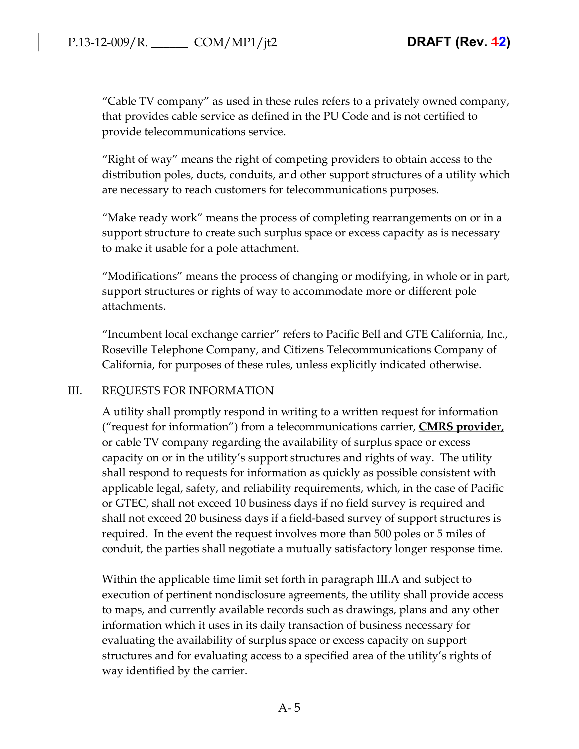"Cable TV company" as used in these rules refers to a privately owned company, that provides cable service as defined in the PU Code and is not certified to provide telecommunications service.

"Right of way" means the right of competing providers to obtain access to the distribution poles, ducts, conduits, and other support structures of a utility which are necessary to reach customers for telecommunications purposes.

"Make ready work" means the process of completing rearrangements on or in a support structure to create such surplus space or excess capacity as is necessary to make it usable for a pole attachment.

"Modifications" means the process of changing or modifying, in whole or in part, support structures or rights of way to accommodate more or different pole attachments.

"Incumbent local exchange carrier" refers to Pacific Bell and GTE California, Inc., Roseville Telephone Company, and Citizens Telecommunications Company of California, for purposes of these rules, unless explicitly indicated otherwise.

## III. REQUESTS FOR INFORMATION

A utility shall promptly respond in writing to a written request for information ("request for information") from a telecommunications carrier, **CMRS provider,** or cable TV company regarding the availability of surplus space or excess capacity on or in the utility's support structures and rights of way. The utility shall respond to requests for information as quickly as possible consistent with applicable legal, safety, and reliability requirements, which, in the case of Pacific or GTEC, shall not exceed 10 business days if no field survey is required and shall not exceed 20 business days if a field-based survey of support structures is required. In the event the request involves more than 500 poles or 5 miles of conduit, the parties shall negotiate a mutually satisfactory longer response time.

Within the applicable time limit set forth in paragraph III.A and subject to execution of pertinent nondisclosure agreements, the utility shall provide access to maps, and currently available records such as drawings, plans and any other information which it uses in its daily transaction of business necessary for evaluating the availability of surplus space or excess capacity on support structures and for evaluating access to a specified area of the utility's rights of way identified by the carrier.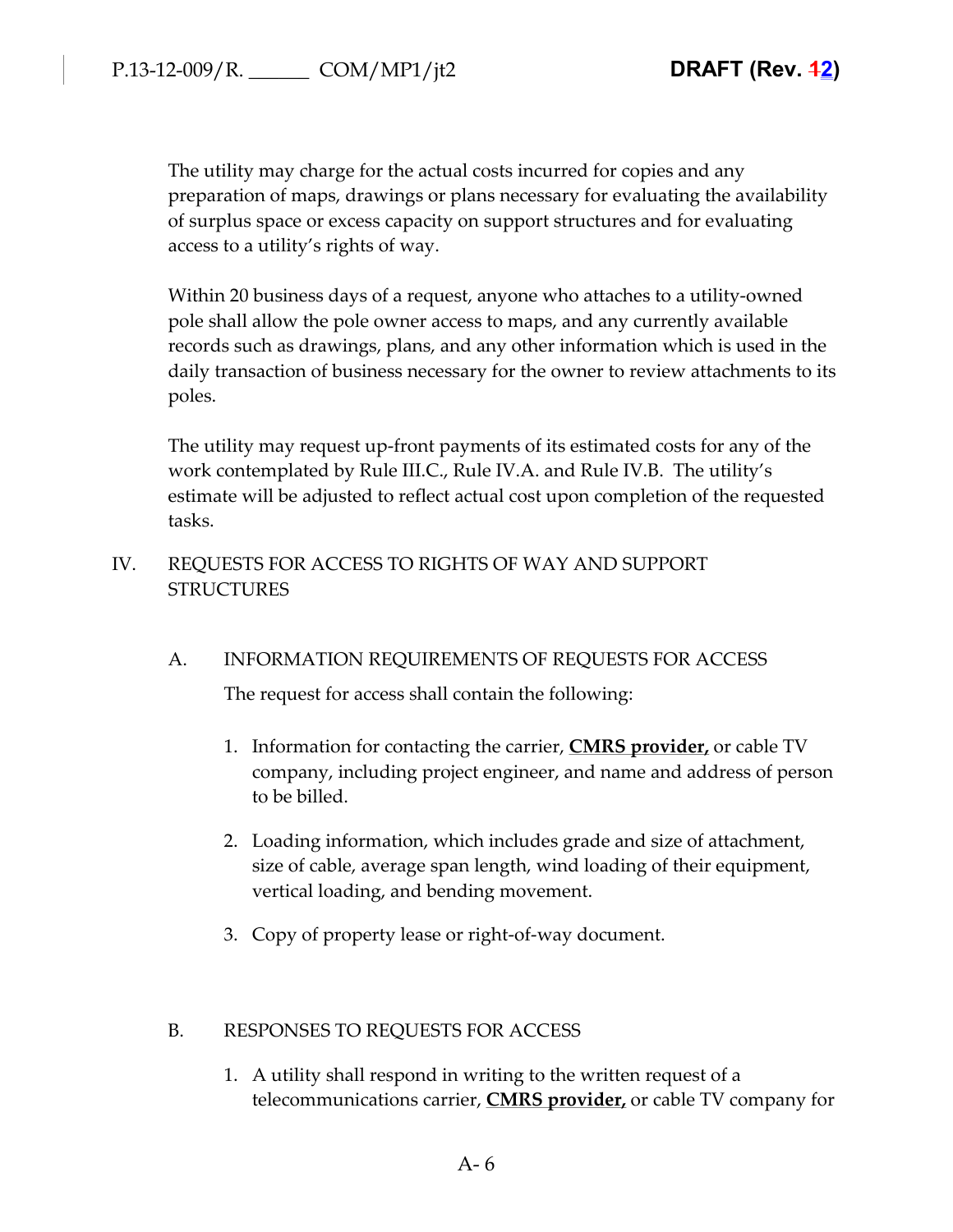The utility may charge for the actual costs incurred for copies and any preparation of maps, drawings or plans necessary for evaluating the availability of surplus space or excess capacity on support structures and for evaluating access to a utility's rights of way.

Within 20 business days of a request, anyone who attaches to a utility-owned pole shall allow the pole owner access to maps, and any currently available records such as drawings, plans, and any other information which is used in the daily transaction of business necessary for the owner to review attachments to its poles.

The utility may request up-front payments of its estimated costs for any of the work contemplated by Rule III.C., Rule IV.A. and Rule IV.B. The utility's estimate will be adjusted to reflect actual cost upon completion of the requested tasks.

## IV. REQUESTS FOR ACCESS TO RIGHTS OF WAY AND SUPPORT STRUCTURES

### A. INFORMATION REQUIREMENTS OF REQUESTS FOR ACCESS

The request for access shall contain the following:

1. Information for contacting the carrier, **CMRS provider,** or cable TV company, including project engineer, and name and address of person to be billed.

2. Loading information, which includes grade and size of attachment, size of cable, average span length, wind loading of their equipment, vertical loading, and bending movement.

3. Copy of property lease or right-of-way document.

### B. RESPONSES TO REQUESTS FOR ACCESS

1. A utility shall respond in writing to the written request of a telecommunications carrier, **CMRS provider,** or cable TV company for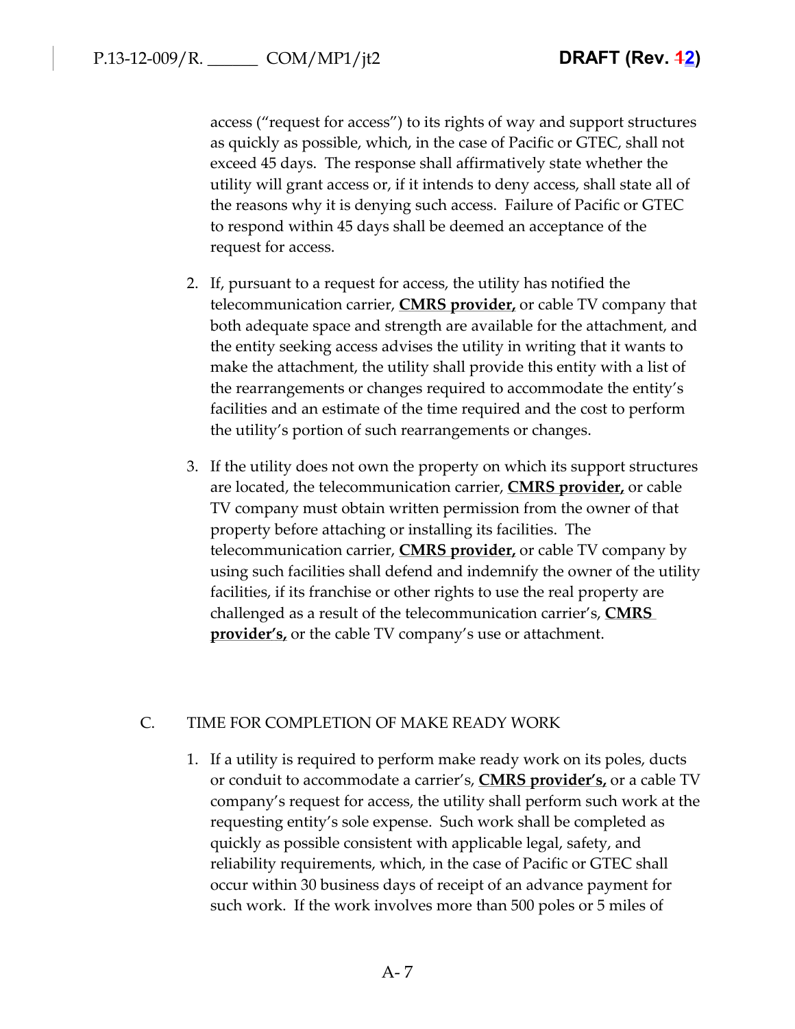access ("request for access") to its rights of way and support structures as quickly as possible, which, in the case of Pacific or GTEC, shall not exceed 45 days. The response shall affirmatively state whether the utility will grant access or, if it intends to deny access, shall state all of the reasons why it is denying such access. Failure of Pacific or GTEC to respond within 45 days shall be deemed an acceptance of the request for access.

2. If, pursuant to a request for access, the utility has notified the telecommunication carrier, **CMRS provider,** or cable TV company that both adequate space and strength are available for the attachment, and the entity seeking access advises the utility in writing that it wants to make the attachment, the utility shall provide this entity with a list of the rearrangements or changes required to accommodate the entity's facilities and an estimate of the time required and the cost to perform the utility's portion of such rearrangements or changes.

3. If the utility does not own the property on which its support structures are located, the telecommunication carrier, **CMRS provider,** or cable TV company must obtain written permission from the owner of that property before attaching or installing its facilities. The telecommunication carrier, **CMRS provider,** or cable TV company by using such facilities shall defend and indemnify the owner of the utility facilities, if its franchise or other rights to use the real property are challenged as a result of the telecommunication carrier's, **CMRS provider's,** or the cable TV company's use or attachment.

C. TIME FOR COMPLETION OF MAKE READY WORK

1. If a utility is required to perform make ready work on its poles, ducts or conduit to accommodate a carrier's, **CMRS provider's,** or a cable TV company's request for access, the utility shall perform such work at the requesting entity's sole expense. Such work shall be completed as quickly as possible consistent with applicable legal, safety, and reliability requirements, which, in the case of Pacific or GTEC shall occur within 30 business days of receipt of an advance payment for such work. If the work involves more than 500 poles or 5 miles of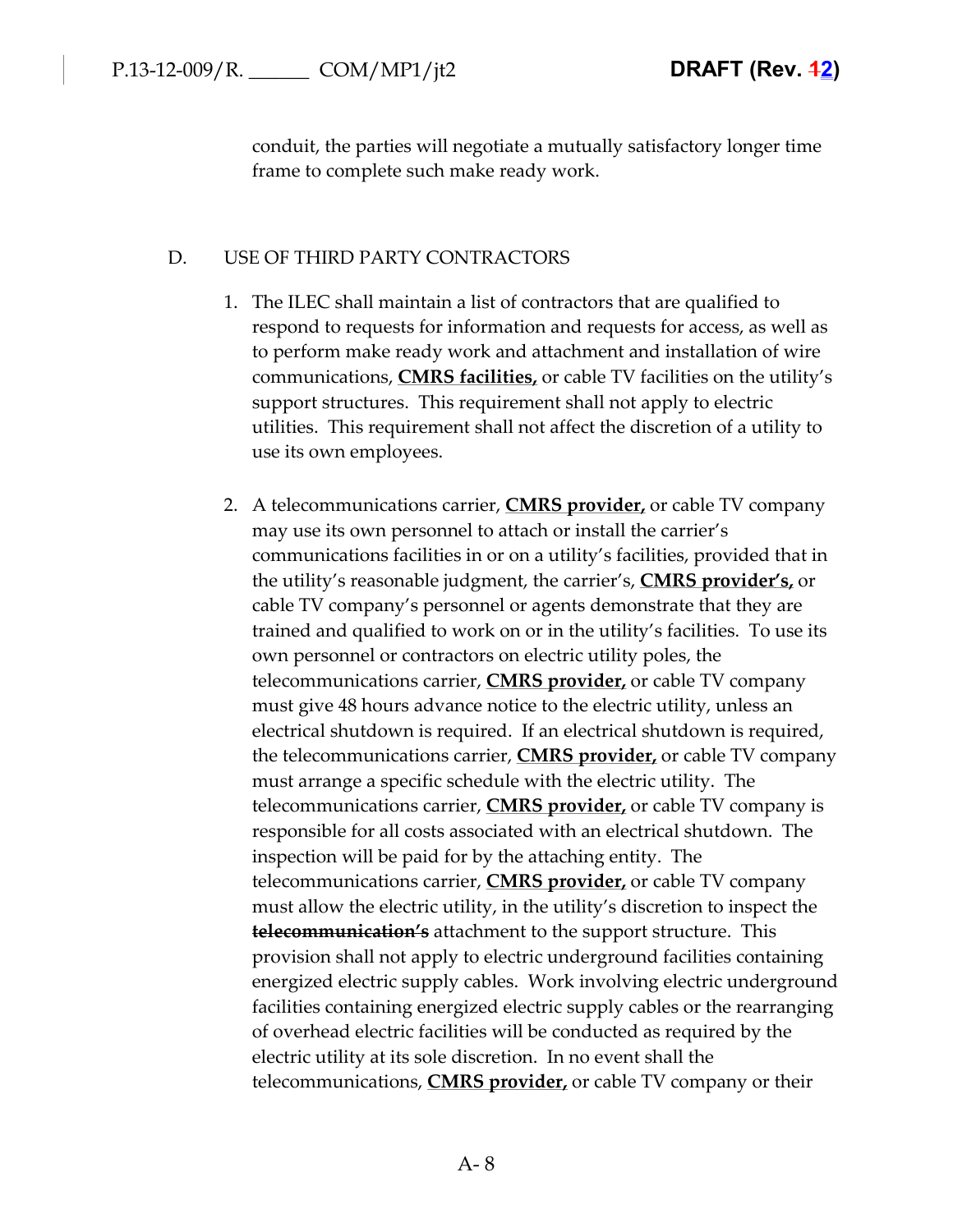conduit, the parties will negotiate a mutually satisfactory longer time frame to complete such make ready work.

D. USE OF THIRD PARTY CONTRACTORS

1. The ILEC shall maintain a list of contractors that are qualified to respond to requests for information and requests for access, as well as to perform make ready work and attachment and installation of wire communications, **CMRS facilities,** or cable TV facilities on the utility's support structures. This requirement shall not apply to electric utilities. This requirement shall not affect the discretion of a utility to use its own employees.

2. A telecommunications carrier, **CMRS provider,** or cable TV company may use its own personnel to attach or install the carrier's communications facilities in or on a utility's facilities, provided that in the utility's reasonable judgment, the carrier's, **CMRS provider's,** or cable TV company's personnel or agents demonstrate that they are trained and qualified to work on or in the utility's facilities. To use its own personnel or contractors on electric utility poles, the telecommunications carrier, **CMRS provider,** or cable TV company must give 48 hours advance notice to the electric utility, unless an electrical shutdown is required. If an electrical shutdown is required, the telecommunications carrier, **CMRS provider,** or cable TV company must arrange a specific schedule with the electric utility. The telecommunications carrier, **CMRS provider,** or cable TV company is responsible for all costs associated with an electrical shutdown. The inspection will be paid for by the attaching entity. The telecommunications carrier, **CMRS provider,** or cable TV company must allow the electric utility, in the utility's discretion to inspect the ~~telecommunication's~~ attachment to the support structure. This provision shall not apply to electric underground facilities containing energized electric supply cables. Work involving electric underground facilities containing energized electric supply cables or the rearranging of overhead electric facilities will be conducted as required by the electric utility at its sole discretion. In no event shall the telecommunications, **CMRS provider,** or cable TV company or their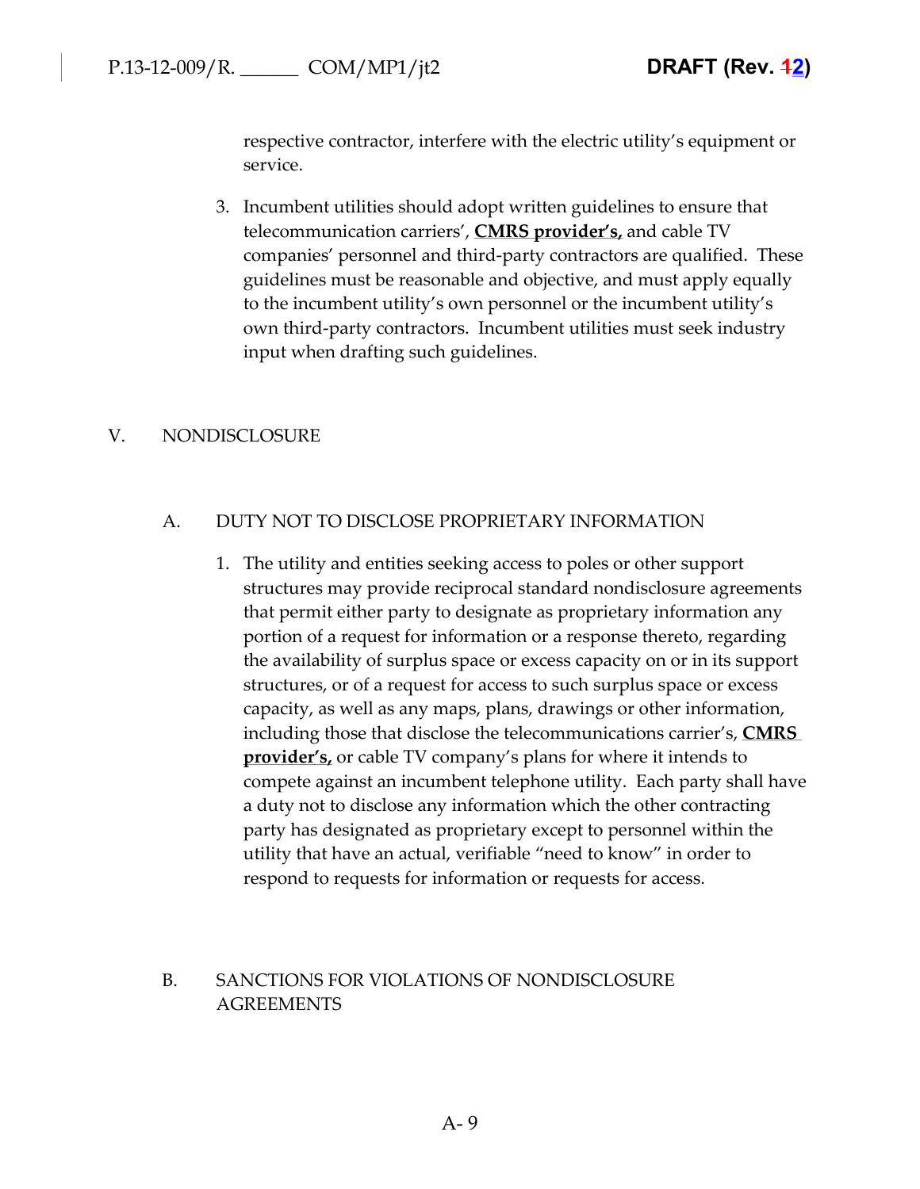respective contractor, interfere with the electric utility's equipment or service.

3. Incumbent utilities should adopt written guidelines to ensure that telecommunication carriers', **CMRS provider's,** and cable TV companies' personnel and third-party contractors are qualified. These guidelines must be reasonable and objective, and must apply equally to the incumbent utility's own personnel or the incumbent utility's own third-party contractors. Incumbent utilities must seek industry input when drafting such guidelines.

## V. NONDISCLOSURE

### A. DUTY NOT TO DISCLOSE PROPRIETARY INFORMATION

1. The utility and entities seeking access to poles or other support structures may provide reciprocal standard nondisclosure agreements that permit either party to designate as proprietary information any portion of a request for information or a response thereto, regarding the availability of surplus space or excess capacity on or in its support structures, or of a request for access to such surplus space or excess capacity, as well as any maps, plans, drawings or other information, including those that disclose the telecommunications carrier's, **CMRS provider's,** or cable TV company's plans for where it intends to compete against an incumbent telephone utility. Each party shall have a duty not to disclose any information which the other contracting party has designated as proprietary except to personnel within the utility that have an actual, verifiable "need to know" in order to respond to requests for information or requests for access.

### B. SANCTIONS FOR VIOLATIONS OF NONDISCLOSURE AGREEMENTS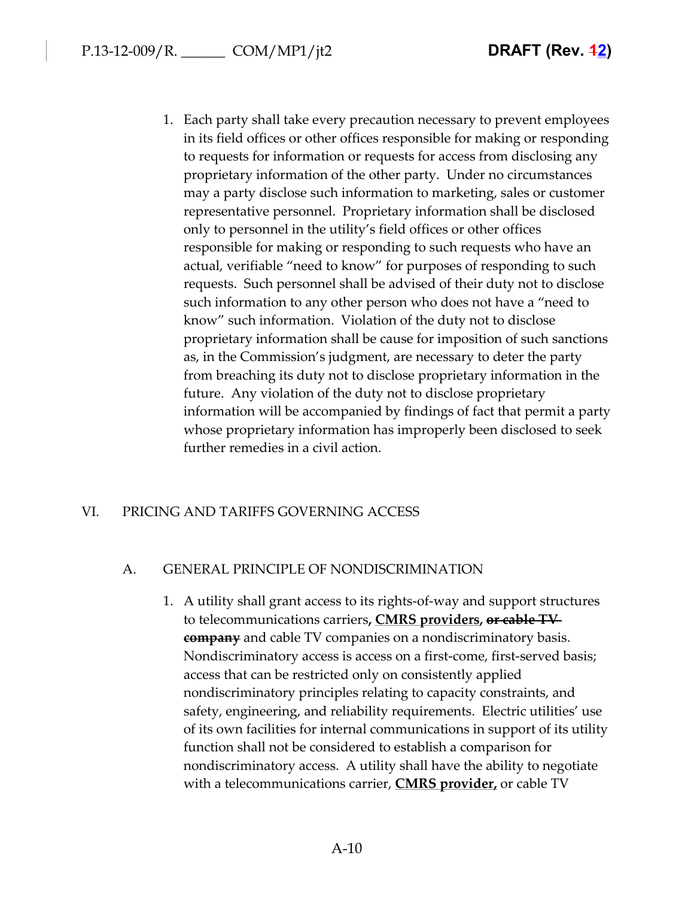1. Each party shall take every precaution necessary to prevent employees in its field offices or other offices responsible for making or responding to requests for information or requests for access from disclosing any proprietary information of the other party. Under no circumstances may a party disclose such information to marketing, sales or customer representative personnel. Proprietary information shall be disclosed only to personnel in the utility's field offices or other offices responsible for making or responding to such requests who have an actual, verifiable "need to know" for purposes of responding to such requests. Such personnel shall be advised of their duty not to disclose such information to any other person who does not have a "need to know" such information. Violation of the duty not to disclose proprietary information shall be cause for imposition of such sanctions as, in the Commission's judgment, are necessary to deter the party from breaching its duty not to disclose proprietary information in the future. Any violation of the duty not to disclose proprietary information will be accompanied by findings of fact that permit a party whose proprietary information has improperly been disclosed to seek further remedies in a civil action.

## VI. PRICING AND TARIFFS GOVERNING ACCESS

### A. GENERAL PRINCIPLE OF NONDISCRIMINATION

1. A utility shall grant access to its rights-of-way and support structures to telecommunications carriers**, <u>CMRS providers</u>,** ~~**or cable TV company**~~ and cable TV companies on a nondiscriminatory basis. Nondiscriminatory access is access on a first-come, first-served basis; access that can be restricted only on consistently applied nondiscriminatory principles relating to capacity constraints, and safety, engineering, and reliability requirements. Electric utilities' use of its own facilities for internal communications in support of its utility function shall not be considered to establish a comparison for nondiscriminatory access. A utility shall have the ability to negotiate with a telecommunications carrier, **<u>CMRS provider,</u>** or cable TV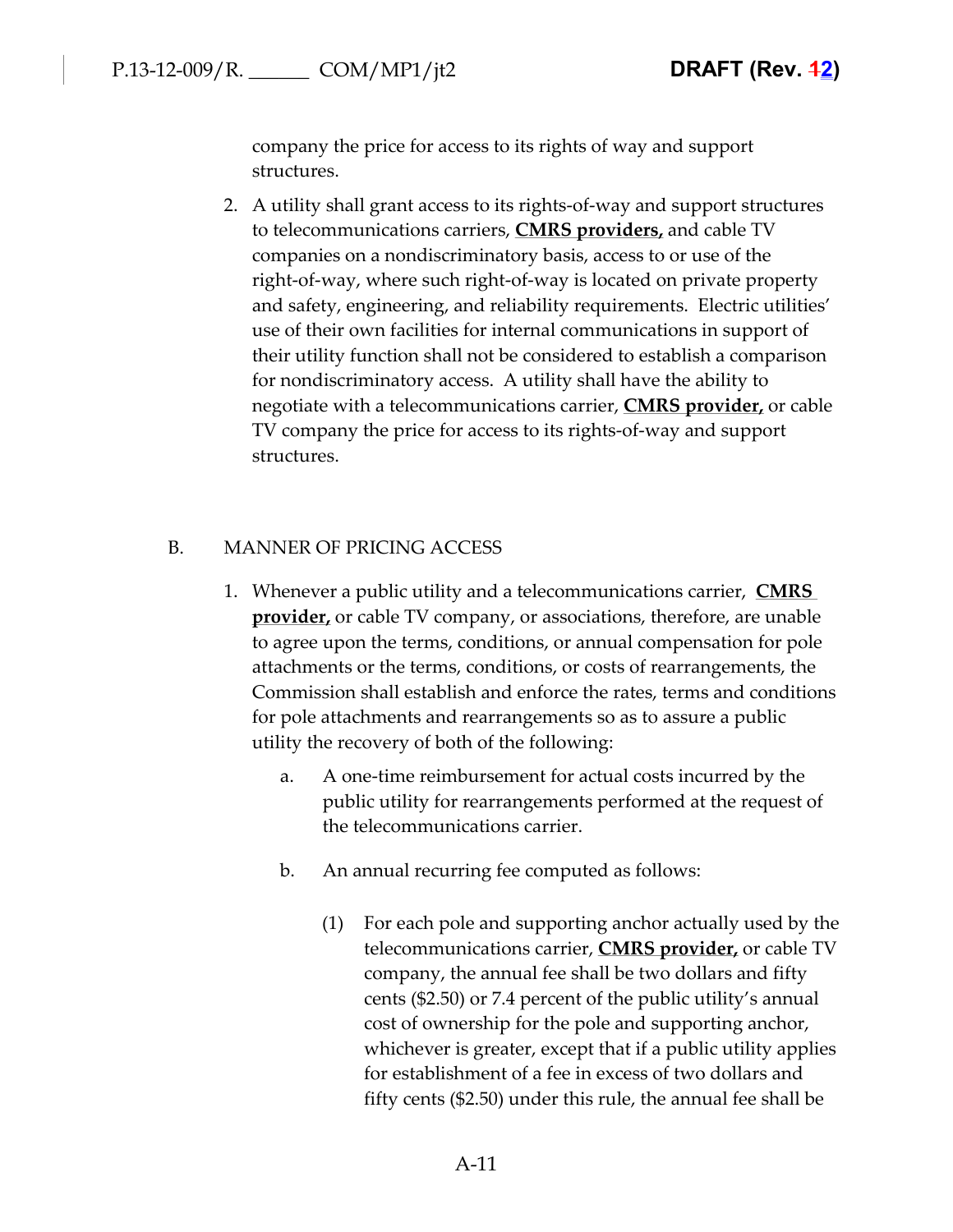company the price for access to its rights of way and support structures.

2. A utility shall grant access to its rights-of-way and support structures to telecommunications carriers, **CMRS providers,** and cable TV companies on a nondiscriminatory basis, access to or use of the right-of-way, where such right-of-way is located on private property and safety, engineering, and reliability requirements. Electric utilities' use of their own facilities for internal communications in support of their utility function shall not be considered to establish a comparison for nondiscriminatory access. A utility shall have the ability to negotiate with a telecommunications carrier, **CMRS provider,** or cable TV company the price for access to its rights-of-way and support structures.

B. MANNER OF PRICING ACCESS

1. Whenever a public utility and a telecommunications carrier, **CMRS provider,** or cable TV company, or associations, therefore, are unable to agree upon the terms, conditions, or annual compensation for pole attachments or the terms, conditions, or costs of rearrangements, the Commission shall establish and enforce the rates, terms and conditions for pole attachments and rearrangements so as to assure a public utility the recovery of both of the following:

   a. A one-time reimbursement for actual costs incurred by the public utility for rearrangements performed at the request of the telecommunications carrier.

   b. An annual recurring fee computed as follows:

      (1) For each pole and supporting anchor actually used by the telecommunications carrier, **CMRS provider,** or cable TV company, the annual fee shall be two dollars and fifty cents ($2.50) or 7.4 percent of the public utility's annual cost of ownership for the pole and supporting anchor, whichever is greater, except that if a public utility applies for establishment of a fee in excess of two dollars and fifty cents ($2.50) under this rule, the annual fee shall be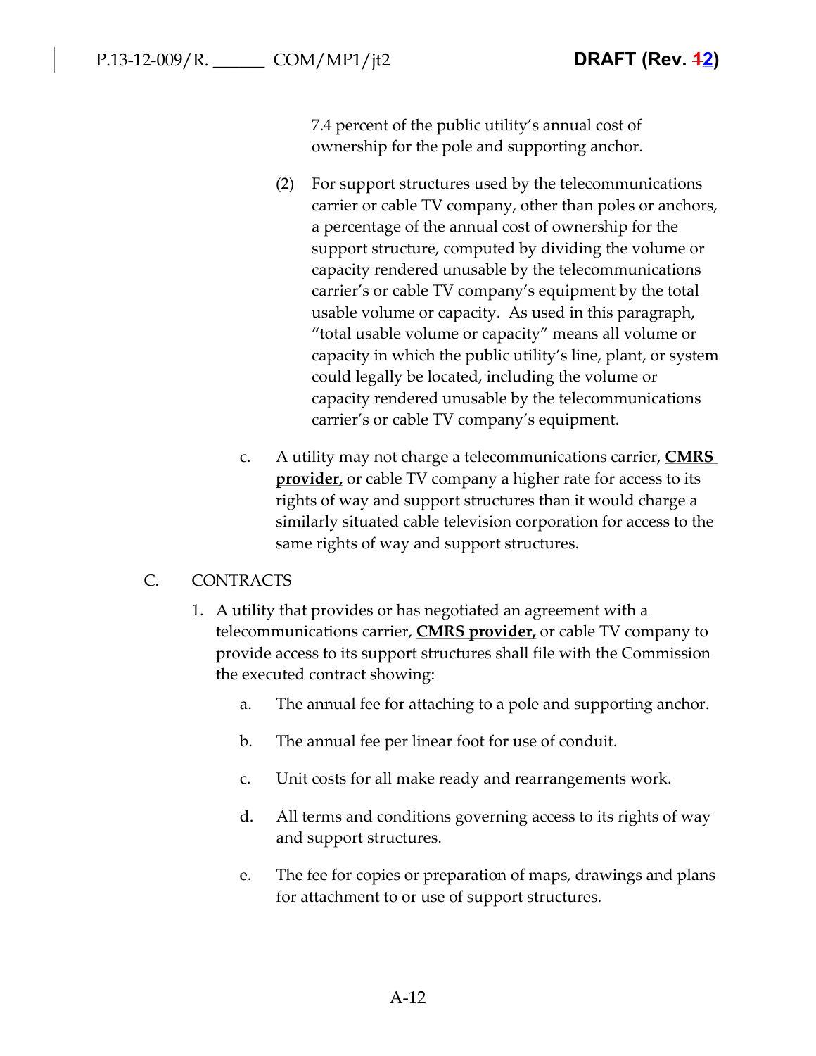7.4 percent of the public utility's annual cost of ownership for the pole and supporting anchor.

(2) For support structures used by the telecommunications carrier or cable TV company, other than poles or anchors, a percentage of the annual cost of ownership for the support structure, computed by dividing the volume or capacity rendered unusable by the telecommunications carrier's or cable TV company's equipment by the total usable volume or capacity. As used in this paragraph, "total usable volume or capacity" means all volume or capacity in which the public utility's line, plant, or system could legally be located, including the volume or capacity rendered unusable by the telecommunications carrier's or cable TV company's equipment.

c. A utility may not charge a telecommunications carrier, **CMRS provider,** or cable TV company a higher rate for access to its rights of way and support structures than it would charge a similarly situated cable television corporation for access to the same rights of way and support structures.

C. CONTRACTS

1. A utility that provides or has negotiated an agreement with a telecommunications carrier, **CMRS provider,** or cable TV company to provide access to its support structures shall file with the Commission the executed contract showing:

   a. The annual fee for attaching to a pole and supporting anchor.

   b. The annual fee per linear foot for use of conduit.

   c. Unit costs for all make ready and rearrangements work.

   d. All terms and conditions governing access to its rights of way and support structures.

   e. The fee for copies or preparation of maps, drawings and plans for attachment to or use of support structures.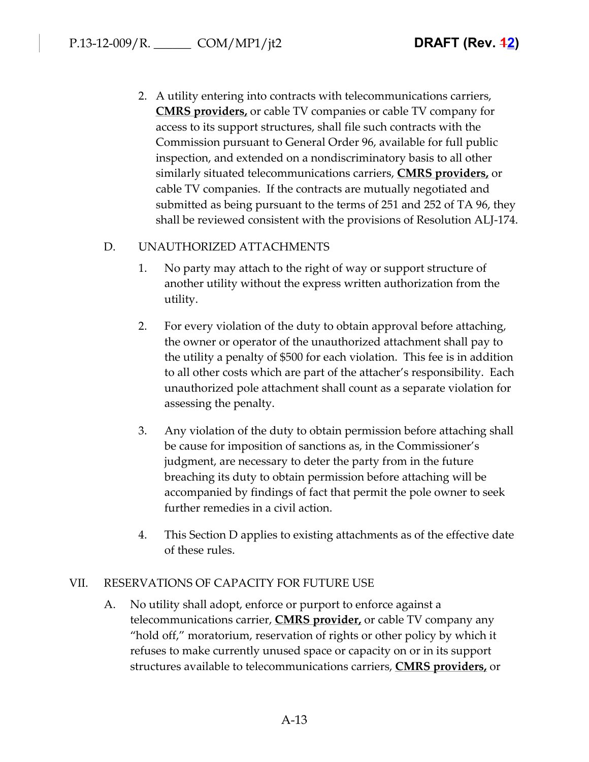2. A utility entering into contracts with telecommunications carriers, **CMRS providers,** or cable TV companies or cable TV company for access to its support structures, shall file such contracts with the Commission pursuant to General Order 96, available for full public inspection, and extended on a nondiscriminatory basis to all other similarly situated telecommunications carriers, **CMRS providers,** or cable TV companies. If the contracts are mutually negotiated and submitted as being pursuant to the terms of 251 and 252 of TA 96, they shall be reviewed consistent with the provisions of Resolution ALJ-174.

D. UNAUTHORIZED ATTACHMENTS

1. No party may attach to the right of way or support structure of another utility without the express written authorization from the utility.

2. For every violation of the duty to obtain approval before attaching, the owner or operator of the unauthorized attachment shall pay to the utility a penalty of $500 for each violation. This fee is in addition to all other costs which are part of the attacher's responsibility. Each unauthorized pole attachment shall count as a separate violation for assessing the penalty.

3. Any violation of the duty to obtain permission before attaching shall be cause for imposition of sanctions as, in the Commissioner's judgment, are necessary to deter the party from in the future breaching its duty to obtain permission before attaching will be accompanied by findings of fact that permit the pole owner to seek further remedies in a civil action.

4. This Section D applies to existing attachments as of the effective date of these rules.

VII. RESERVATIONS OF CAPACITY FOR FUTURE USE

A. No utility shall adopt, enforce or purport to enforce against a telecommunications carrier, **CMRS provider,** or cable TV company any "hold off," moratorium, reservation of rights or other policy by which it refuses to make currently unused space or capacity on or in its support structures available to telecommunications carriers, **CMRS providers,** or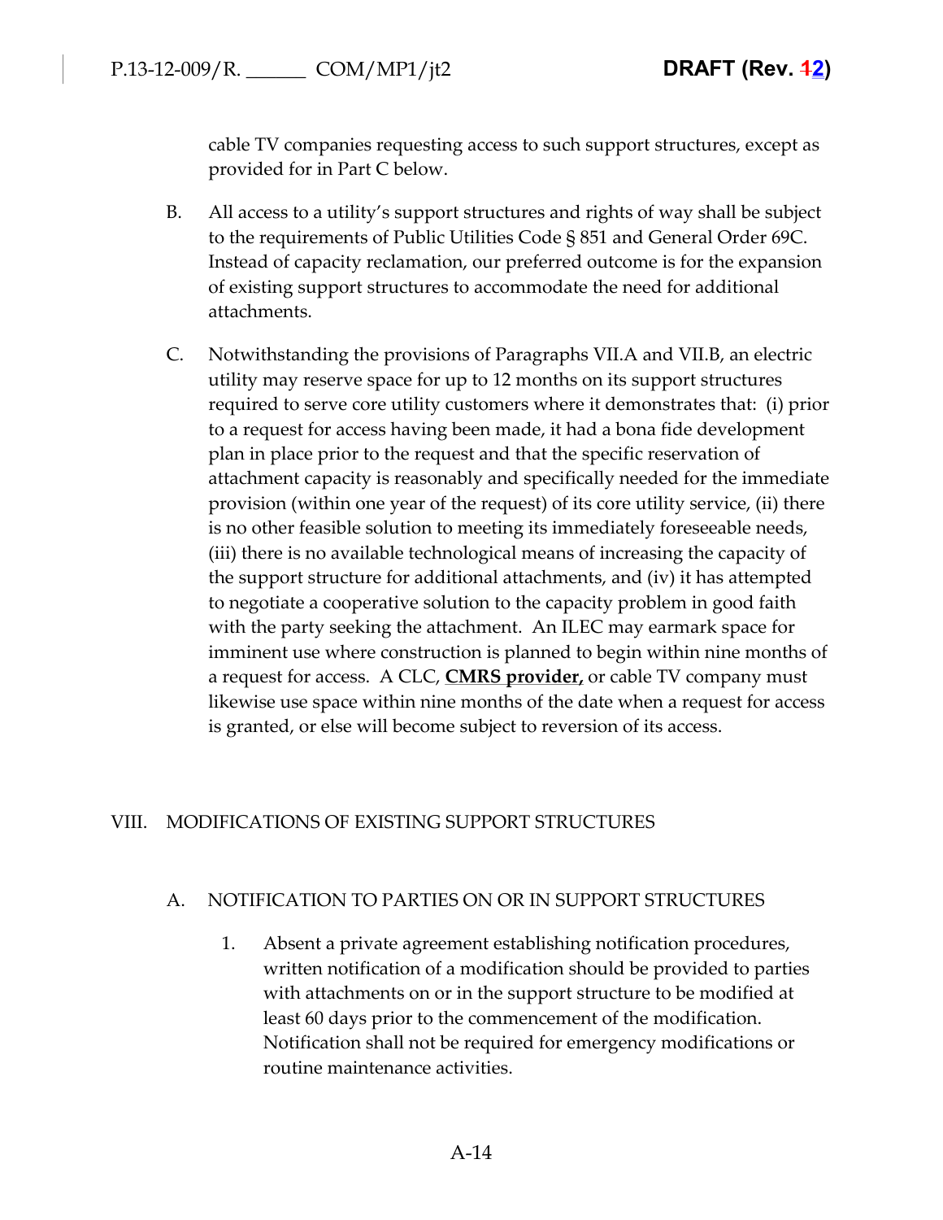cable TV companies requesting access to such support structures, except as provided for in Part C below.

B. All access to a utility's support structures and rights of way shall be subject to the requirements of Public Utilities Code § 851 and General Order 69C. Instead of capacity reclamation, our preferred outcome is for the expansion of existing support structures to accommodate the need for additional attachments.

C. Notwithstanding the provisions of Paragraphs VII.A and VII.B, an electric utility may reserve space for up to 12 months on its support structures required to serve core utility customers where it demonstrates that: (i) prior to a request for access having been made, it had a bona fide development plan in place prior to the request and that the specific reservation of attachment capacity is reasonably and specifically needed for the immediate provision (within one year of the request) of its core utility service, (ii) there is no other feasible solution to meeting its immediately foreseeable needs, (iii) there is no available technological means of increasing the capacity of the support structure for additional attachments, and (iv) it has attempted to negotiate a cooperative solution to the capacity problem in good faith with the party seeking the attachment. An ILEC may earmark space for imminent use where construction is planned to begin within nine months of a request for access. A CLC, **CMRS provider,** or cable TV company must likewise use space within nine months of the date when a request for access is granted, or else will become subject to reversion of its access.

## VIII. MODIFICATIONS OF EXISTING SUPPORT STRUCTURES

### A. NOTIFICATION TO PARTIES ON OR IN SUPPORT STRUCTURES

1. Absent a private agreement establishing notification procedures, written notification of a modification should be provided to parties with attachments on or in the support structure to be modified at least 60 days prior to the commencement of the modification. Notification shall not be required for emergency modifications or routine maintenance activities.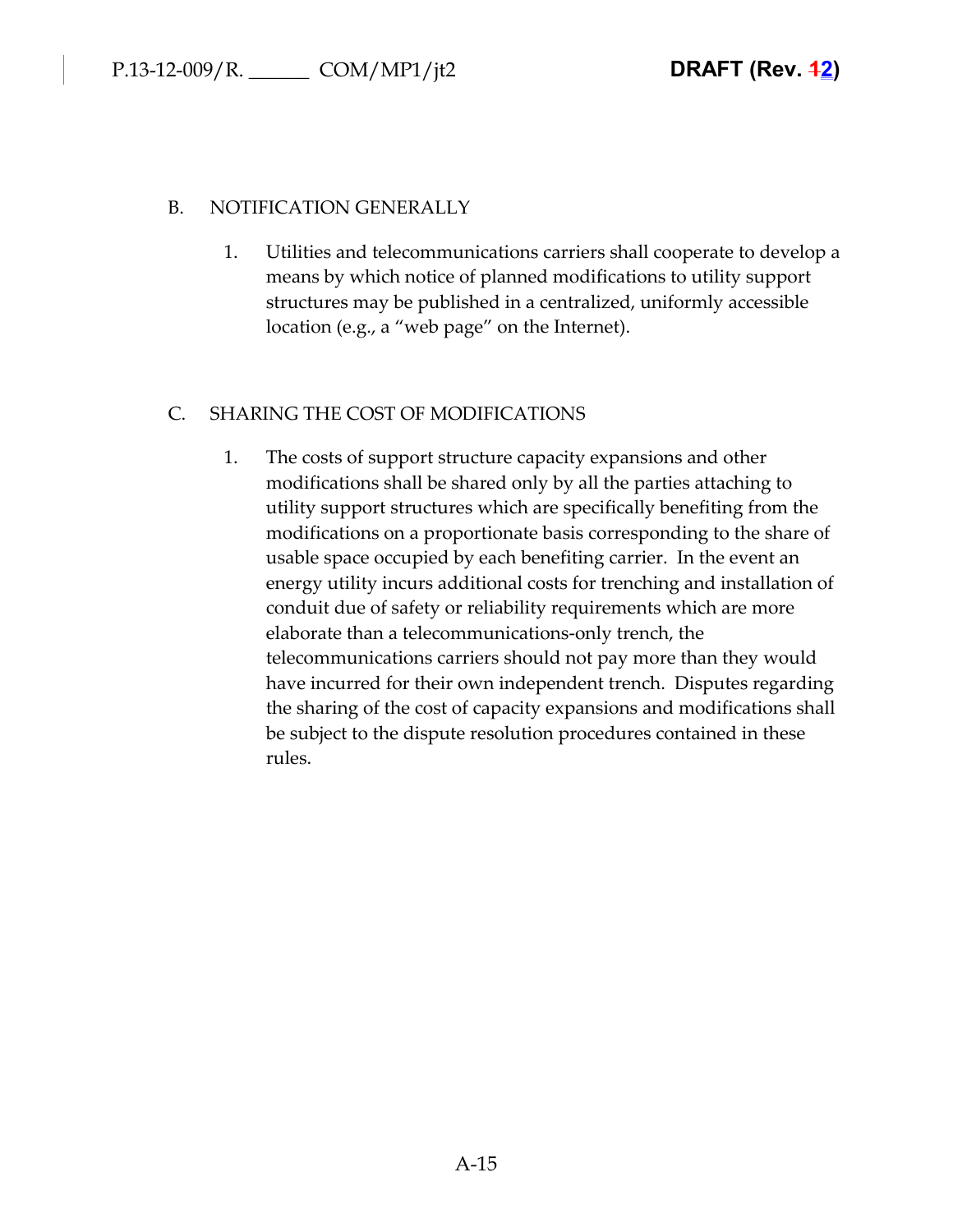## B. NOTIFICATION GENERALLY

1. Utilities and telecommunications carriers shall cooperate to develop a means by which notice of planned modifications to utility support structures may be published in a centralized, uniformly accessible location (e.g., a "web page" on the Internet).

## C. SHARING THE COST OF MODIFICATIONS

1. The costs of support structure capacity expansions and other modifications shall be shared only by all the parties attaching to utility support structures which are specifically benefiting from the modifications on a proportionate basis corresponding to the share of usable space occupied by each benefiting carrier. In the event an energy utility incurs additional costs for trenching and installation of conduit due of safety or reliability requirements which are more elaborate than a telecommunications-only trench, the telecommunications carriers should not pay more than they would have incurred for their own independent trench. Disputes regarding the sharing of the cost of capacity expansions and modifications shall be subject to the dispute resolution procedures contained in these rules.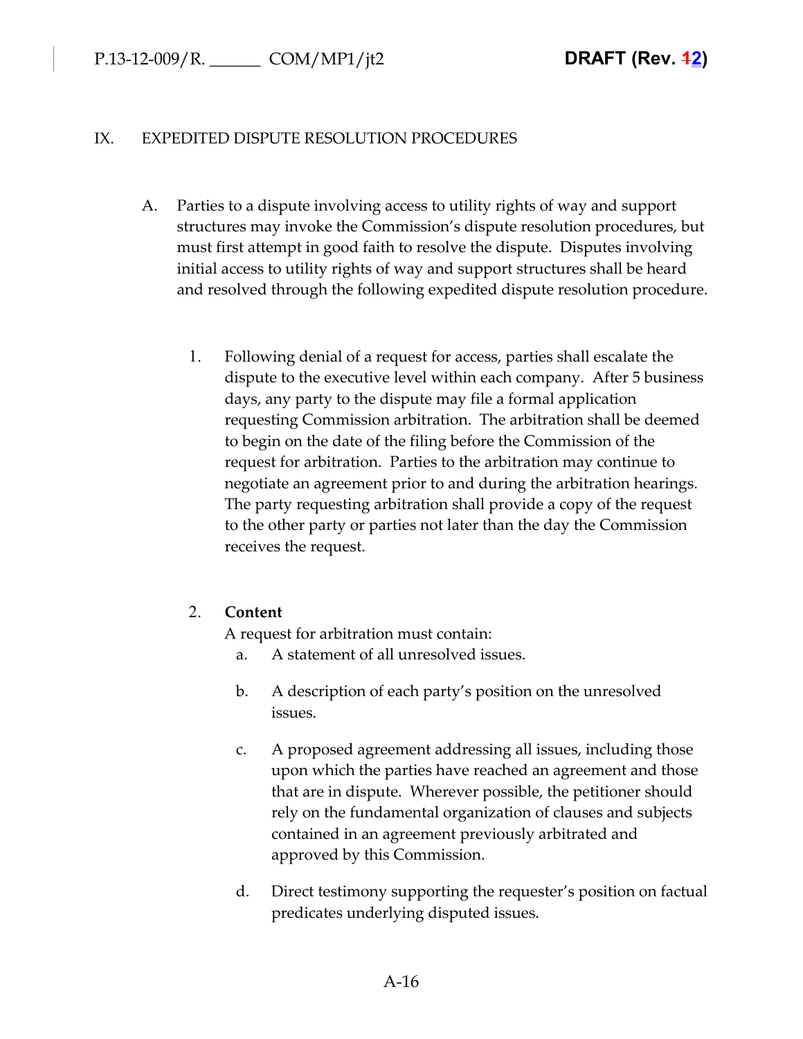## IX. EXPEDITED DISPUTE RESOLUTION PROCEDURES

A. Parties to a dispute involving access to utility rights of way and support structures may invoke the Commission's dispute resolution procedures, but must first attempt in good faith to resolve the dispute. Disputes involving initial access to utility rights of way and support structures shall be heard and resolved through the following expedited dispute resolution procedure.

1. Following denial of a request for access, parties shall escalate the dispute to the executive level within each company. After 5 business days, any party to the dispute may file a formal application requesting Commission arbitration. The arbitration shall be deemed to begin on the date of the filing before the Commission of the request for arbitration. Parties to the arbitration may continue to negotiate an agreement prior to and during the arbitration hearings. The party requesting arbitration shall provide a copy of the request to the other party or parties not later than the day the Commission receives the request.

2. **Content**

   A request for arbitration must contain:

   a. A statement of all unresolved issues.

   b. A description of each party's position on the unresolved issues.

   c. A proposed agreement addressing all issues, including those upon which the parties have reached an agreement and those that are in dispute. Wherever possible, the petitioner should rely on the fundamental organization of clauses and subjects contained in an agreement previously arbitrated and approved by this Commission.

   d. Direct testimony supporting the requester's position on factual predicates underlying disputed issues.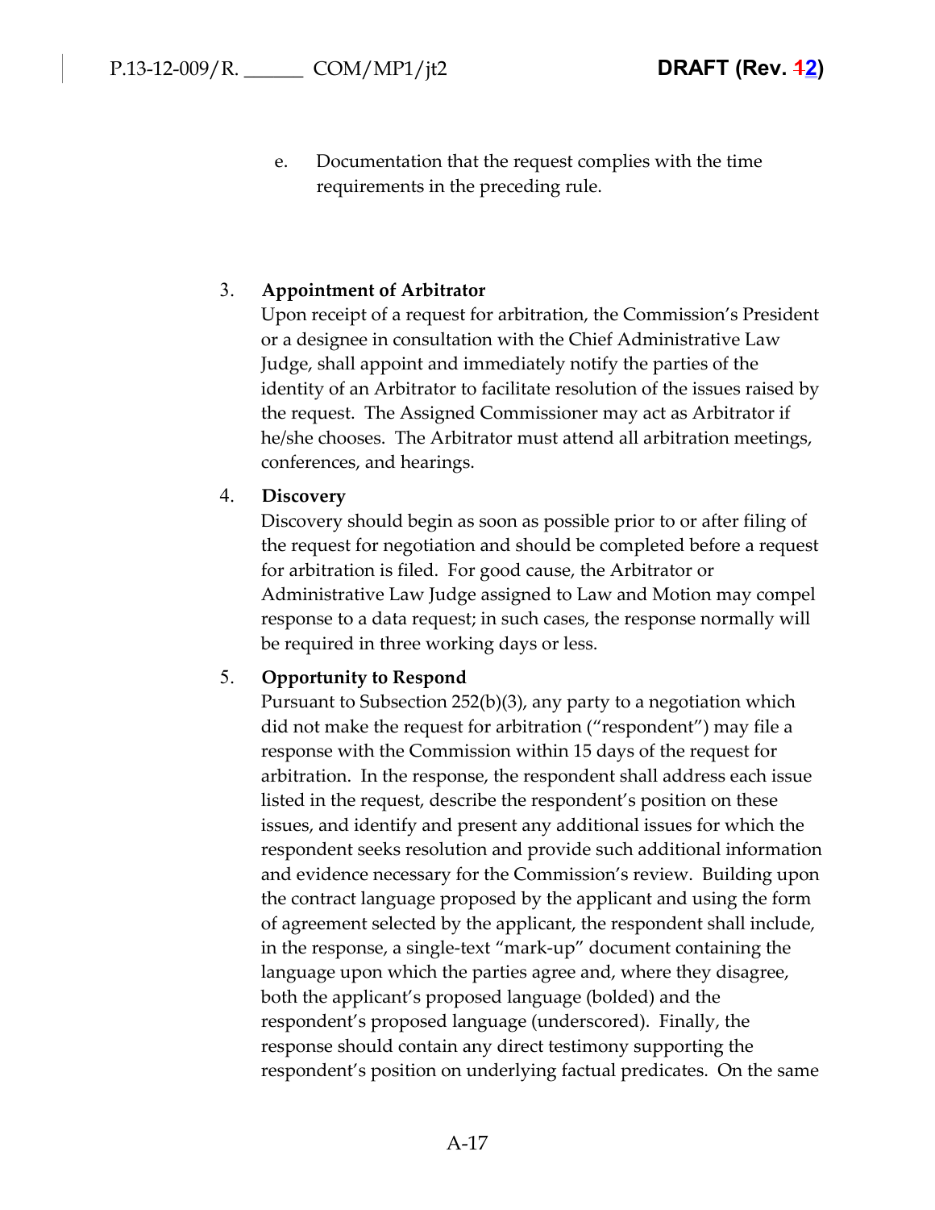e. Documentation that the request complies with the time requirements in the preceding rule.

3. **Appointment of Arbitrator**
Upon receipt of a request for arbitration, the Commission's President or a designee in consultation with the Chief Administrative Law Judge, shall appoint and immediately notify the parties of the identity of an Arbitrator to facilitate resolution of the issues raised by the request. The Assigned Commissioner may act as Arbitrator if he/she chooses. The Arbitrator must attend all arbitration meetings, conferences, and hearings.

4. **Discovery**
Discovery should begin as soon as possible prior to or after filing of the request for negotiation and should be completed before a request for arbitration is filed. For good cause, the Arbitrator or Administrative Law Judge assigned to Law and Motion may compel response to a data request; in such cases, the response normally will be required in three working days or less.

5. **Opportunity to Respond**
Pursuant to Subsection 252(b)(3), any party to a negotiation which did not make the request for arbitration ("respondent") may file a response with the Commission within 15 days of the request for arbitration. In the response, the respondent shall address each issue listed in the request, describe the respondent's position on these issues, and identify and present any additional issues for which the respondent seeks resolution and provide such additional information and evidence necessary for the Commission's review. Building upon the contract language proposed by the applicant and using the form of agreement selected by the applicant, the respondent shall include, in the response, a single-text "mark-up" document containing the language upon which the parties agree and, where they disagree, both the applicant's proposed language (bolded) and the respondent's proposed language (underscored). Finally, the response should contain any direct testimony supporting the respondent's position on underlying factual predicates. On the same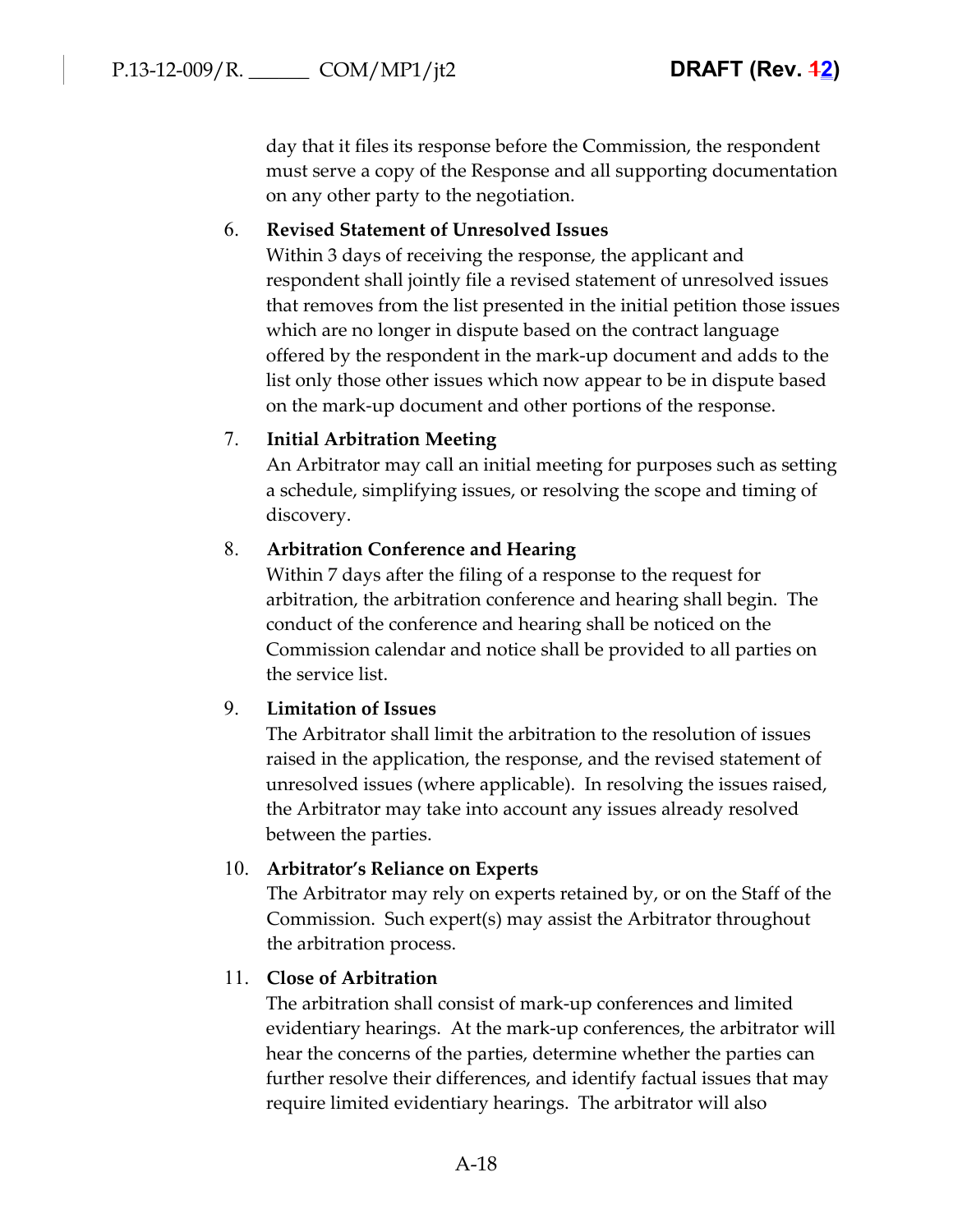day that it files its response before the Commission, the respondent must serve a copy of the Response and all supporting documentation on any other party to the negotiation.

6. **Revised Statement of Unresolved Issues**
   Within 3 days of receiving the response, the applicant and respondent shall jointly file a revised statement of unresolved issues that removes from the list presented in the initial petition those issues which are no longer in dispute based on the contract language offered by the respondent in the mark-up document and adds to the list only those other issues which now appear to be in dispute based on the mark-up document and other portions of the response.

7. **Initial Arbitration Meeting**
   An Arbitrator may call an initial meeting for purposes such as setting a schedule, simplifying issues, or resolving the scope and timing of discovery.

8. **Arbitration Conference and Hearing**
   Within 7 days after the filing of a response to the request for arbitration, the arbitration conference and hearing shall begin. The conduct of the conference and hearing shall be noticed on the Commission calendar and notice shall be provided to all parties on the service list.

9. **Limitation of Issues**
   The Arbitrator shall limit the arbitration to the resolution of issues raised in the application, the response, and the revised statement of unresolved issues (where applicable). In resolving the issues raised, the Arbitrator may take into account any issues already resolved between the parties.

10. **Arbitrator's Reliance on Experts**
    The Arbitrator may rely on experts retained by, or on the Staff of the Commission. Such expert(s) may assist the Arbitrator throughout the arbitration process.

11. **Close of Arbitration**
    The arbitration shall consist of mark-up conferences and limited evidentiary hearings. At the mark-up conferences, the arbitrator will hear the concerns of the parties, determine whether the parties can further resolve their differences, and identify factual issues that may require limited evidentiary hearings. The arbitrator will also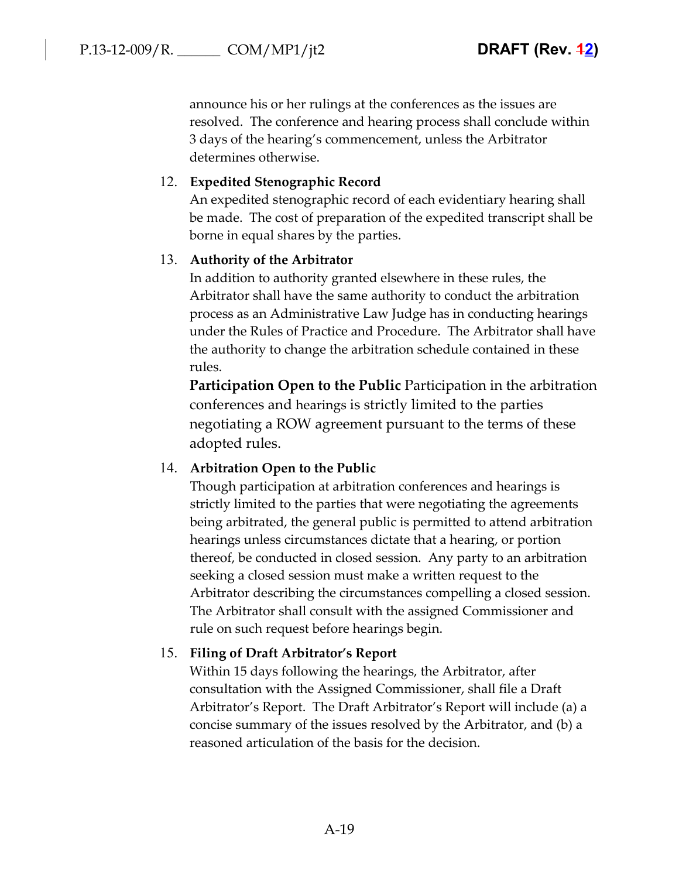announce his or her rulings at the conferences as the issues are resolved. The conference and hearing process shall conclude within 3 days of the hearing's commencement, unless the Arbitrator determines otherwise.

12. **Expedited Stenographic Record**
    An expedited stenographic record of each evidentiary hearing shall be made. The cost of preparation of the expedited transcript shall be borne in equal shares by the parties.

13. **Authority of the Arbitrator**
    In addition to authority granted elsewhere in these rules, the Arbitrator shall have the same authority to conduct the arbitration process as an Administrative Law Judge has in conducting hearings under the Rules of Practice and Procedure. The Arbitrator shall have the authority to change the arbitration schedule contained in these rules.
    **Participation Open to the Public** Participation in the arbitration conferences and hearings is strictly limited to the parties negotiating a ROW agreement pursuant to the terms of these adopted rules.

14. **Arbitration Open to the Public**
    Though participation at arbitration conferences and hearings is strictly limited to the parties that were negotiating the agreements being arbitrated, the general public is permitted to attend arbitration hearings unless circumstances dictate that a hearing, or portion thereof, be conducted in closed session. Any party to an arbitration seeking a closed session must make a written request to the Arbitrator describing the circumstances compelling a closed session. The Arbitrator shall consult with the assigned Commissioner and rule on such request before hearings begin.

15. **Filing of Draft Arbitrator's Report**
    Within 15 days following the hearings, the Arbitrator, after consultation with the Assigned Commissioner, shall file a Draft Arbitrator's Report. The Draft Arbitrator's Report will include (a) a concise summary of the issues resolved by the Arbitrator, and (b) a reasoned articulation of the basis for the decision.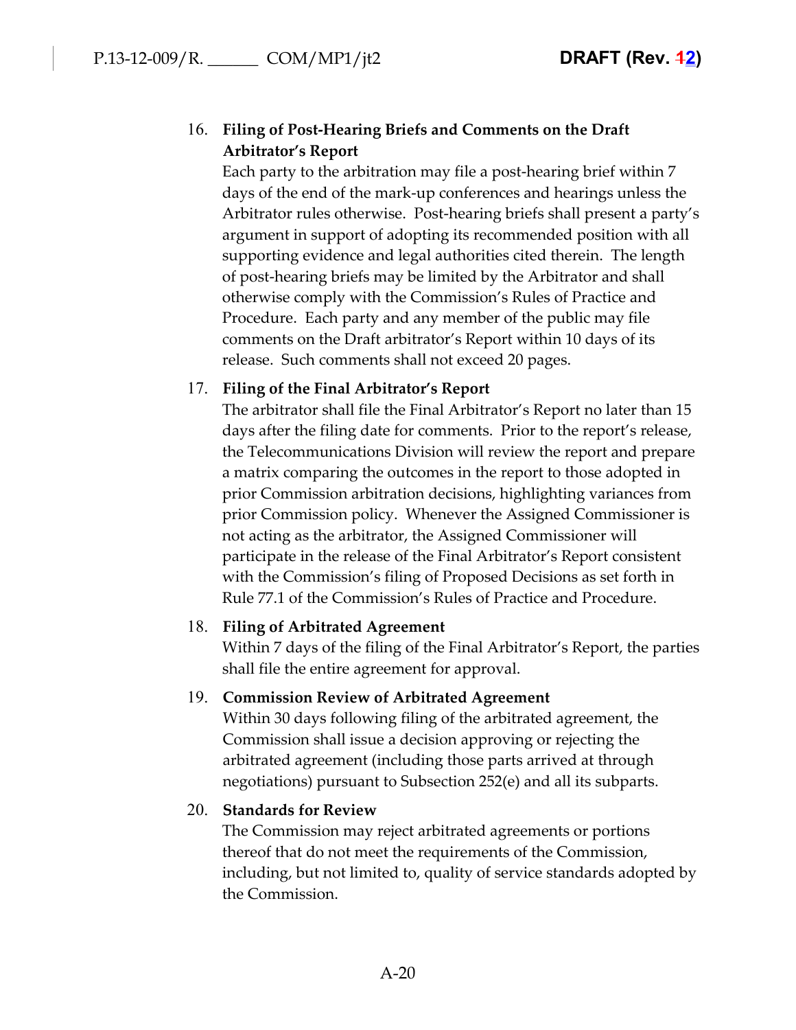16. **Filing of Post-Hearing Briefs and Comments on the Draft Arbitrator's Report**
    Each party to the arbitration may file a post-hearing brief within 7 days of the end of the mark-up conferences and hearings unless the Arbitrator rules otherwise. Post-hearing briefs shall present a party's argument in support of adopting its recommended position with all supporting evidence and legal authorities cited therein. The length of post-hearing briefs may be limited by the Arbitrator and shall otherwise comply with the Commission's Rules of Practice and Procedure. Each party and any member of the public may file comments on the Draft arbitrator's Report within 10 days of its release. Such comments shall not exceed 20 pages.

17. **Filing of the Final Arbitrator's Report**
    The arbitrator shall file the Final Arbitrator's Report no later than 15 days after the filing date for comments. Prior to the report's release, the Telecommunications Division will review the report and prepare a matrix comparing the outcomes in the report to those adopted in prior Commission arbitration decisions, highlighting variances from prior Commission policy. Whenever the Assigned Commissioner is not acting as the arbitrator, the Assigned Commissioner will participate in the release of the Final Arbitrator's Report consistent with the Commission's filing of Proposed Decisions as set forth in Rule 77.1 of the Commission's Rules of Practice and Procedure.

18. **Filing of Arbitrated Agreement**
    Within 7 days of the filing of the Final Arbitrator's Report, the parties shall file the entire agreement for approval.

19. **Commission Review of Arbitrated Agreement**
    Within 30 days following filing of the arbitrated agreement, the Commission shall issue a decision approving or rejecting the arbitrated agreement (including those parts arrived at through negotiations) pursuant to Subsection 252(e) and all its subparts.

20. **Standards for Review**
    The Commission may reject arbitrated agreements or portions thereof that do not meet the requirements of the Commission, including, but not limited to, quality of service standards adopted by the Commission.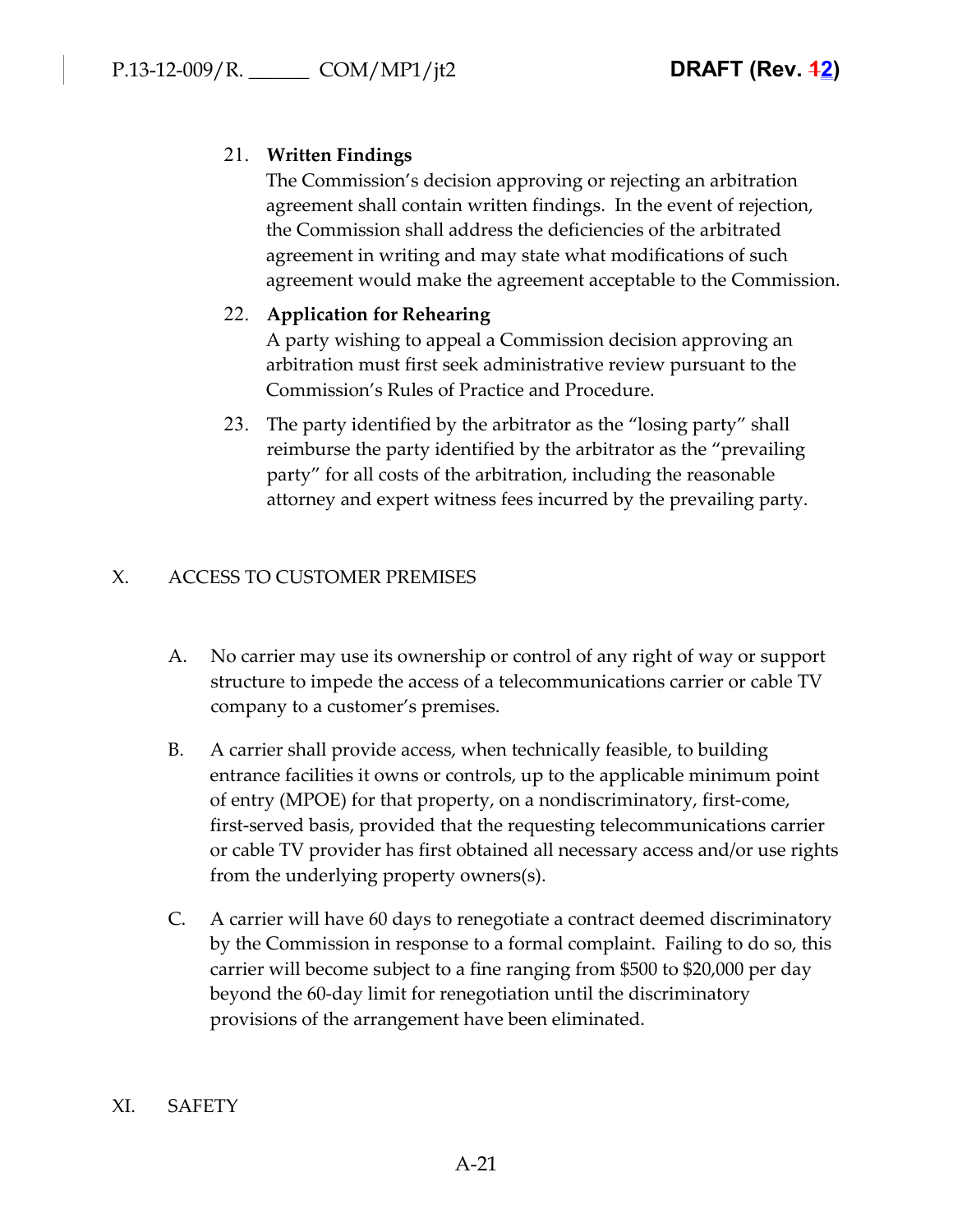21. **Written Findings**
    The Commission's decision approving or rejecting an arbitration agreement shall contain written findings. In the event of rejection, the Commission shall address the deficiencies of the arbitrated agreement in writing and may state what modifications of such agreement would make the agreement acceptable to the Commission.

22. **Application for Rehearing**
    A party wishing to appeal a Commission decision approving an arbitration must first seek administrative review pursuant to the Commission's Rules of Practice and Procedure.

23. The party identified by the arbitrator as the "losing party" shall reimburse the party identified by the arbitrator as the "prevailing party" for all costs of the arbitration, including the reasonable attorney and expert witness fees incurred by the prevailing party.

## X. ACCESS TO CUSTOMER PREMISES

A. No carrier may use its ownership or control of any right of way or support structure to impede the access of a telecommunications carrier or cable TV company to a customer's premises.

B. A carrier shall provide access, when technically feasible, to building entrance facilities it owns or controls, up to the applicable minimum point of entry (MPOE) for that property, on a nondiscriminatory, first-come, first-served basis, provided that the requesting telecommunications carrier or cable TV provider has first obtained all necessary access and/or use rights from the underlying property owners(s).

C. A carrier will have 60 days to renegotiate a contract deemed discriminatory by the Commission in response to a formal complaint. Failing to do so, this carrier will become subject to a fine ranging from $500 to $20,000 per day beyond the 60-day limit for renegotiation until the discriminatory provisions of the arrangement have been eliminated.

## XI. SAFETY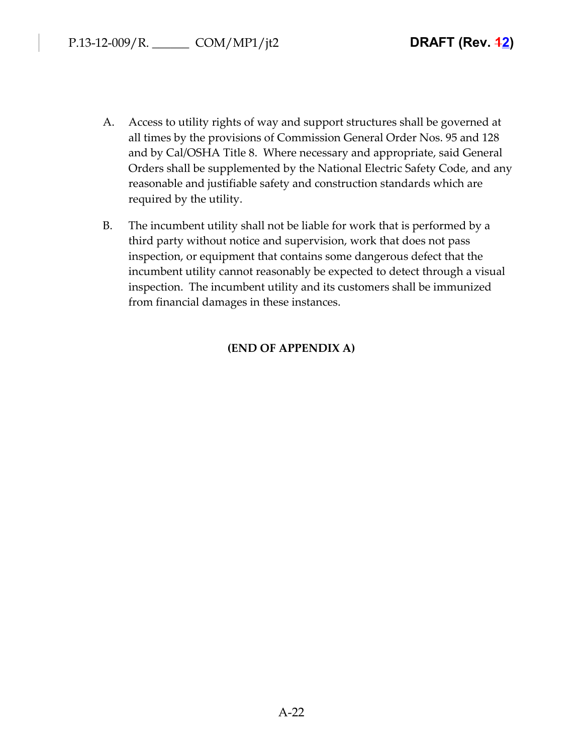A. Access to utility rights of way and support structures shall be governed at all times by the provisions of Commission General Order Nos. 95 and 128 and by Cal/OSHA Title 8. Where necessary and appropriate, said General Orders shall be supplemented by the National Electric Safety Code, and any reasonable and justifiable safety and construction standards which are required by the utility.

B. The incumbent utility shall not be liable for work that is performed by a third party without notice and supervision, work that does not pass inspection, or equipment that contains some dangerous defect that the incumbent utility cannot reasonably be expected to detect through a visual inspection. The incumbent utility and its customers shall be immunized from financial damages in these instances.

**(END OF APPENDIX A)**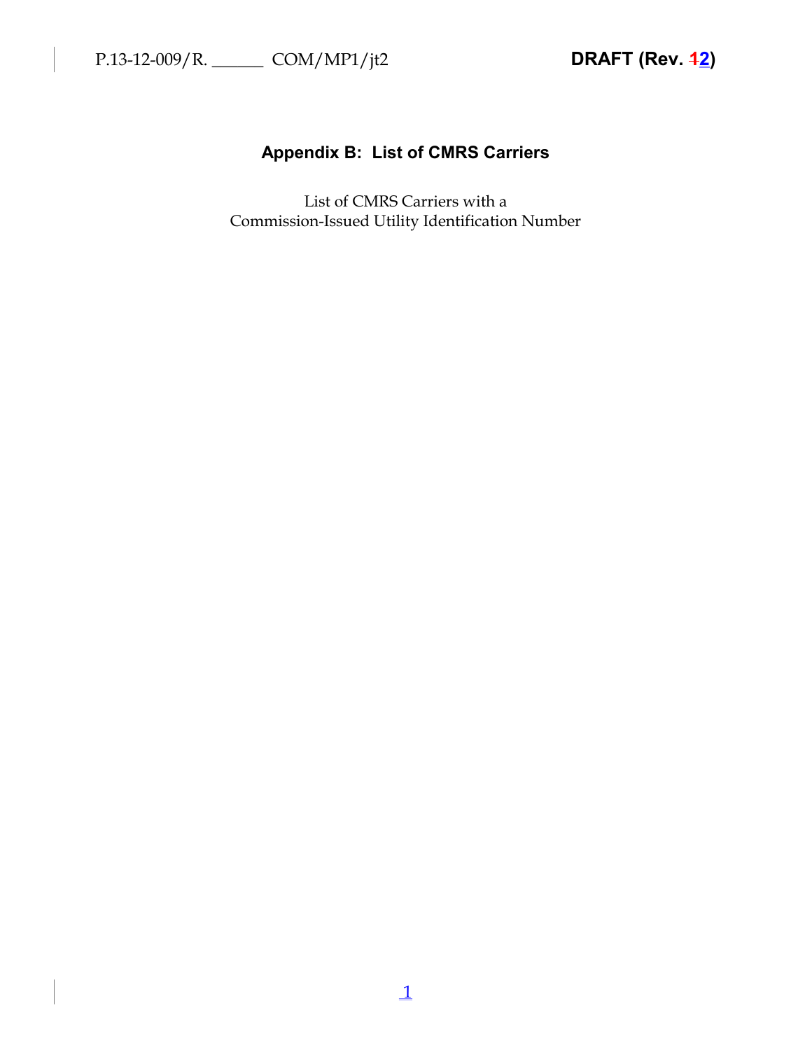# Appendix B: List of CMRS Carriers

List of CMRS Carriers with a
Commission-Issued Utility Identification Number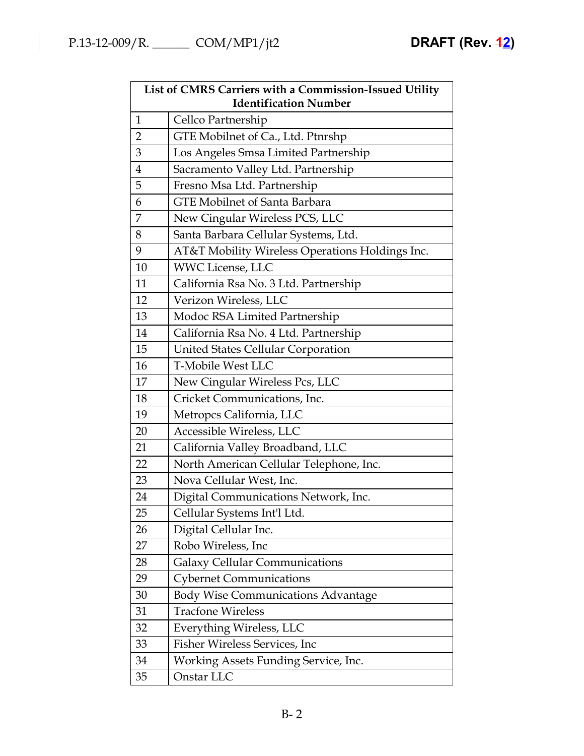| List of CMRS Carriers with a Commission-Issued Utility Identification Number | |
|---|---|
| 1 | Cellco Partnership |
| 2 | GTE Mobilnet of Ca., Ltd. Ptnrshp |
| 3 | Los Angeles Smsa Limited Partnership |
| 4 | Sacramento Valley Ltd. Partnership |
| 5 | Fresno Msa Ltd. Partnership |
| 6 | GTE Mobilnet of Santa Barbara |
| 7 | New Cingular Wireless PCS, LLC |
| 8 | Santa Barbara Cellular Systems, Ltd. |
| 9 | AT&T Mobility Wireless Operations Holdings Inc. |
| 10 | WWC License, LLC |
| 11 | California Rsa No. 3 Ltd. Partnership |
| 12 | Verizon Wireless, LLC |
| 13 | Modoc RSA Limited Partnership |
| 14 | California Rsa No. 4 Ltd. Partnership |
| 15 | United States Cellular Corporation |
| 16 | T-Mobile West LLC |
| 17 | New Cingular Wireless Pcs, LLC |
| 18 | Cricket Communications, Inc. |
| 19 | Metropcs California, LLC |
| 20 | Accessible Wireless, LLC |
| 21 | California Valley Broadband, LLC |
| 22 | North American Cellular Telephone, Inc. |
| 23 | Nova Cellular West, Inc. |
| 24 | Digital Communications Network, Inc. |
| 25 | Cellular Systems Int'l Ltd. |
| 26 | Digital Cellular Inc. |
| 27 | Robo Wireless, Inc |
| 28 | Galaxy Cellular Communications |
| 29 | Cybernet Communications |
| 30 | Body Wise Communications Advantage |
| 31 | Tracfone Wireless |
| 32 | Everything Wireless, LLC |
| 33 | Fisher Wireless Services, Inc |
| 34 | Working Assets Funding Service, Inc. |
| 35 | Onstar LLC |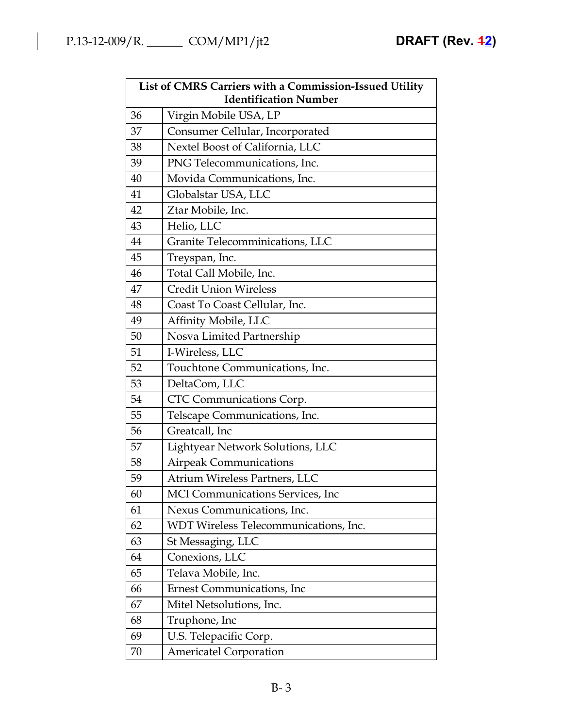| List of CMRS Carriers with a Commission-Issued Utility Identification Number | |
|---|---|
| 36 | Virgin Mobile USA, LP |
| 37 | Consumer Cellular, Incorporated |
| 38 | Nextel Boost of California, LLC |
| 39 | PNG Telecommunications, Inc. |
| 40 | Movida Communications, Inc. |
| 41 | Globalstar USA, LLC |
| 42 | Ztar Mobile, Inc. |
| 43 | Helio, LLC |
| 44 | Granite Telecomminications, LLC |
| 45 | Treyspan, Inc. |
| 46 | Total Call Mobile, Inc. |
| 47 | Credit Union Wireless |
| 48 | Coast To Coast Cellular, Inc. |
| 49 | Affinity Mobile, LLC |
| 50 | Nosva Limited Partnership |
| 51 | I-Wireless, LLC |
| 52 | Touchtone Communications, Inc. |
| 53 | DeltaCom, LLC |
| 54 | CTC Communications Corp. |
| 55 | Telscape Communications, Inc. |
| 56 | Greatcall, Inc |
| 57 | Lightyear Network Solutions, LLC |
| 58 | Airpeak Communications |
| 59 | Atrium Wireless Partners, LLC |
| 60 | MCI Communications Services, Inc |
| 61 | Nexus Communications, Inc. |
| 62 | WDT Wireless Telecommunications, Inc. |
| 63 | St Messaging, LLC |
| 64 | Conexions, LLC |
| 65 | Telava Mobile, Inc. |
| 66 | Ernest Communications, Inc |
| 67 | Mitel Netsolutions, Inc. |
| 68 | Truphone, Inc |
| 69 | U.S. Telepacific Corp. |
| 70 | Americatel Corporation |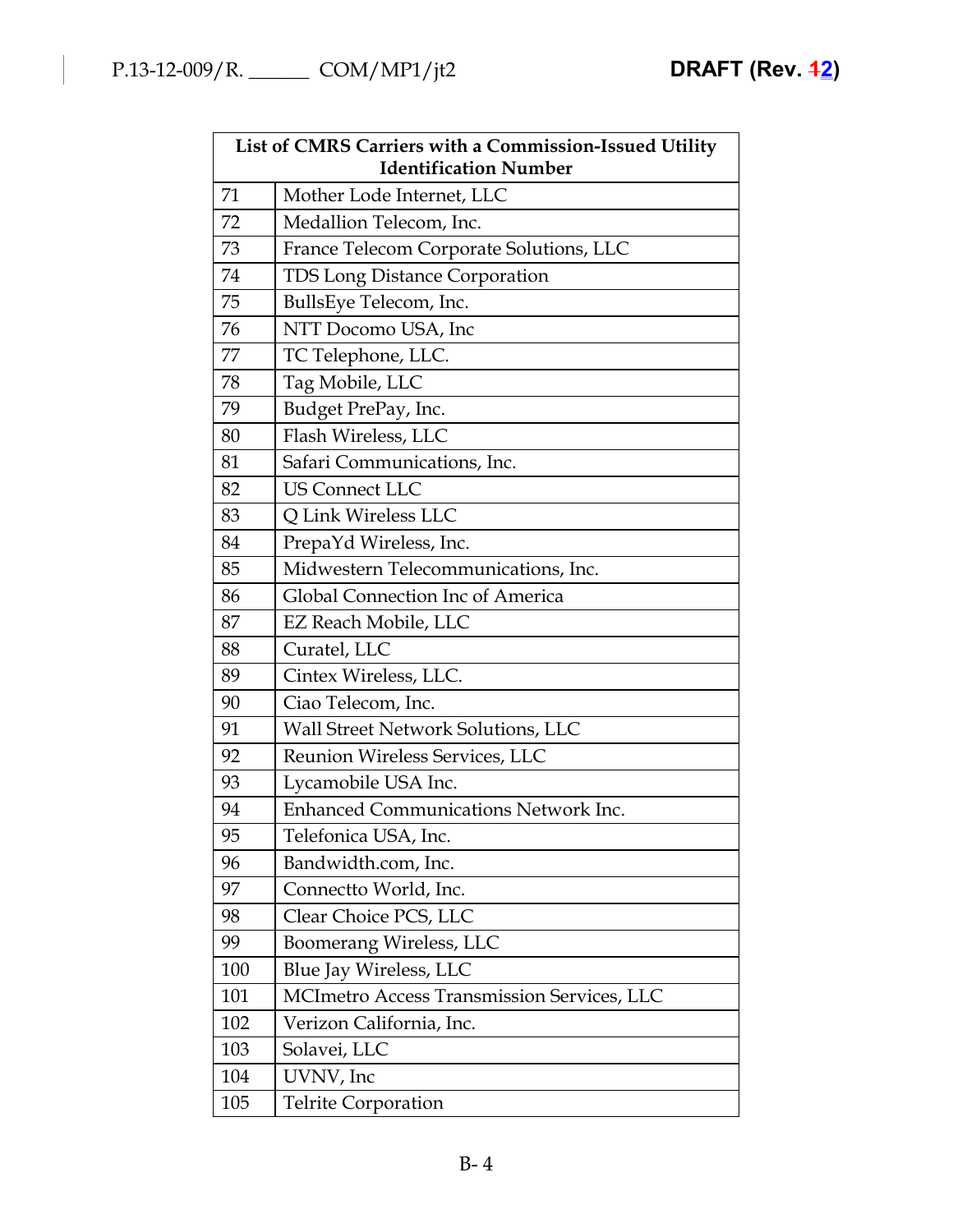| List of CMRS Carriers with a Commission-Issued Utility Identification Number | |
|---|---|
| 71 | Mother Lode Internet, LLC |
| 72 | Medallion Telecom, Inc. |
| 73 | France Telecom Corporate Solutions, LLC |
| 74 | TDS Long Distance Corporation |
| 75 | BullsEye Telecom, Inc. |
| 76 | NTT Docomo USA, Inc |
| 77 | TC Telephone, LLC. |
| 78 | Tag Mobile, LLC |
| 79 | Budget PrePay, Inc. |
| 80 | Flash Wireless, LLC |
| 81 | Safari Communications, Inc. |
| 82 | US Connect LLC |
| 83 | Q Link Wireless LLC |
| 84 | PrepaYd Wireless, Inc. |
| 85 | Midwestern Telecommunications, Inc. |
| 86 | Global Connection Inc of America |
| 87 | EZ Reach Mobile, LLC |
| 88 | Curatel, LLC |
| 89 | Cintex Wireless, LLC. |
| 90 | Ciao Telecom, Inc. |
| 91 | Wall Street Network Solutions, LLC |
| 92 | Reunion Wireless Services, LLC |
| 93 | Lycamobile USA Inc. |
| 94 | Enhanced Communications Network Inc. |
| 95 | Telefonica USA, Inc. |
| 96 | Bandwidth.com, Inc. |
| 97 | Connectto World, Inc. |
| 98 | Clear Choice PCS, LLC |
| 99 | Boomerang Wireless, LLC |
| 100 | Blue Jay Wireless, LLC |
| 101 | MCImetro Access Transmission Services, LLC |
| 102 | Verizon California, Inc. |
| 103 | Solavei, LLC |
| 104 | UVNV, Inc |
| 105 | Telrite Corporation |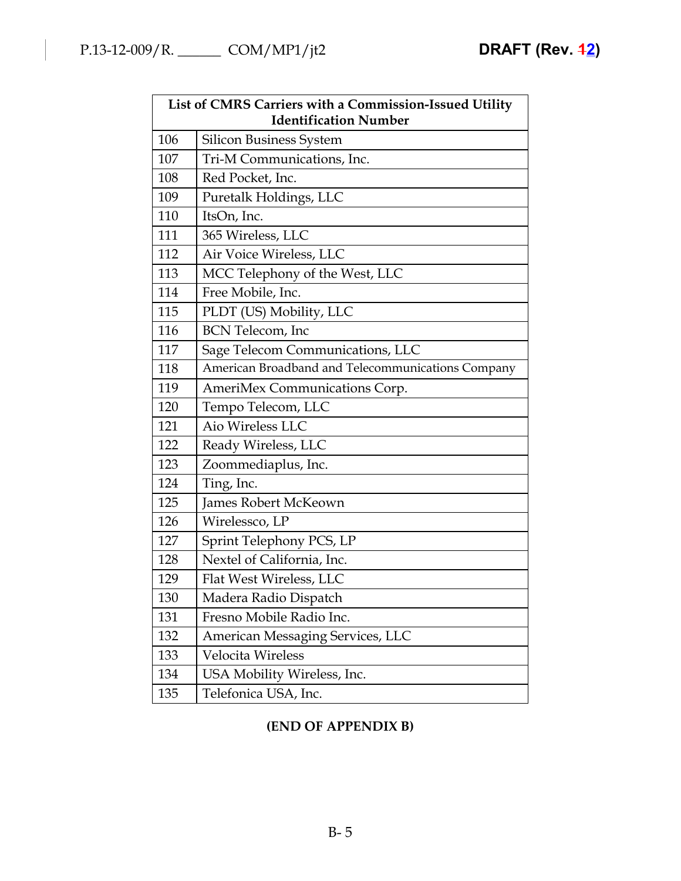| List of CMRS Carriers with a Commission-Issued Utility Identification Number | |
|---|---|
| 106 | Silicon Business System |
| 107 | Tri-M Communications, Inc. |
| 108 | Red Pocket, Inc. |
| 109 | Puretalk Holdings, LLC |
| 110 | ItsOn, Inc. |
| 111 | 365 Wireless, LLC |
| 112 | Air Voice Wireless, LLC |
| 113 | MCC Telephony of the West, LLC |
| 114 | Free Mobile, Inc. |
| 115 | PLDT (US) Mobility, LLC |
| 116 | BCN Telecom, Inc |
| 117 | Sage Telecom Communications, LLC |
| 118 | American Broadband and Telecommunications Company |
| 119 | AmeriMex Communications Corp. |
| 120 | Tempo Telecom, LLC |
| 121 | Aio Wireless LLC |
| 122 | Ready Wireless, LLC |
| 123 | Zoommediaplus, Inc. |
| 124 | Ting, Inc. |
| 125 | James Robert McKeown |
| 126 | Wirelessco, LP |
| 127 | Sprint Telephony PCS, LP |
| 128 | Nextel of California, Inc. |
| 129 | Flat West Wireless, LLC |
| 130 | Madera Radio Dispatch |
| 131 | Fresno Mobile Radio Inc. |
| 132 | American Messaging Services, LLC |
| 133 | Velocita Wireless |
| 134 | USA Mobility Wireless, Inc. |
| 135 | Telefonica USA, Inc. |

**(END OF APPENDIX B)**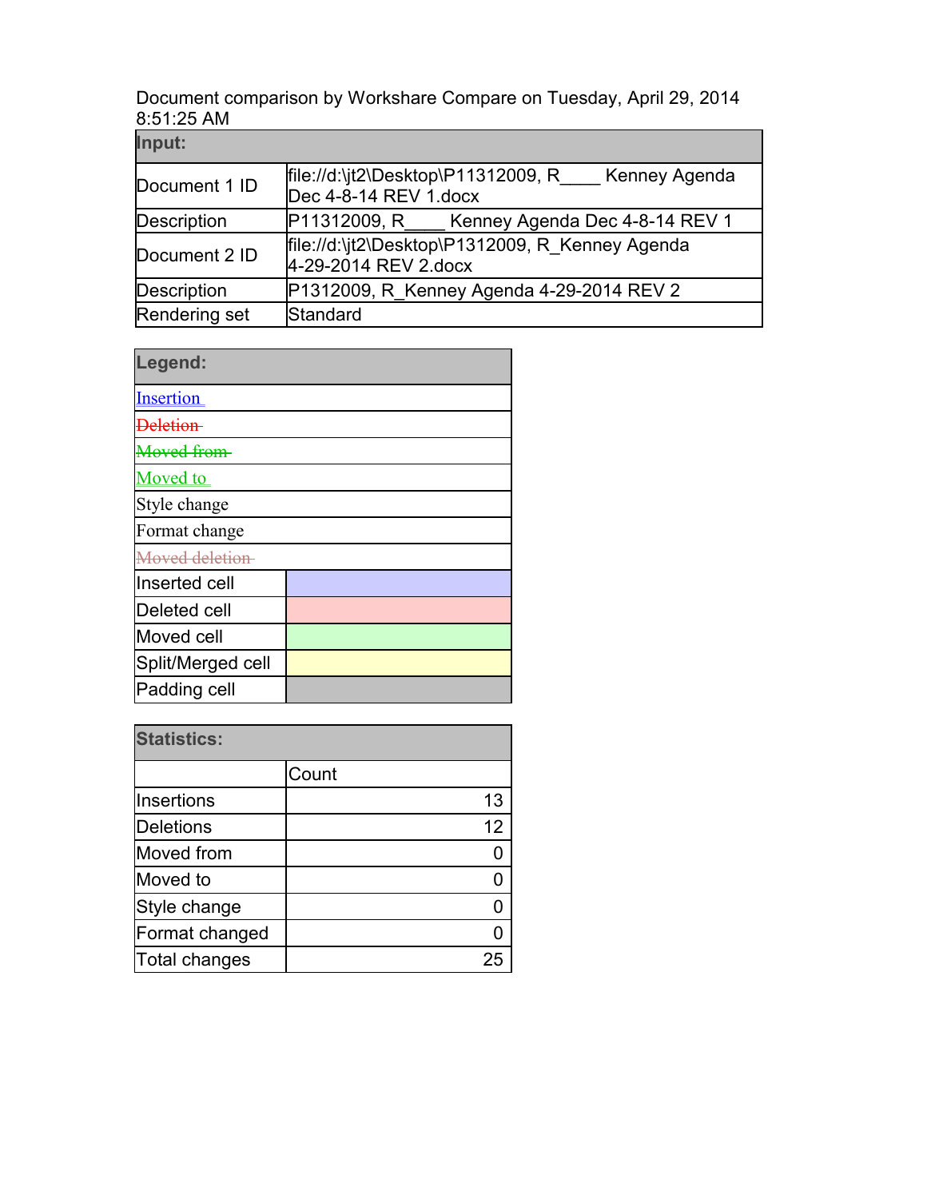Document comparison by Workshare Compare on Tuesday, April 29, 2014 8:51:25 AM

| Input: | |
|---|---|
| Document 1 ID | file://d:\jt2\Desktop\P11312009, R____ Kenney Agenda Dec 4-8-14 REV 1.docx |
| Description | P11312009, R____ Kenney Agenda Dec 4-8-14 REV 1 |
| Document 2 ID | file://d:\jt2\Desktop\P1312009, R_Kenney Agenda 4-29-2014 REV 2.docx |
| Description | P1312009, R_Kenney Agenda 4-29-2014 REV 2 |
| Rendering set | Standard |

| Legend: | |
|---|---|
| Insertion | |
| ~~Deletion~~ | |
| ~~Moved from~~ | |
| Moved to | |
| Style change | |
| Format change | |
| ~~Moved deletion~~ | |
| Inserted cell | |
| Deleted cell | |
| Moved cell | |
| Split/Merged cell | |
| Padding cell | |

| Statistics: | |
|---|---|
| | Count |
| Insertions | 13 |
| Deletions | 12 |
| Moved from | 0 |
| Moved to | 0 |
| Style change | 0 |
| Format changed | 0 |
| Total changes | 25 |